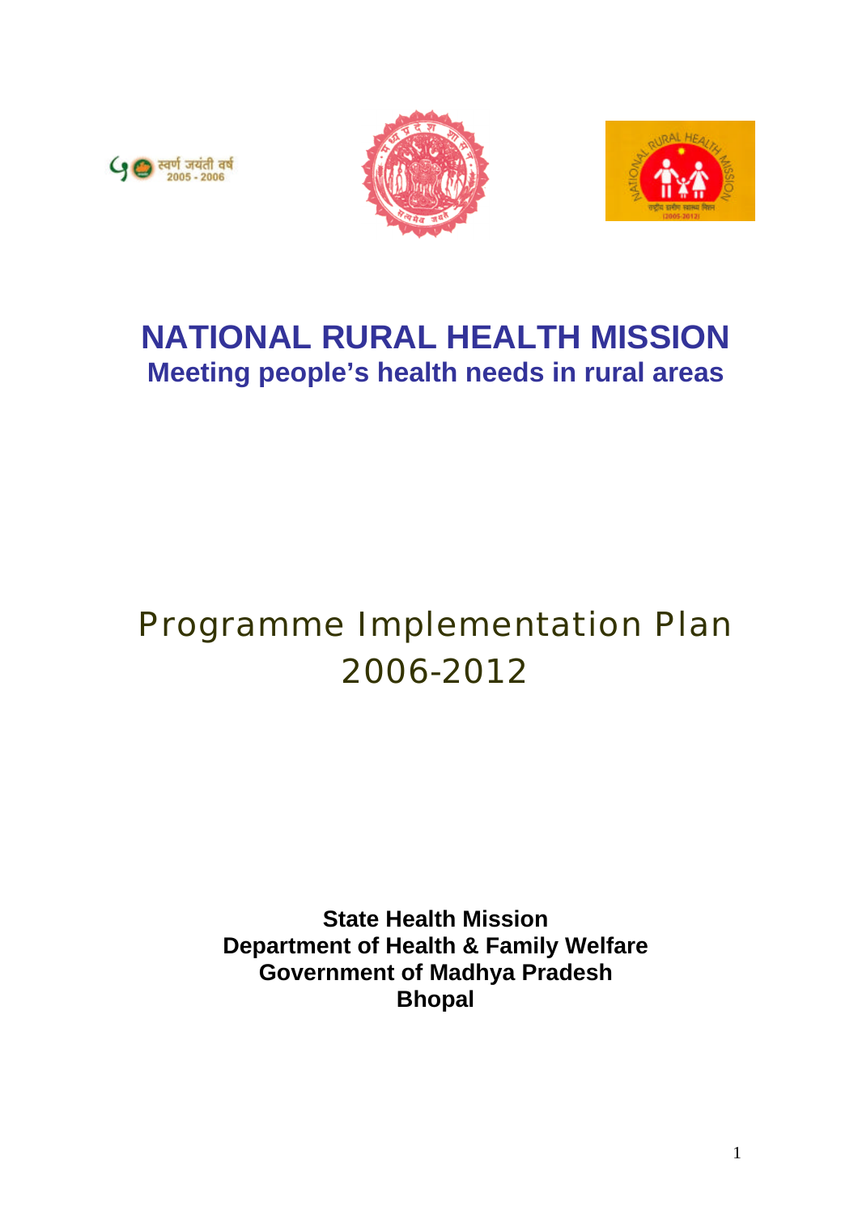# NATIONAL RURAL HEALTH MISSION

## Meeting people's health needs in rural areas

# Programme Implementation Plan 2006-2012

**State Health Mission**
**Department of Health & Family Welfare**
**Government of Madhya Pradesh**
**Bhopal**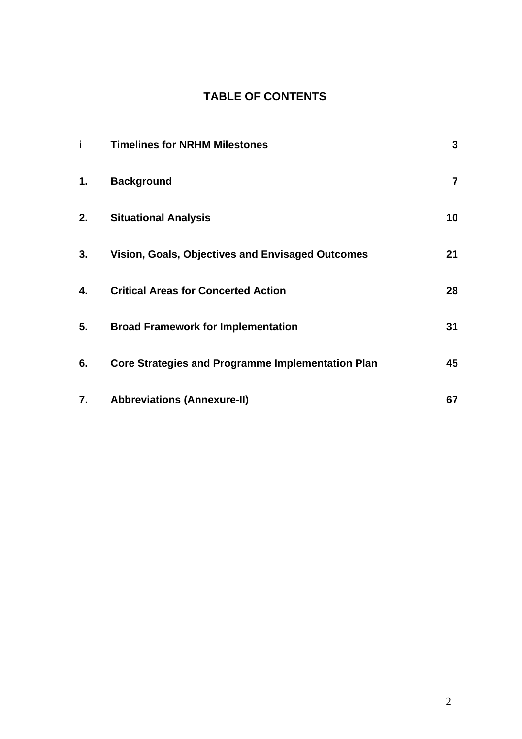# TABLE OF CONTENTS

| | | |
|---|---|---|
| **i** | **Timelines for NRHM Milestones** | **3** |
| **1.** | **Background** | **7** |
| **2.** | **Situational Analysis** | **10** |
| **3.** | **Vision, Goals, Objectives and Envisaged Outcomes** | **21** |
| **4.** | **Critical Areas for Concerted Action** | **28** |
| **5.** | **Broad Framework for Implementation** | **31** |
| **6.** | **Core Strategies and Programme Implementation Plan** | **45** |
| **7.** | **Abbreviations (Annexure-II)** | **67** |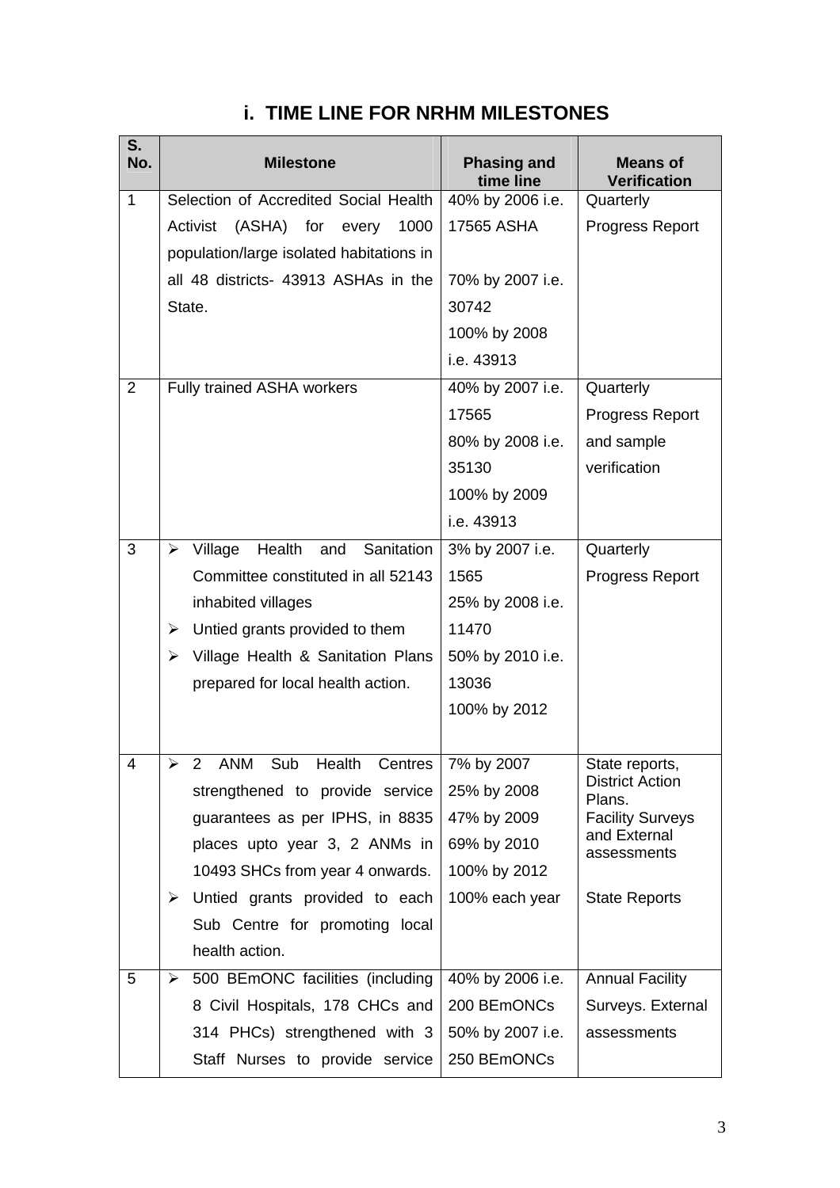# i. TIME LINE FOR NRHM MILESTONES

| S. No. | Milestone | Phasing and time line | Means of Verification |
|---|---|---|---|
| 1 | Selection of Accredited Social Health Activist (ASHA) for every 1000 population/large isolated habitations in all 48 districts- 43913 ASHAs in the State. | 40% by 2006 i.e. 17565 ASHA<br><br>70% by 2007 i.e. 30742<br>100% by 2008 i.e. 43913 | Quarterly Progress Report |
| 2 | Fully trained ASHA workers | 40% by 2007 i.e. 17565<br>80% by 2008 i.e. 35130<br>100% by 2009 i.e. 43913 | Quarterly Progress Report and sample verification |
| 3 | ➢ Village Health and Sanitation Committee constituted in all 52143 inhabited villages<br>➢ Untied grants provided to them<br>➢ Village Health & Sanitation Plans prepared for local health action. | 3% by 2007 i.e. 1565<br>25% by 2008 i.e. 11470<br>50% by 2010 i.e. 13036<br>100% by 2012 | Quarterly Progress Report |
| 4 | ➢ 2 ANM Sub Health Centres strengthened to provide service guarantees as per IPHS, in 8835 places upto year 3, 2 ANMs in 10493 SHCs from year 4 onwards.<br>➢ Untied grants provided to each Sub Centre for promoting local health action. | 7% by 2007<br>25% by 2008<br>47% by 2009<br>69% by 2010<br>100% by 2012<br>100% each year | State reports, District Action Plans.<br>Facility Surveys and External assessments<br><br>State Reports |
| 5 | ➢ 500 BEmONC facilities (including 8 Civil Hospitals, 178 CHCs and 314 PHCs) strengthened with 3 Staff Nurses to provide service | 40% by 2006 i.e. 200 BEmONCs<br>50% by 2007 i.e. 250 BEmONCs | Annual Facility Surveys. External assessments |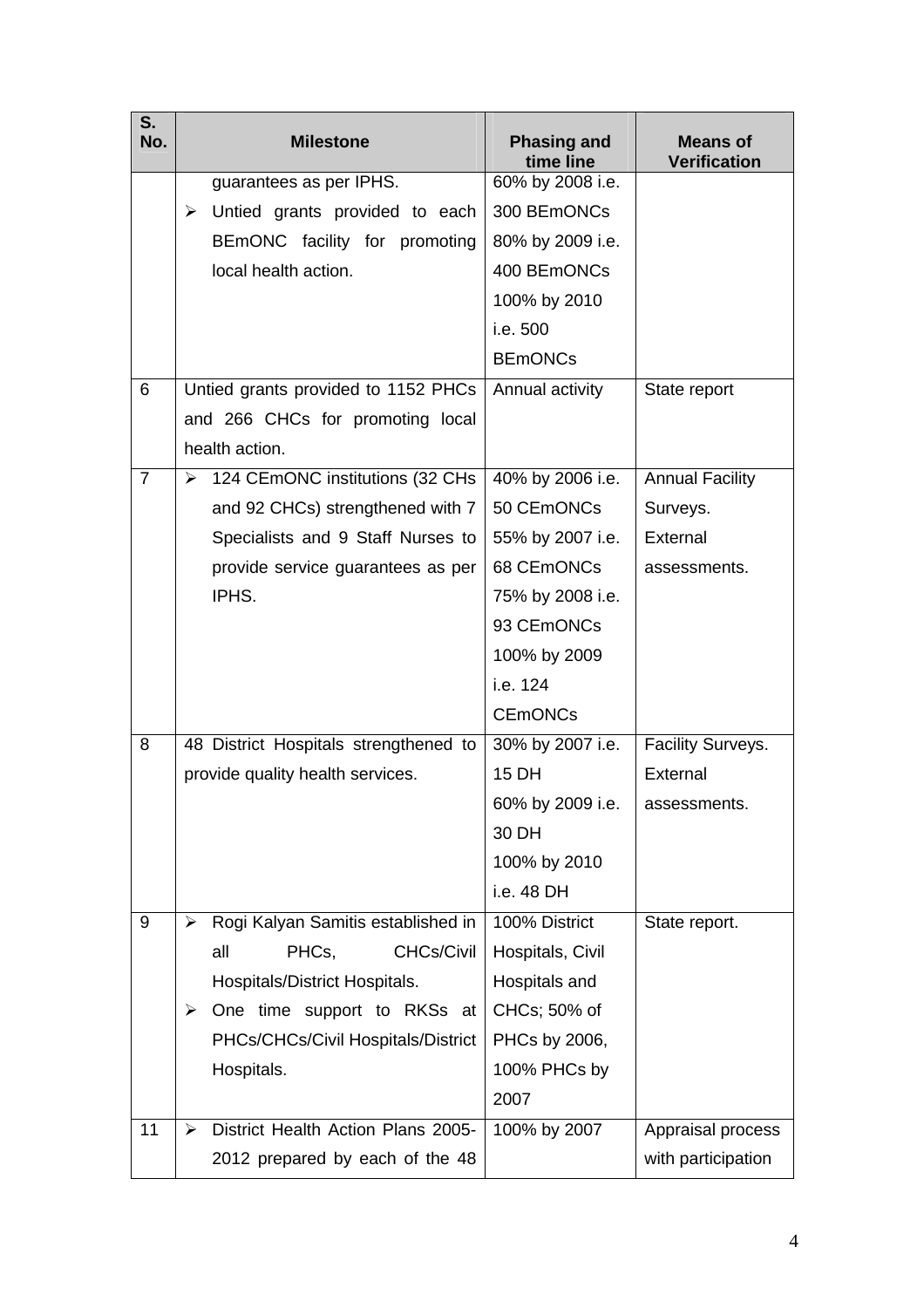| S. No. | Milestone | Phasing and time line | Means of Verification |
|---|---|---|---|
| | guarantees as per IPHS.<br>➢ Untied grants provided to each BEmONC facility for promoting local health action. | 60% by 2008 i.e. 300 BEmONCs<br>80% by 2009 i.e. 400 BEmONCs<br>100% by 2010 i.e. 500 BEmONCs | |
| 6 | Untied grants provided to 1152 PHCs and 266 CHCs for promoting local health action. | Annual activity | State report |
| 7 | ➢ 124 CEmONC institutions (32 CHs and 92 CHCs) strengthened with 7 Specialists and 9 Staff Nurses to provide service guarantees as per IPHS. | 40% by 2006 i.e. 50 CEmONCs<br>55% by 2007 i.e. 68 CEmONCs<br>75% by 2008 i.e. 93 CEmONCs<br>100% by 2009 i.e. 124 CEmONCs | Annual Facility Surveys.<br>External assessments. |
| 8 | 48 District Hospitals strengthened to provide quality health services. | 30% by 2007 i.e. 15 DH<br>60% by 2009 i.e. 30 DH<br>100% by 2010 i.e. 48 DH | Facility Surveys.<br>External assessments. |
| 9 | ➢ Rogi Kalyan Samitis established in all PHCs, CHCs/Civil Hospitals/District Hospitals.<br>➢ One time support to RKSs at PHCs/CHCs/Civil Hospitals/District Hospitals. | 100% District Hospitals, Civil Hospitals and CHCs; 50% of PHCs by 2006, 100% PHCs by 2007 | State report. |
| 11 | ➢ District Health Action Plans 2005-2012 prepared by each of the 48 | 100% by 2007 | Appraisal process with participation |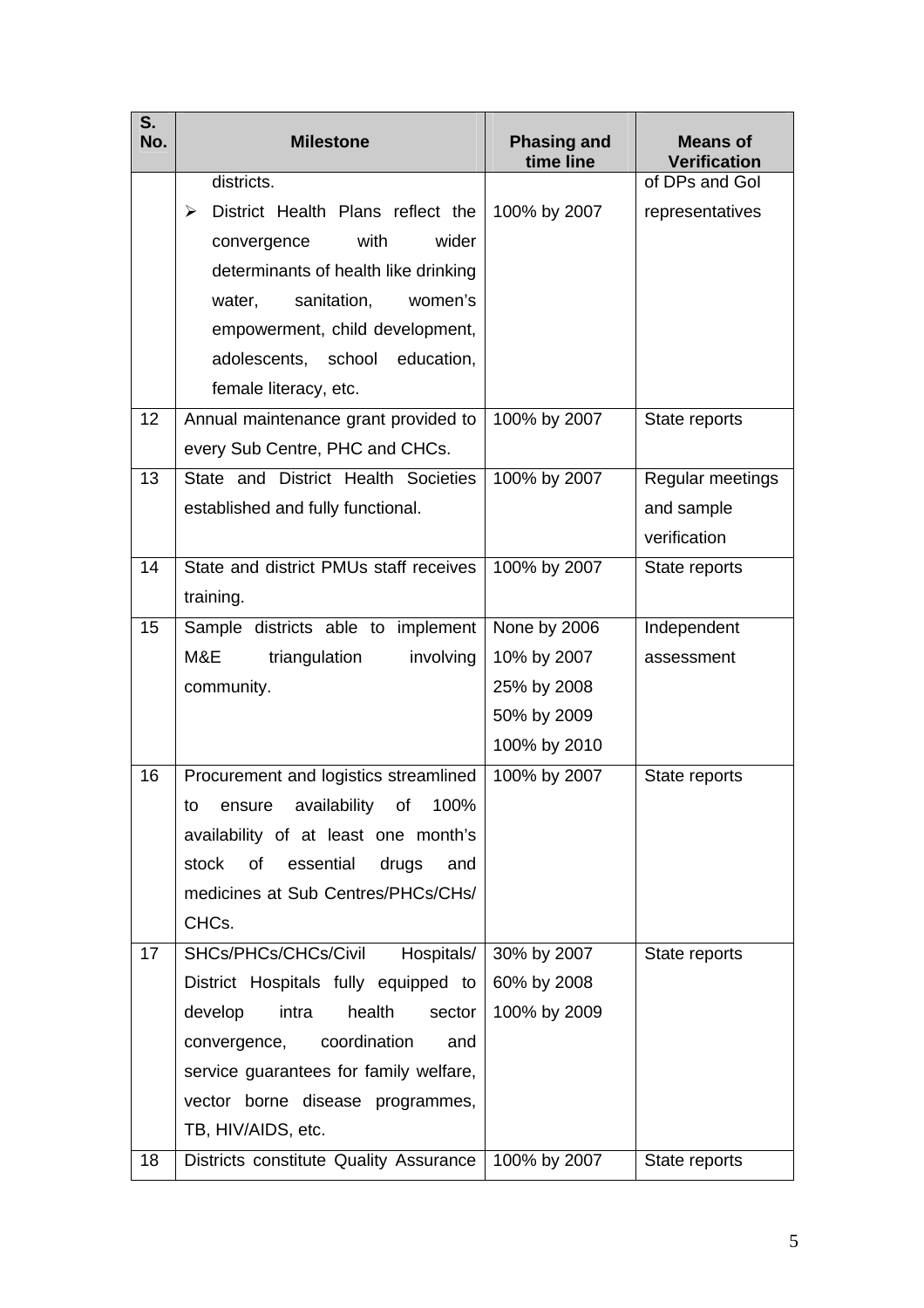| S. No. | Milestone | Phasing and time line | Means of Verification |
|---|---|---|---|
| | districts.<br>➢ District Health Plans reflect the convergence with wider determinants of health like drinking water, sanitation, women's empowerment, child development, adolescents, school education, female literacy, etc. | 100% by 2007 | of DPs and GoI representatives |
| 12 | Annual maintenance grant provided to every Sub Centre, PHC and CHCs. | 100% by 2007 | State reports |
| 13 | State and District Health Societies established and fully functional. | 100% by 2007 | Regular meetings and sample verification |
| 14 | State and district PMUs staff receives training. | 100% by 2007 | State reports |
| 15 | Sample districts able to implement M&E triangulation involving community. | None by 2006<br>10% by 2007<br>25% by 2008<br>50% by 2009<br>100% by 2010 | Independent assessment |
| 16 | Procurement and logistics streamlined to ensure availability of 100% availability of at least one month's stock of essential drugs and medicines at Sub Centres/PHCs/CHs/ CHCs. | 100% by 2007 | State reports |
| 17 | SHCs/PHCs/CHCs/Civil Hospitals/ District Hospitals fully equipped to develop intra health sector convergence, coordination and service guarantees for family welfare, vector borne disease programmes, TB, HIV/AIDS, etc. | 30% by 2007<br>60% by 2008<br>100% by 2009 | State reports |
| 18 | Districts constitute Quality Assurance | 100% by 2007 | State reports |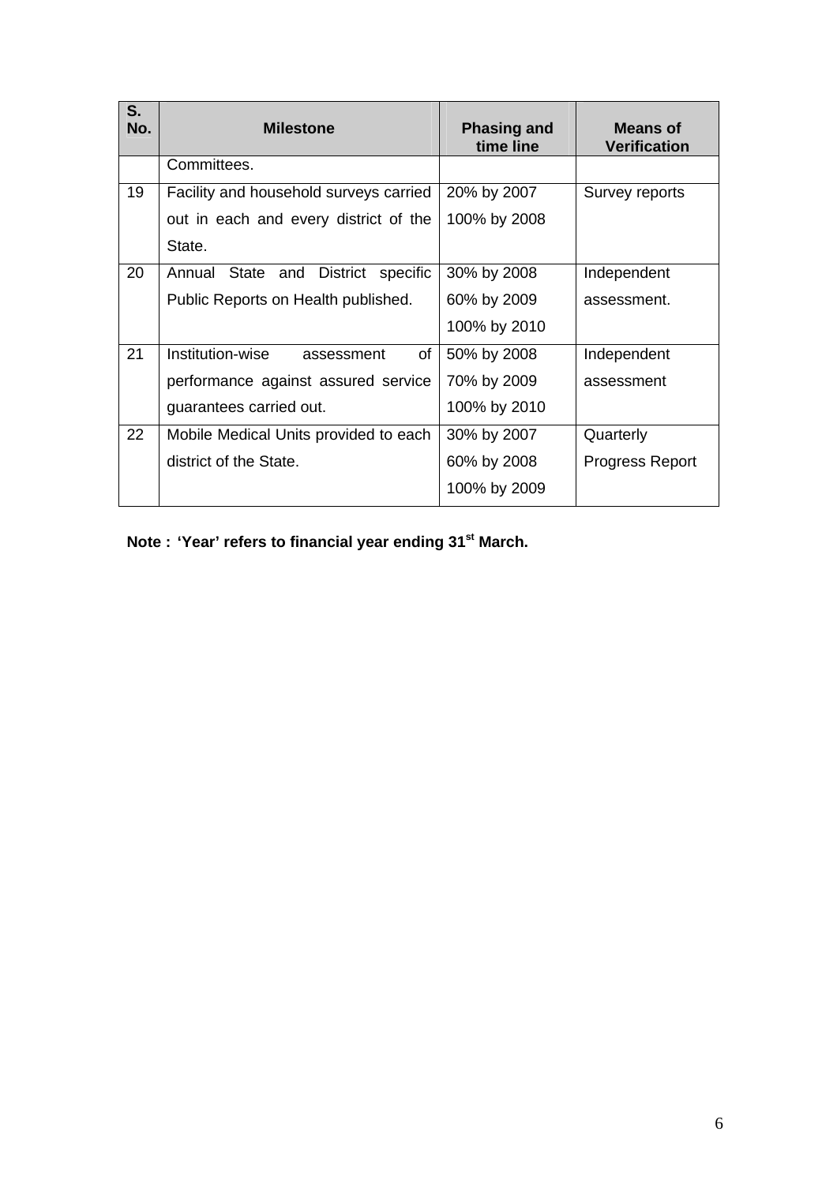| S. No. | Milestone | Phasing and time line | Means of Verification |
|---|---|---|---|
| | Committees. | | |
| 19 | Facility and household surveys carried out in each and every district of the State. | 20% by 2007<br>100% by 2008 | Survey reports |
| 20 | Annual State and District specific Public Reports on Health published. | 30% by 2008<br>60% by 2009<br>100% by 2010 | Independent assessment. |
| 21 | Institution-wise assessment of performance against assured service guarantees carried out. | 50% by 2008<br>70% by 2009<br>100% by 2010 | Independent assessment |
| 22 | Mobile Medical Units provided to each district of the State. | 30% by 2007<br>60% by 2008<br>100% by 2009 | Quarterly Progress Report |

**Note : 'Year' refers to financial year ending 31st March.**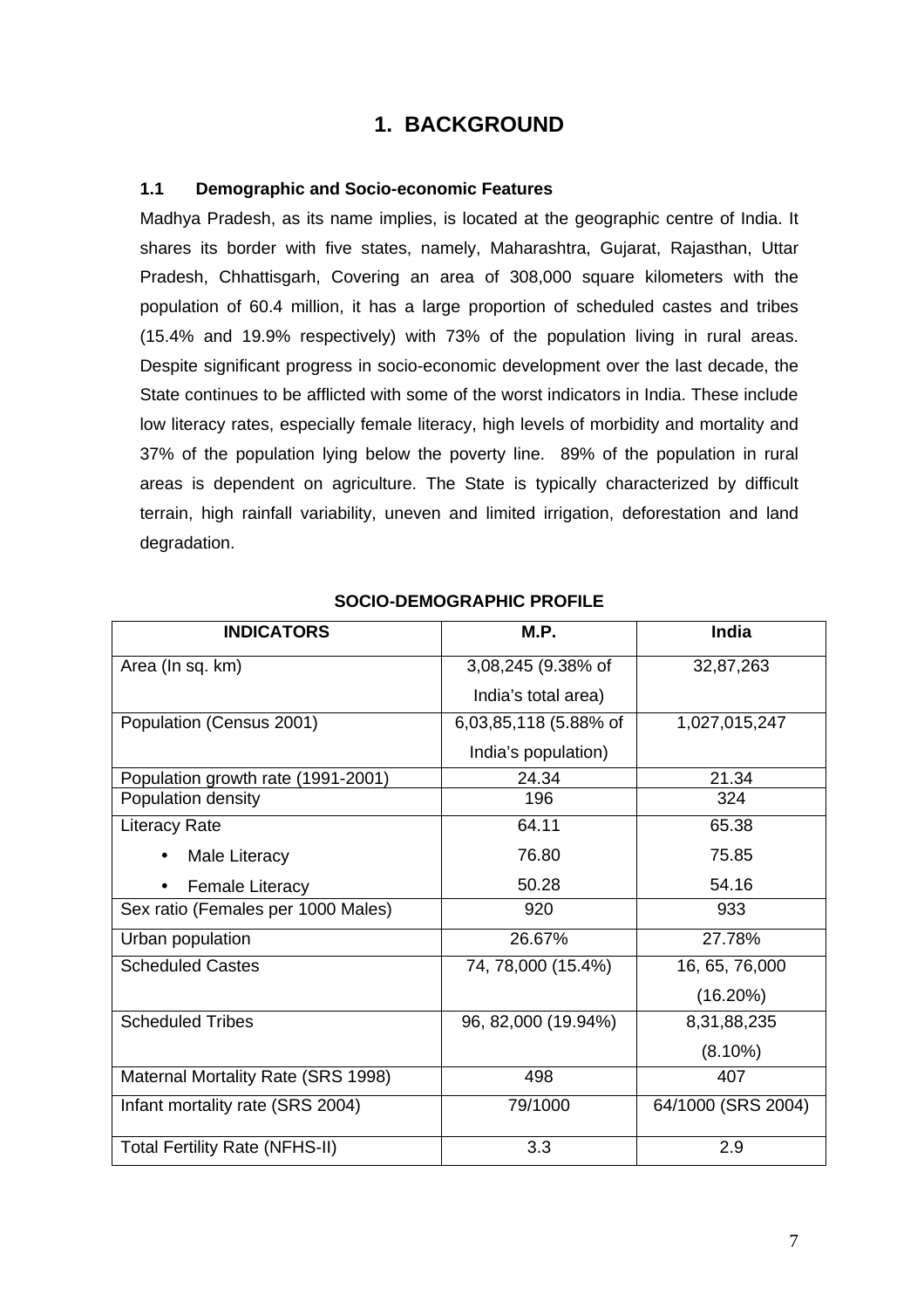# 1. BACKGROUND

### 1.1 Demographic and Socio-economic Features

Madhya Pradesh, as its name implies, is located at the geographic centre of India. It shares its border with five states, namely, Maharashtra, Gujarat, Rajasthan, Uttar Pradesh, Chhattisgarh, Covering an area of 308,000 square kilometers with the population of 60.4 million, it has a large proportion of scheduled castes and tribes (15.4% and 19.9% respectively) with 73% of the population living in rural areas. Despite significant progress in socio-economic development over the last decade, the State continues to be afflicted with some of the worst indicators in India. These include low literacy rates, especially female literacy, high levels of morbidity and mortality and 37% of the population lying below the poverty line. 89% of the population in rural areas is dependent on agriculture. The State is typically characterized by difficult terrain, high rainfall variability, uneven and limited irrigation, deforestation and land degradation.

**SOCIO-DEMOGRAPHIC PROFILE**

| INDICATORS | M.P. | India |
|---|---|---|
| Area (In sq. km) | 3,08,245 (9.38% of India's total area) | 32,87,263 |
| Population (Census 2001) | 6,03,85,118 (5.88% of India's population) | 1,027,015,247 |
| Population growth rate (1991-2001) | 24.34 | 21.34 |
| Population density | 196 | 324 |
| Literacy Rate | 64.11 | 65.38 |
| • Male Literacy | 76.80 | 75.85 |
| • Female Literacy | 50.28 | 54.16 |
| Sex ratio (Females per 1000 Males) | 920 | 933 |
| Urban population | 26.67% | 27.78% |
| Scheduled Castes | 74, 78,000 (15.4%) | 16, 65, 76,000 (16.20%) |
| Scheduled Tribes | 96, 82,000 (19.94%) | 8,31,88,235 (8.10%) |
| Maternal Mortality Rate (SRS 1998) | 498 | 407 |
| Infant mortality rate (SRS 2004) | 79/1000 | 64/1000 (SRS 2004) |
| Total Fertility Rate (NFHS-II) | 3.3 | 2.9 |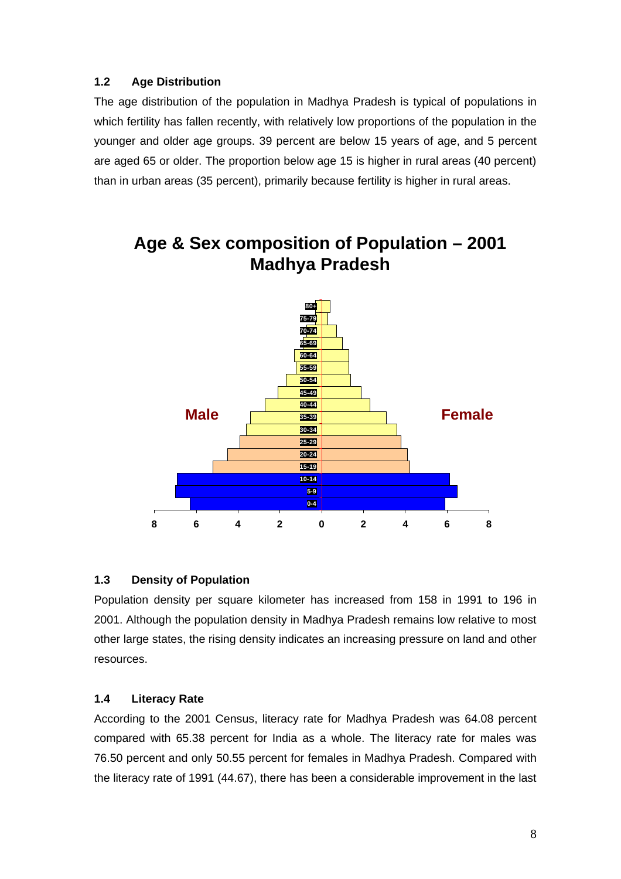### 1.2 Age Distribution

The age distribution of the population in Madhya Pradesh is typical of populations in which fertility has fallen recently, with relatively low proportions of the population in the younger and older age groups. 39 percent are below 15 years of age, and 5 percent are aged 65 or older. The proportion below age 15 is higher in rural areas (40 percent) than in urban areas (35 percent), primarily because fertility is higher in rural areas.

**Age & Sex composition of Population – 2001**
**Madhya Pradesh**

Male | Female

80+
75-79
70-74
65-69
60-64
55-59
50-54
45-49
40-44
35-39
30-34
25-29
20-24
15-19
10-14
5-9
0-4

8 6 4 2 0 2 4 6 8

### 1.3 Density of Population

Population density per square kilometer has increased from 158 in 1991 to 196 in 2001. Although the population density in Madhya Pradesh remains low relative to most other large states, the rising density indicates an increasing pressure on land and other resources.

### 1.4 Literacy Rate

According to the 2001 Census, literacy rate for Madhya Pradesh was 64.08 percent compared with 65.38 percent for India as a whole. The literacy rate for males was 76.50 percent and only 50.55 percent for females in Madhya Pradesh. Compared with the literacy rate of 1991 (44.67), there has been a considerable improvement in the last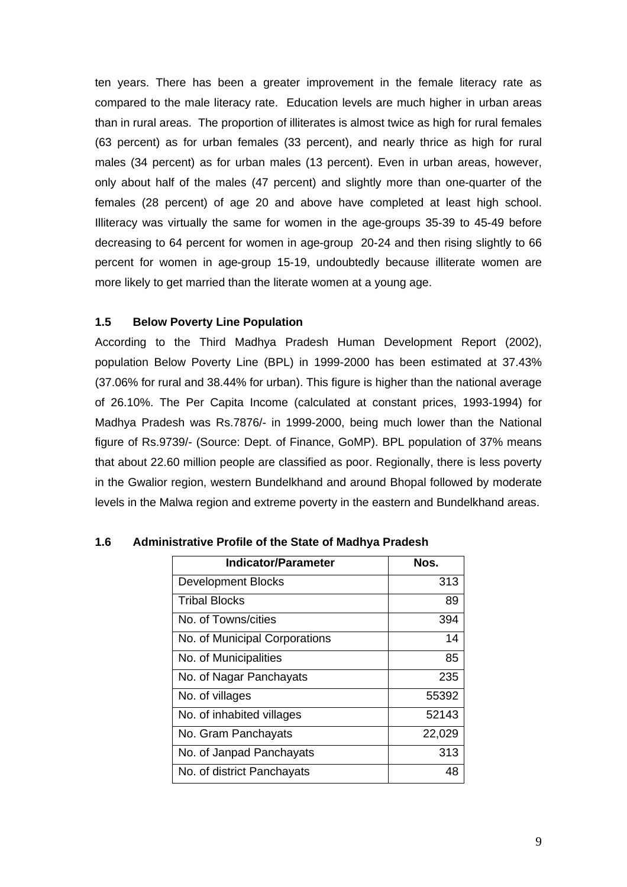ten years. There has been a greater improvement in the female literacy rate as compared to the male literacy rate. Education levels are much higher in urban areas than in rural areas. The proportion of illiterates is almost twice as high for rural females (63 percent) as for urban females (33 percent), and nearly thrice as high for rural males (34 percent) as for urban males (13 percent). Even in urban areas, however, only about half of the males (47 percent) and slightly more than one-quarter of the females (28 percent) of age 20 and above have completed at least high school. Illiteracy was virtually the same for women in the age-groups 35-39 to 45-49 before decreasing to 64 percent for women in age-group 20-24 and then rising slightly to 66 percent for women in age-group 15-19, undoubtedly because illiterate women are more likely to get married than the literate women at a young age.

### 1.5 Below Poverty Line Population

According to the Third Madhya Pradesh Human Development Report (2002), population Below Poverty Line (BPL) in 1999-2000 has been estimated at 37.43% (37.06% for rural and 38.44% for urban). This figure is higher than the national average of 26.10%. The Per Capita Income (calculated at constant prices, 1993-1994) for Madhya Pradesh was Rs.7876/- in 1999-2000, being much lower than the National figure of Rs.9739/- (Source: Dept. of Finance, GoMP). BPL population of 37% means that about 22.60 million people are classified as poor. Regionally, there is less poverty in the Gwalior region, western Bundelkhand and around Bhopal followed by moderate levels in the Malwa region and extreme poverty in the eastern and Bundelkhand areas.

### 1.6 Administrative Profile of the State of Madhya Pradesh

| Indicator/Parameter | Nos. |
|---|---|
| Development Blocks | 313 |
| Tribal Blocks | 89 |
| No. of Towns/cities | 394 |
| No. of Municipal Corporations | 14 |
| No. of Municipalities | 85 |
| No. of Nagar Panchayats | 235 |
| No. of villages | 55392 |
| No. of inhabited villages | 52143 |
| No. Gram Panchayats | 22,029 |
| No. of Janpad Panchayats | 313 |
| No. of district Panchayats | 48 |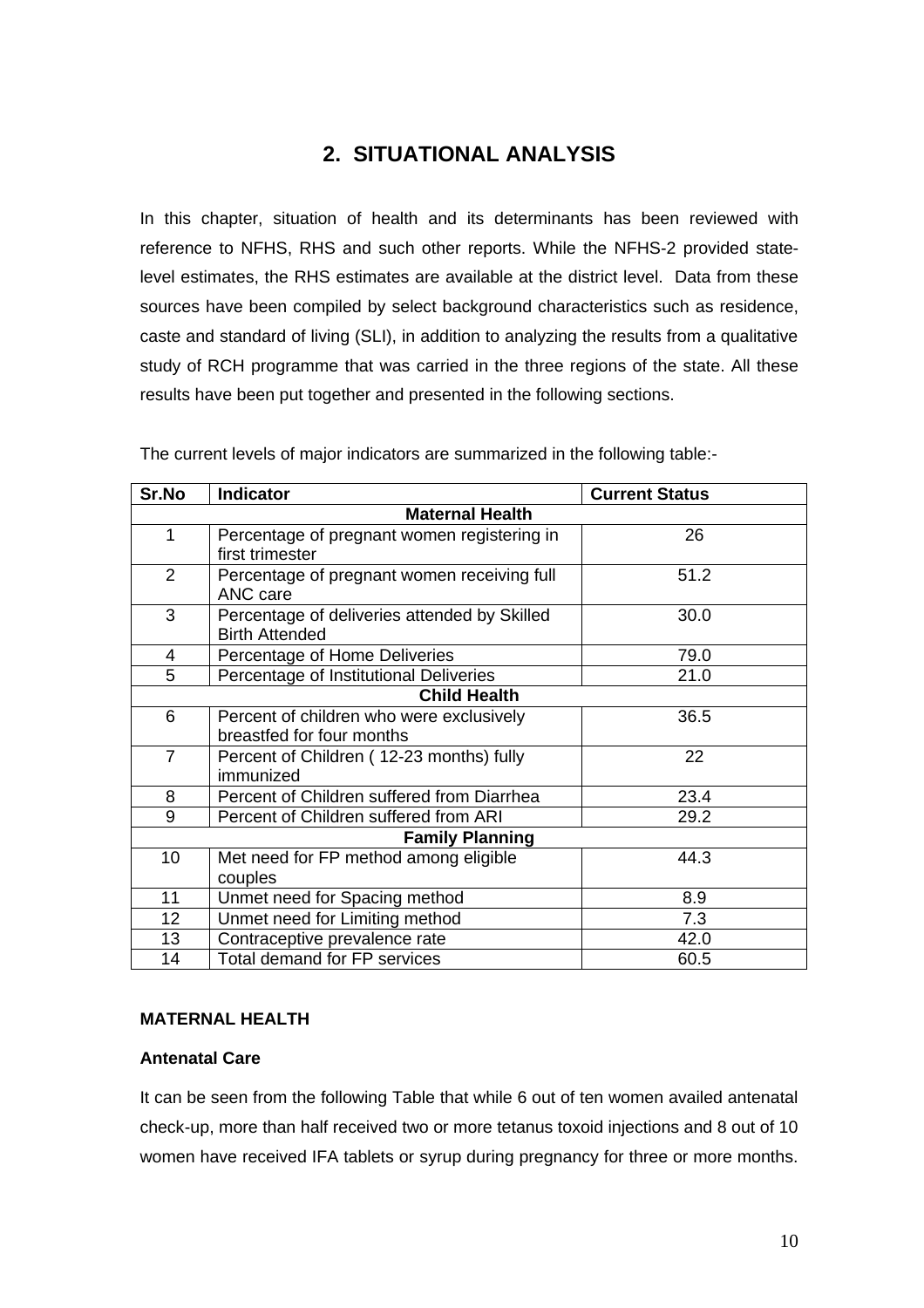# 2. SITUATIONAL ANALYSIS

In this chapter, situation of health and its determinants has been reviewed with reference to NFHS, RHS and such other reports. While the NFHS-2 provided state-level estimates, the RHS estimates are available at the district level. Data from these sources have been compiled by select background characteristics such as residence, caste and standard of living (SLI), in addition to analyzing the results from a qualitative study of RCH programme that was carried in the three regions of the state. All these results have been put together and presented in the following sections.

The current levels of major indicators are summarized in the following table:-

| Sr.No | Indicator | Current Status |
|---|---|---|
| | **Maternal Health** | |
| 1 | Percentage of pregnant women registering in first trimester | 26 |
| 2 | Percentage of pregnant women receiving full ANC care | 51.2 |
| 3 | Percentage of deliveries attended by Skilled Birth Attended | 30.0 |
| 4 | Percentage of Home Deliveries | 79.0 |
| 5 | Percentage of Institutional Deliveries | 21.0 |
| | **Child Health** | |
| 6 | Percent of children who were exclusively breastfed for four months | 36.5 |
| 7 | Percent of Children ( 12-23 months) fully immunized | 22 |
| 8 | Percent of Children suffered from Diarrhea | 23.4 |
| 9 | Percent of Children suffered from ARI | 29.2 |
| | **Family Planning** | |
| 10 | Met need for FP method among eligible couples | 44.3 |
| 11 | Unmet need for Spacing method | 8.9 |
| 12 | Unmet need for Limiting method | 7.3 |
| 13 | Contraceptive prevalence rate | 42.0 |
| 14 | Total demand for FP services | 60.5 |

**MATERNAL HEALTH**

**Antenatal Care**

It can be seen from the following Table that while 6 out of ten women availed antenatal check-up, more than half received two or more tetanus toxoid injections and 8 out of 10 women have received IFA tablets or syrup during pregnancy for three or more months.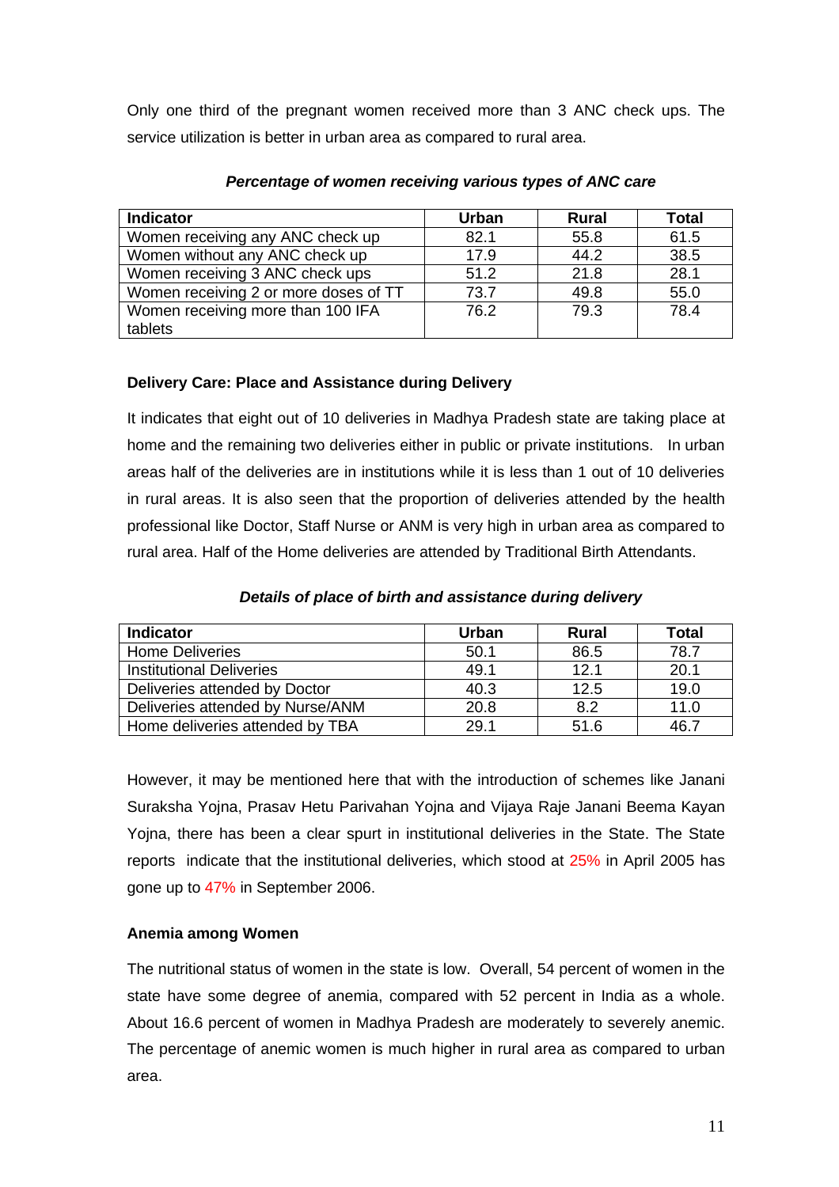Only one third of the pregnant women received more than 3 ANC check ups. The service utilization is better in urban area as compared to rural area.

***Percentage of women receiving various types of ANC care***

| Indicator | Urban | Rural | Total |
|---|---|---|---|
| Women receiving any ANC check up | 82.1 | 55.8 | 61.5 |
| Women without any ANC check up | 17.9 | 44.2 | 38.5 |
| Women receiving 3 ANC check ups | 51.2 | 21.8 | 28.1 |
| Women receiving 2 or more doses of TT | 73.7 | 49.8 | 55.0 |
| Women receiving more than 100 IFA tablets | 76.2 | 79.3 | 78.4 |

**Delivery Care: Place and Assistance during Delivery**

It indicates that eight out of 10 deliveries in Madhya Pradesh state are taking place at home and the remaining two deliveries either in public or private institutions. In urban areas half of the deliveries are in institutions while it is less than 1 out of 10 deliveries in rural areas. It is also seen that the proportion of deliveries attended by the health professional like Doctor, Staff Nurse or ANM is very high in urban area as compared to rural area. Half of the Home deliveries are attended by Traditional Birth Attendants.

***Details of place of birth and assistance during delivery***

| Indicator | Urban | Rural | Total |
|---|---|---|---|
| Home Deliveries | 50.1 | 86.5 | 78.7 |
| Institutional Deliveries | 49.1 | 12.1 | 20.1 |
| Deliveries attended by Doctor | 40.3 | 12.5 | 19.0 |
| Deliveries attended by Nurse/ANM | 20.8 | 8.2 | 11.0 |
| Home deliveries attended by TBA | 29.1 | 51.6 | 46.7 |

However, it may be mentioned here that with the introduction of schemes like Janani Suraksha Yojna, Prasav Hetu Parivahan Yojna and Vijaya Raje Janani Beema Kayan Yojna, there has been a clear spurt in institutional deliveries in the State. The State reports indicate that the institutional deliveries, which stood at 25% in April 2005 has gone up to 47% in September 2006.

**Anemia among Women**

The nutritional status of women in the state is low. Overall, 54 percent of women in the state have some degree of anemia, compared with 52 percent in India as a whole. About 16.6 percent of women in Madhya Pradesh are moderately to severely anemic. The percentage of anemic women is much higher in rural area as compared to urban area.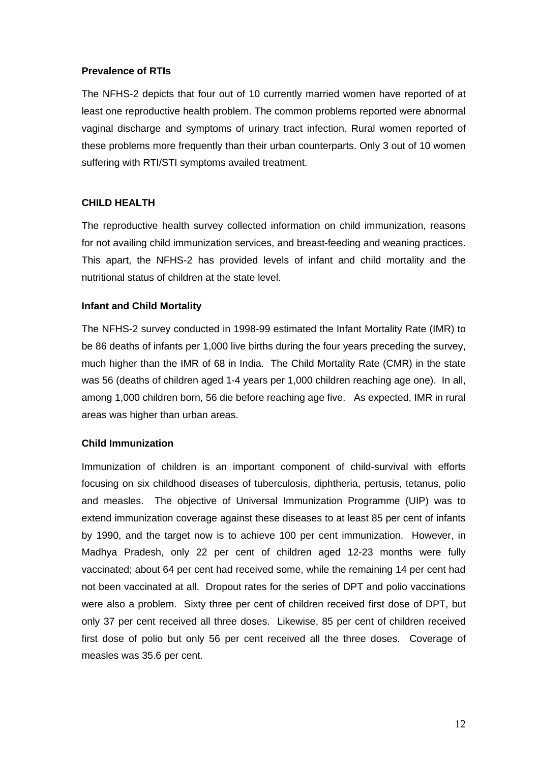### Prevalence of RTIs

The NFHS-2 depicts that four out of 10 currently married women have reported of at least one reproductive health problem. The common problems reported were abnormal vaginal discharge and symptoms of urinary tract infection. Rural women reported of these problems more frequently than their urban counterparts. Only 3 out of 10 women suffering with RTI/STI symptoms availed treatment.

## CHILD HEALTH

The reproductive health survey collected information on child immunization, reasons for not availing child immunization services, and breast-feeding and weaning practices. This apart, the NFHS-2 has provided levels of infant and child mortality and the nutritional status of children at the state level.

### Infant and Child Mortality

The NFHS-2 survey conducted in 1998-99 estimated the Infant Mortality Rate (IMR) to be 86 deaths of infants per 1,000 live births during the four years preceding the survey, much higher than the IMR of 68 in India. The Child Mortality Rate (CMR) in the state was 56 (deaths of children aged 1-4 years per 1,000 children reaching age one). In all, among 1,000 children born, 56 die before reaching age five. As expected, IMR in rural areas was higher than urban areas.

### Child Immunization

Immunization of children is an important component of child-survival with efforts focusing on six childhood diseases of tuberculosis, diphtheria, pertusis, tetanus, polio and measles. The objective of Universal Immunization Programme (UIP) was to extend immunization coverage against these diseases to at least 85 per cent of infants by 1990, and the target now is to achieve 100 per cent immunization. However, in Madhya Pradesh, only 22 per cent of children aged 12-23 months were fully vaccinated; about 64 per cent had received some, while the remaining 14 per cent had not been vaccinated at all. Dropout rates for the series of DPT and polio vaccinations were also a problem. Sixty three per cent of children received first dose of DPT, but only 37 per cent received all three doses. Likewise, 85 per cent of children received first dose of polio but only 56 per cent received all the three doses. Coverage of measles was 35.6 per cent.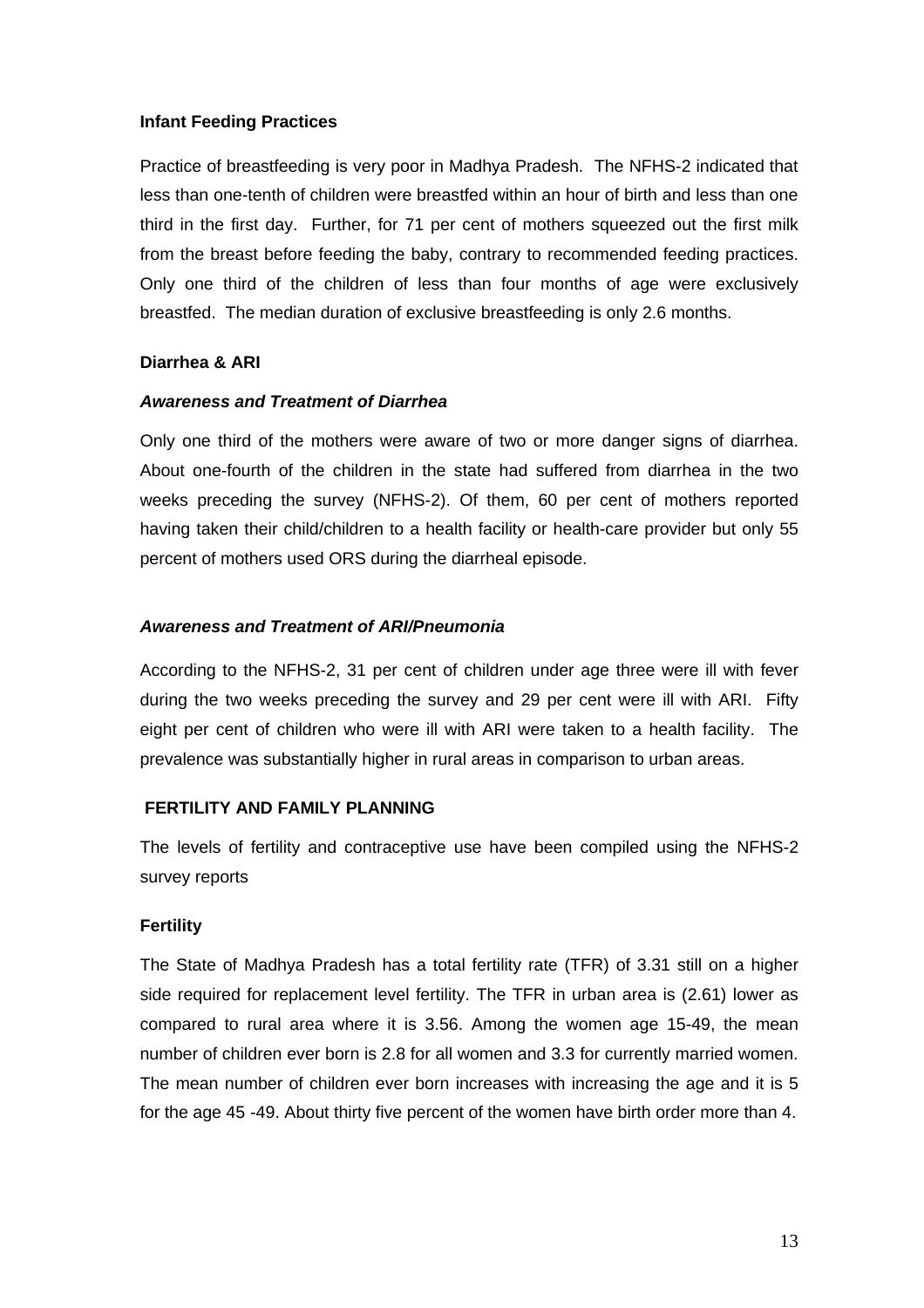**Infant Feeding Practices**

Practice of breastfeeding is very poor in Madhya Pradesh. The NFHS-2 indicated that less than one-tenth of children were breastfed within an hour of birth and less than one third in the first day. Further, for 71 per cent of mothers squeezed out the first milk from the breast before feeding the baby, contrary to recommended feeding practices. Only one third of the children of less than four months of age were exclusively breastfed. The median duration of exclusive breastfeeding is only 2.6 months.

**Diarrhea & ARI**

***Awareness and Treatment of Diarrhea***

Only one third of the mothers were aware of two or more danger signs of diarrhea. About one-fourth of the children in the state had suffered from diarrhea in the two weeks preceding the survey (NFHS-2). Of them, 60 per cent of mothers reported having taken their child/children to a health facility or health-care provider but only 55 percent of mothers used ORS during the diarrheal episode.

***Awareness and Treatment of ARI/Pneumonia***

According to the NFHS-2, 31 per cent of children under age three were ill with fever during the two weeks preceding the survey and 29 per cent were ill with ARI. Fifty eight per cent of children who were ill with ARI were taken to a health facility. The prevalence was substantially higher in rural areas in comparison to urban areas.

**FERTILITY AND FAMILY PLANNING**

The levels of fertility and contraceptive use have been compiled using the NFHS-2 survey reports

**Fertility**

The State of Madhya Pradesh has a total fertility rate (TFR) of 3.31 still on a higher side required for replacement level fertility. The TFR in urban area is (2.61) lower as compared to rural area where it is 3.56. Among the women age 15-49, the mean number of children ever born is 2.8 for all women and 3.3 for currently married women. The mean number of children ever born increases with increasing the age and it is 5 for the age 45 -49. About thirty five percent of the women have birth order more than 4.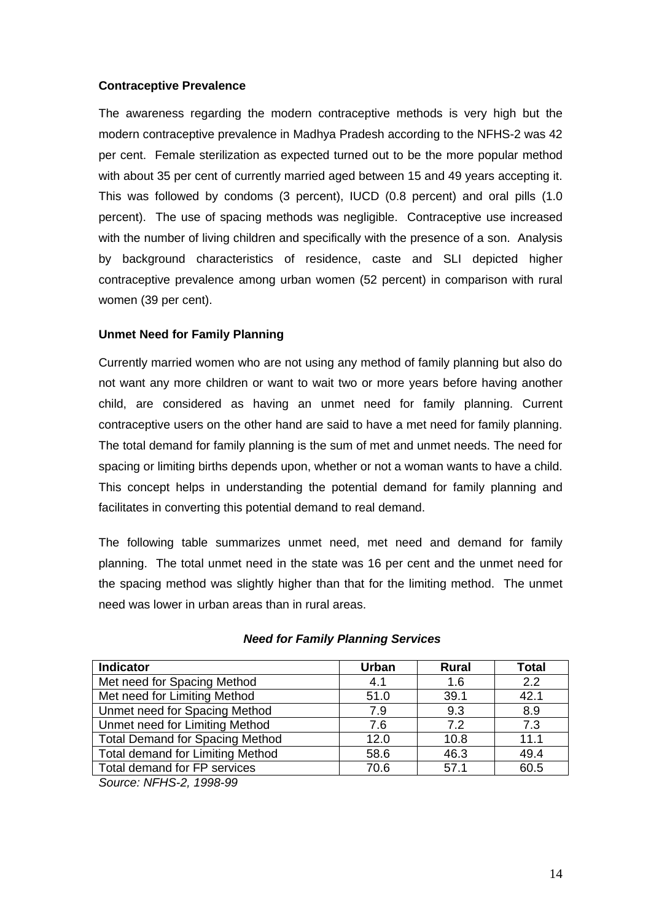### Contraceptive Prevalence

The awareness regarding the modern contraceptive methods is very high but the modern contraceptive prevalence in Madhya Pradesh according to the NFHS-2 was 42 per cent. Female sterilization as expected turned out to be the more popular method with about 35 per cent of currently married aged between 15 and 49 years accepting it. This was followed by condoms (3 percent), IUCD (0.8 percent) and oral pills (1.0 percent). The use of spacing methods was negligible. Contraceptive use increased with the number of living children and specifically with the presence of a son. Analysis by background characteristics of residence, caste and SLI depicted higher contraceptive prevalence among urban women (52 percent) in comparison with rural women (39 per cent).

### Unmet Need for Family Planning

Currently married women who are not using any method of family planning but also do not want any more children or want to wait two or more years before having another child, are considered as having an unmet need for family planning. Current contraceptive users on the other hand are said to have a met need for family planning. The total demand for family planning is the sum of met and unmet needs. The need for spacing or limiting births depends upon, whether or not a woman wants to have a child. This concept helps in understanding the potential demand for family planning and facilitates in converting this potential demand to real demand.

The following table summarizes unmet need, met need and demand for family planning. The total unmet need in the state was 16 per cent and the unmet need for the spacing method was slightly higher than that for the limiting method. The unmet need was lower in urban areas than in rural areas.

***Need for Family Planning Services***

| Indicator | Urban | Rural | Total |
|---|---|---|---|
| Met need for Spacing Method | 4.1 | 1.6 | 2.2 |
| Met need for Limiting Method | 51.0 | 39.1 | 42.1 |
| Unmet need for Spacing Method | 7.9 | 9.3 | 8.9 |
| Unmet need for Limiting Method | 7.6 | 7.2 | 7.3 |
| Total Demand for Spacing Method | 12.0 | 10.8 | 11.1 |
| Total demand for Limiting Method | 58.6 | 46.3 | 49.4 |
| Total demand for FP services | 70.6 | 57.1 | 60.5 |

*Source: NFHS-2, 1998-99*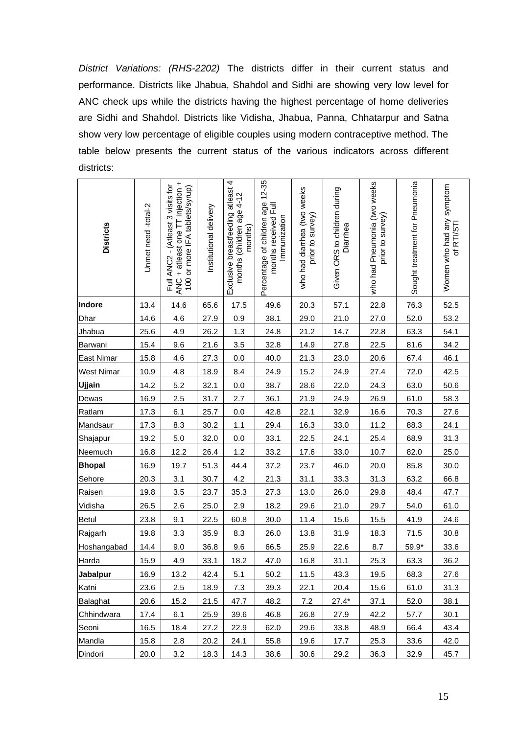*District Variations: (RHS-2202)* The districts differ in their current status and performance. Districts like Jhabua, Shahdol and Sidhi are showing very low level for ANC check ups while the districts having the highest percentage of home deliveries are Sidhi and Shahdol. Districts like Vidisha, Jhabua, Panna, Chhatarpur and Satna show very low percentage of eligible couples using modern contraceptive method. The table below presents the current status of the various indicators across different districts:

| **Districts** | Unmet need -total-2 | Full ANC2 - (Atleast 3 visits for ANC + atleast one TT injection + 100 or more IFA tablets/syrup) | Institutional delivery | Exclusive breastfeeding atleast 4 months (children age 4-12 months) | Percentage of children age 12-35 months received Full Immunization | who had diarrhea (two weeks prior to survey) | Given ORS to children during Diarrhea | who had Pneumonia (two weeks prior to survey) | Sought treatment for Pneumonia | Women who had any symptom of RTI/STI |
|---|---|---|---|---|---|---|---|---|---|---|
| **Indore** | 13.4 | 14.6 | 65.6 | 17.5 | 49.6 | 20.3 | 57.1 | 22.8 | 76.3 | 52.5 |
| Dhar | 14.6 | 4.6 | 27.9 | 0.9 | 38.1 | 29.0 | 21.0 | 27.0 | 52.0 | 53.2 |
| Jhabua | 25.6 | 4.9 | 26.2 | 1.3 | 24.8 | 21.2 | 14.7 | 22.8 | 63.3 | 54.1 |
| Barwani | 15.4 | 9.6 | 21.6 | 3.5 | 32.8 | 14.9 | 27.8 | 22.5 | 81.6 | 34.2 |
| East Nimar | 15.8 | 4.6 | 27.3 | 0.0 | 40.0 | 21.3 | 23.0 | 20.6 | 67.4 | 46.1 |
| West Nimar | 10.9 | 4.8 | 18.9 | 8.4 | 24.9 | 15.2 | 24.9 | 27.4 | 72.0 | 42.5 |
| **Ujjain** | 14.2 | 5.2 | 32.1 | 0.0 | 38.7 | 28.6 | 22.0 | 24.3 | 63.0 | 50.6 |
| Dewas | 16.9 | 2.5 | 31.7 | 2.7 | 36.1 | 21.9 | 24.9 | 26.9 | 61.0 | 58.3 |
| Ratlam | 17.3 | 6.1 | 25.7 | 0.0 | 42.8 | 22.1 | 32.9 | 16.6 | 70.3 | 27.6 |
| Mandsaur | 17.3 | 8.3 | 30.2 | 1.1 | 29.4 | 16.3 | 33.0 | 11.2 | 88.3 | 24.1 |
| Shajapur | 19.2 | 5.0 | 32.0 | 0.0 | 33.1 | 22.5 | 24.1 | 25.4 | 68.9 | 31.3 |
| Neemuch | 16.8 | 12.2 | 26.4 | 1.2 | 33.2 | 17.6 | 33.0 | 10.7 | 82.0 | 25.0 |
| **Bhopal** | 16.9 | 19.7 | 51.3 | 44.4 | 37.2 | 23.7 | 46.0 | 20.0 | 85.8 | 30.0 |
| Sehore | 20.3 | 3.1 | 30.7 | 4.2 | 21.3 | 31.1 | 33.3 | 31.3 | 63.2 | 66.8 |
| Raisen | 19.8 | 3.5 | 23.7 | 35.3 | 27.3 | 13.0 | 26.0 | 29.8 | 48.4 | 47.7 |
| Vidisha | 26.5 | 2.6 | 25.0 | 2.9 | 18.2 | 29.6 | 21.0 | 29.7 | 54.0 | 61.0 |
| Betul | 23.8 | 9.1 | 22.5 | 60.8 | 30.0 | 11.4 | 15.6 | 15.5 | 41.9 | 24.6 |
| Rajgarh | 19.8 | 3.3 | 35.9 | 8.3 | 26.0 | 13.8 | 31.9 | 18.3 | 71.5 | 30.8 |
| Hoshangabad | 14.4 | 9.0 | 36.8 | 9.6 | 66.5 | 25.9 | 22.6 | 8.7 | 59.9* | 33.6 |
| Harda | 15.9 | 4.9 | 33.1 | 18.2 | 47.0 | 16.8 | 31.1 | 25.3 | 63.3 | 36.2 |
| **Jabalpur** | 16.9 | 13.2 | 42.4 | 5.1 | 50.2 | 11.5 | 43.3 | 19.5 | 68.3 | 27.6 |
| Katni | 23.6 | 2.5 | 18.9 | 7.3 | 39.3 | 22.1 | 20.4 | 15.6 | 61.0 | 31.3 |
| Balaghat | 20.6 | 15.2 | 21.5 | 47.7 | 48.2 | 7.2 | 27.4* | 37.1 | 52.0 | 38.1 |
| Chhindwara | 17.4 | 6.1 | 25.9 | 39.6 | 46.8 | 26.8 | 27.9 | 42.2 | 57.7 | 30.1 |
| Seoni | 16.5 | 18.4 | 27.2 | 22.9 | 62.0 | 29.6 | 33.8 | 48.9 | 66.4 | 43.4 |
| Mandla | 15.8 | 2.8 | 20.2 | 24.1 | 55.8 | 19.6 | 17.7 | 25.3 | 33.6 | 42.0 |
| Dindori | 20.0 | 3.2 | 18.3 | 14.3 | 38.6 | 30.6 | 29.2 | 36.3 | 32.9 | 45.7 |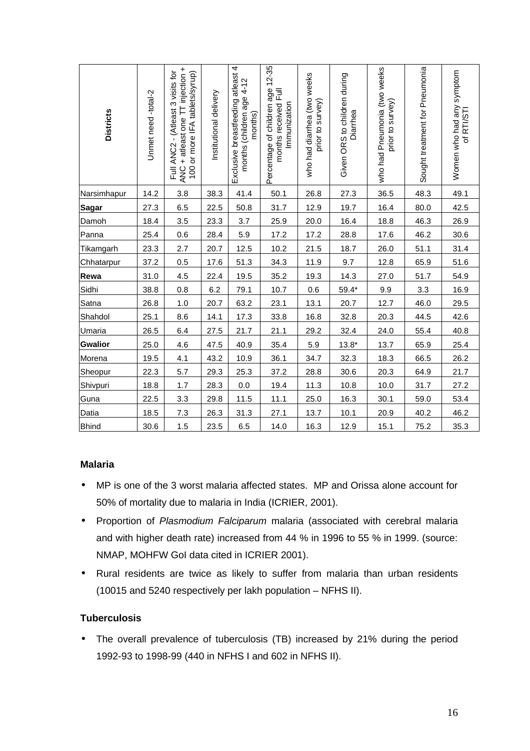| Districts | Unmet need -total-2 | Full ANC2 - (Atleast 3 visits for ANC + atleast one TT injection + 100 or more IFA tablets/syrup) | Institutional delivery | Exclusive breastfeeding atleast 4 months (children age 4-12 months) | Percentage of children age 12-35 months received Full Immunization | who had diarrhea (two weeks prior to survey) | Given ORS to children during Diarrhea | who had Pneumonia (two weeks prior to survey) | Sought treatment for Pneumonia | Women who had any symptom of RTI/STI |
|---|---|---|---|---|---|---|---|---|---|---|
| Narsimhapur | 14.2 | 3.8 | 38.3 | 41.4 | 50.1 | 26.8 | 27.3 | 36.5 | 48.3 | 49.1 |
| **Sagar** | 27.3 | 6.5 | 22.5 | 50.8 | 31.7 | 12.9 | 19.7 | 16.4 | 80.0 | 42.5 |
| Damoh | 18.4 | 3.5 | 23.3 | 3.7 | 25.9 | 20.0 | 16.4 | 18.8 | 46.3 | 26.9 |
| Panna | 25.4 | 0.6 | 28.4 | 5.9 | 17.2 | 17.2 | 28.8 | 17.6 | 46.2 | 30.6 |
| Tikamgarh | 23.3 | 2.7 | 20.7 | 12.5 | 10.2 | 21.5 | 18.7 | 26.0 | 51.1 | 31.4 |
| Chhatarpur | 37.2 | 0.5 | 17.6 | 51.3 | 34.3 | 11.9 | 9.7 | 12.8 | 65.9 | 51.6 |
| **Rewa** | 31.0 | 4.5 | 22.4 | 19.5 | 35.2 | 19.3 | 14.3 | 27.0 | 51.7 | 54.9 |
| Sidhi | 38.8 | 0.8 | 6.2 | 79.1 | 10.7 | 0.6 | 59.4* | 9.9 | 3.3 | 16.9 |
| Satna | 26.8 | 1.0 | 20.7 | 63.2 | 23.1 | 13.1 | 20.7 | 12.7 | 46.0 | 29.5 |
| Shahdol | 25.1 | 8.6 | 14.1 | 17.3 | 33.8 | 16.8 | 32.8 | 20.3 | 44.5 | 42.6 |
| Umaria | 26.5 | 6.4 | 27.5 | 21.7 | 21.1 | 29.2 | 32.4 | 24.0 | 55.4 | 40.8 |
| **Gwalior** | 25.0 | 4.6 | 47.5 | 40.9 | 35.4 | 5.9 | 13.8* | 13.7 | 65.9 | 25.4 |
| Morena | 19.5 | 4.1 | 43.2 | 10.9 | 36.1 | 34.7 | 32.3 | 18.3 | 66.5 | 26.2 |
| Sheopur | 22.3 | 5.7 | 29.3 | 25.3 | 37.2 | 28.8 | 30.6 | 20.3 | 64.9 | 21.7 |
| Shivpuri | 18.8 | 1.7 | 28.3 | 0.0 | 19.4 | 11.3 | 10.8 | 10.0 | 31.7 | 27.2 |
| Guna | 22.5 | 3.3 | 29.8 | 11.5 | 11.1 | 25.0 | 16.3 | 30.1 | 59.0 | 53.4 |
| Datia | 18.5 | 7.3 | 26.3 | 31.3 | 27.1 | 13.7 | 10.1 | 20.9 | 40.2 | 46.2 |
| Bhind | 30.6 | 1.5 | 23.5 | 6.5 | 14.0 | 16.3 | 12.9 | 15.1 | 75.2 | 35.3 |

**Malaria**

- MP is one of the 3 worst malaria affected states. MP and Orissa alone account for 50% of mortality due to malaria in India (ICRIER, 2001).
- Proportion of *Plasmodium Falciparum* malaria (associated with cerebral malaria and with higher death rate) increased from 44 % in 1996 to 55 % in 1999. (source: NMAP, MOHFW GoI data cited in ICRIER 2001).
- Rural residents are twice as likely to suffer from malaria than urban residents (10015 and 5240 respectively per lakh population – NFHS II).

**Tuberculosis**

- The overall prevalence of tuberculosis (TB) increased by 21% during the period 1992-93 to 1998-99 (440 in NFHS I and 602 in NFHS II).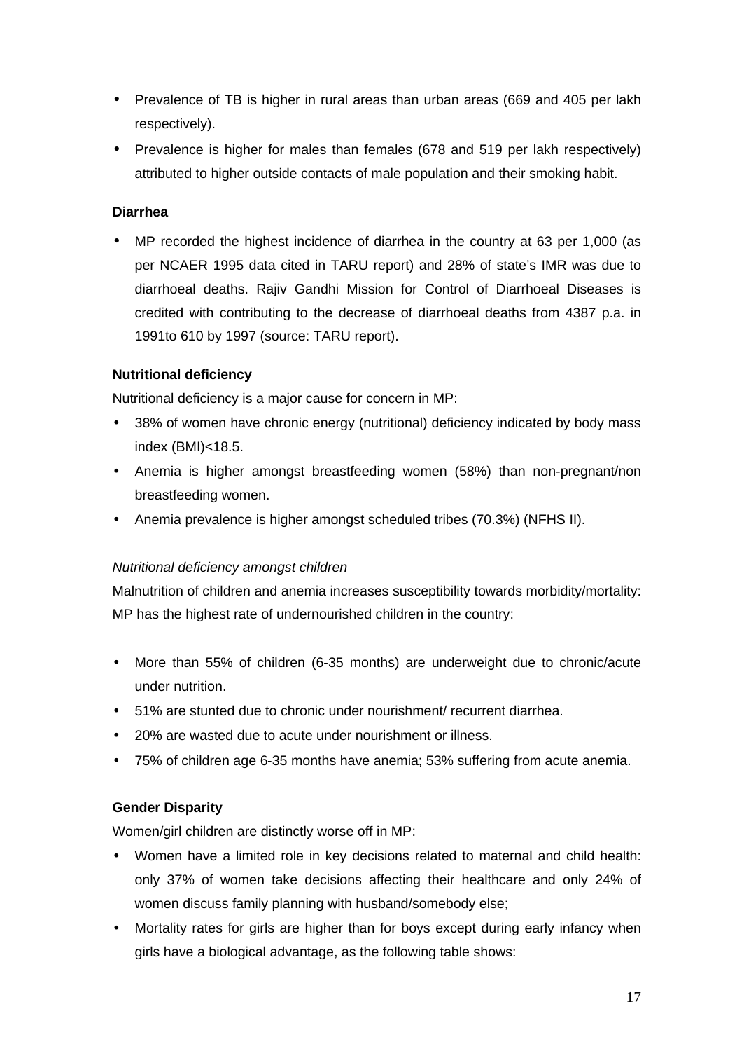- Prevalence of TB is higher in rural areas than urban areas (669 and 405 per lakh respectively).
- Prevalence is higher for males than females (678 and 519 per lakh respectively) attributed to higher outside contacts of male population and their smoking habit.

**Diarrhea**

- MP recorded the highest incidence of diarrhea in the country at 63 per 1,000 (as per NCAER 1995 data cited in TARU report) and 28% of state's IMR was due to diarrhoeal deaths. Rajiv Gandhi Mission for Control of Diarrhoeal Diseases is credited with contributing to the decrease of diarrhoeal deaths from 4387 p.a. in 1991to 610 by 1997 (source: TARU report).

**Nutritional deficiency**

Nutritional deficiency is a major cause for concern in MP:

- 38% of women have chronic energy (nutritional) deficiency indicated by body mass index (BMI)<18.5.
- Anemia is higher amongst breastfeeding women (58%) than non-pregnant/non breastfeeding women.
- Anemia prevalence is higher amongst scheduled tribes (70.3%) (NFHS II).

*Nutritional deficiency amongst children*

Malnutrition of children and anemia increases susceptibility towards morbidity/mortality: MP has the highest rate of undernourished children in the country:

- More than 55% of children (6-35 months) are underweight due to chronic/acute under nutrition.
- 51% are stunted due to chronic under nourishment/ recurrent diarrhea.
- 20% are wasted due to acute under nourishment or illness.
- 75% of children age 6-35 months have anemia; 53% suffering from acute anemia.

**Gender Disparity**

Women/girl children are distinctly worse off in MP:

- Women have a limited role in key decisions related to maternal and child health: only 37% of women take decisions affecting their healthcare and only 24% of women discuss family planning with husband/somebody else;
- Mortality rates for girls are higher than for boys except during early infancy when girls have a biological advantage, as the following table shows: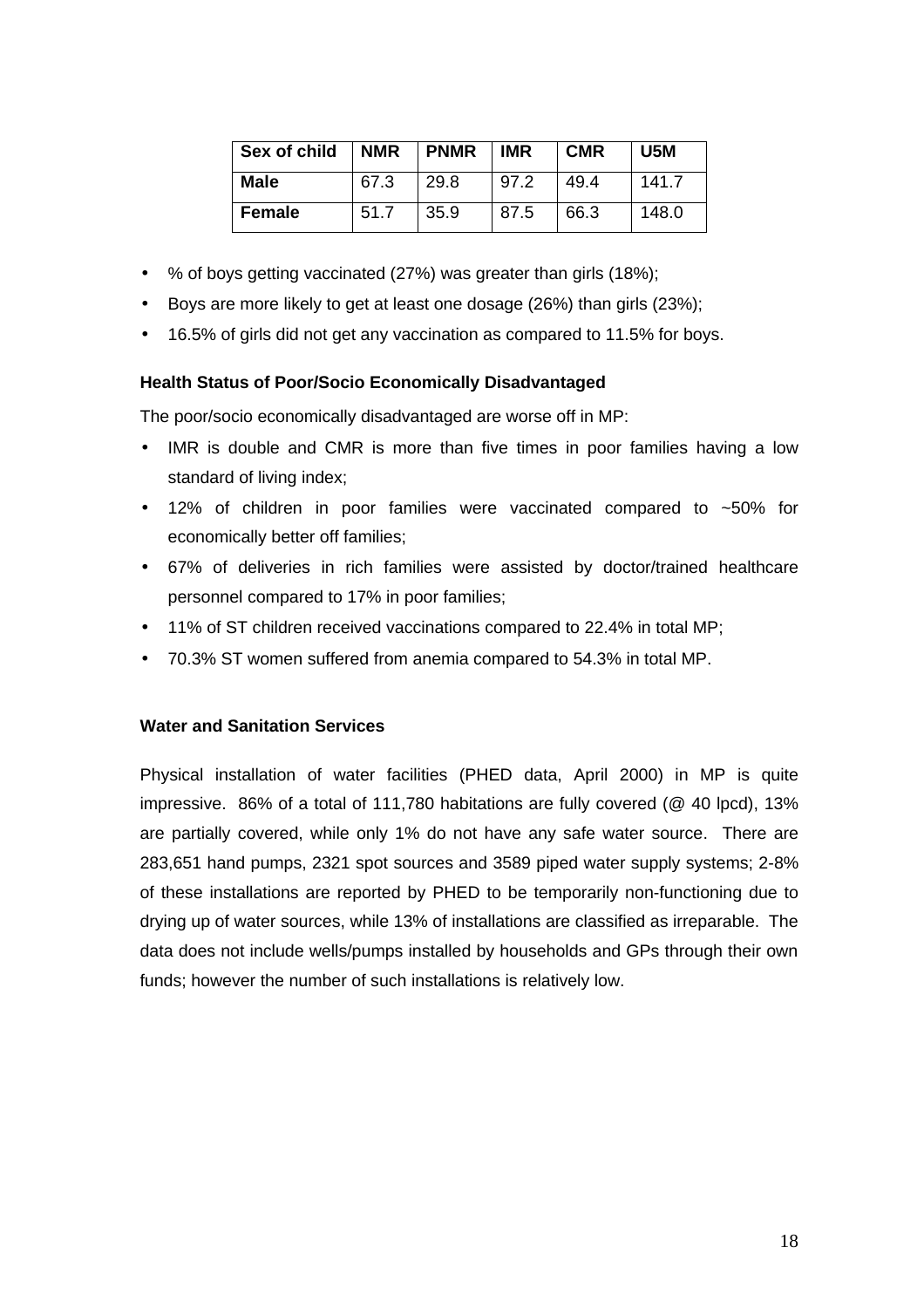| Sex of child | NMR | PNMR | IMR | CMR | U5M |
|---|---|---|---|---|---|
| **Male** | 67.3 | 29.8 | 97.2 | 49.4 | 141.7 |
| **Female** | 51.7 | 35.9 | 87.5 | 66.3 | 148.0 |

- % of boys getting vaccinated (27%) was greater than girls (18%);
- Boys are more likely to get at least one dosage (26%) than girls (23%);
- 16.5% of girls did not get any vaccination as compared to 11.5% for boys.

**Health Status of Poor/Socio Economically Disadvantaged**

The poor/socio economically disadvantaged are worse off in MP:

- IMR is double and CMR is more than five times in poor families having a low standard of living index;
- 12% of children in poor families were vaccinated compared to ~50% for economically better off families;
- 67% of deliveries in rich families were assisted by doctor/trained healthcare personnel compared to 17% in poor families;
- 11% of ST children received vaccinations compared to 22.4% in total MP;
- 70.3% ST women suffered from anemia compared to 54.3% in total MP.

**Water and Sanitation Services**

Physical installation of water facilities (PHED data, April 2000) in MP is quite impressive. 86% of a total of 111,780 habitations are fully covered (@ 40 lpcd), 13% are partially covered, while only 1% do not have any safe water source. There are 283,651 hand pumps, 2321 spot sources and 3589 piped water supply systems; 2-8% of these installations are reported by PHED to be temporarily non-functioning due to drying up of water sources, while 13% of installations are classified as irreparable. The data does not include wells/pumps installed by households and GPs through their own funds; however the number of such installations is relatively low.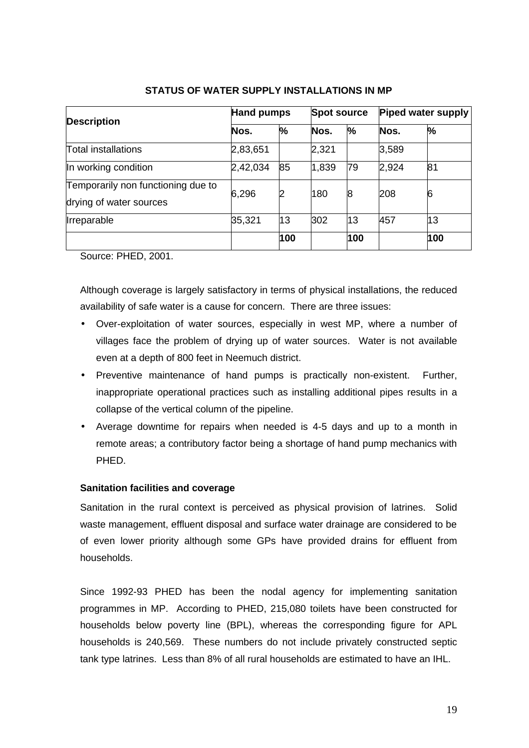**STATUS OF WATER SUPPLY INSTALLATIONS IN MP**

| Description | Hand pumps | | Spot source | | Piped water supply | |
|---|---|---|---|---|---|---|
| | Nos. | % | Nos. | % | Nos. | % |
| Total installations | 2,83,651 | | 2,321 | | 3,589 | |
| In working condition | 2,42,034 | 85 | 1,839 | 79 | 2,924 | 81 |
| Temporarily non functioning due to drying of water sources | 6,296 | 2 | 180 | 8 | 208 | 6 |
| Irreparable | 35,321 | 13 | 302 | 13 | 457 | 13 |
| | | **100** | | **100** | | **100** |

Source: PHED, 2001.

Although coverage is largely satisfactory in terms of physical installations, the reduced availability of safe water is a cause for concern. There are three issues:

- Over-exploitation of water sources, especially in west MP, where a number of villages face the problem of drying up of water sources. Water is not available even at a depth of 800 feet in Neemuch district.
- Preventive maintenance of hand pumps is practically non-existent. Further, inappropriate operational practices such as installing additional pipes results in a collapse of the vertical column of the pipeline.
- Average downtime for repairs when needed is 4-5 days and up to a month in remote areas; a contributory factor being a shortage of hand pump mechanics with PHED.

**Sanitation facilities and coverage**

Sanitation in the rural context is perceived as physical provision of latrines. Solid waste management, effluent disposal and surface water drainage are considered to be of even lower priority although some GPs have provided drains for effluent from households.

Since 1992-93 PHED has been the nodal agency for implementing sanitation programmes in MP. According to PHED, 215,080 toilets have been constructed for households below poverty line (BPL), whereas the corresponding figure for APL households is 240,569. These numbers do not include privately constructed septic tank type latrines. Less than 8% of all rural households are estimated to have an IHL.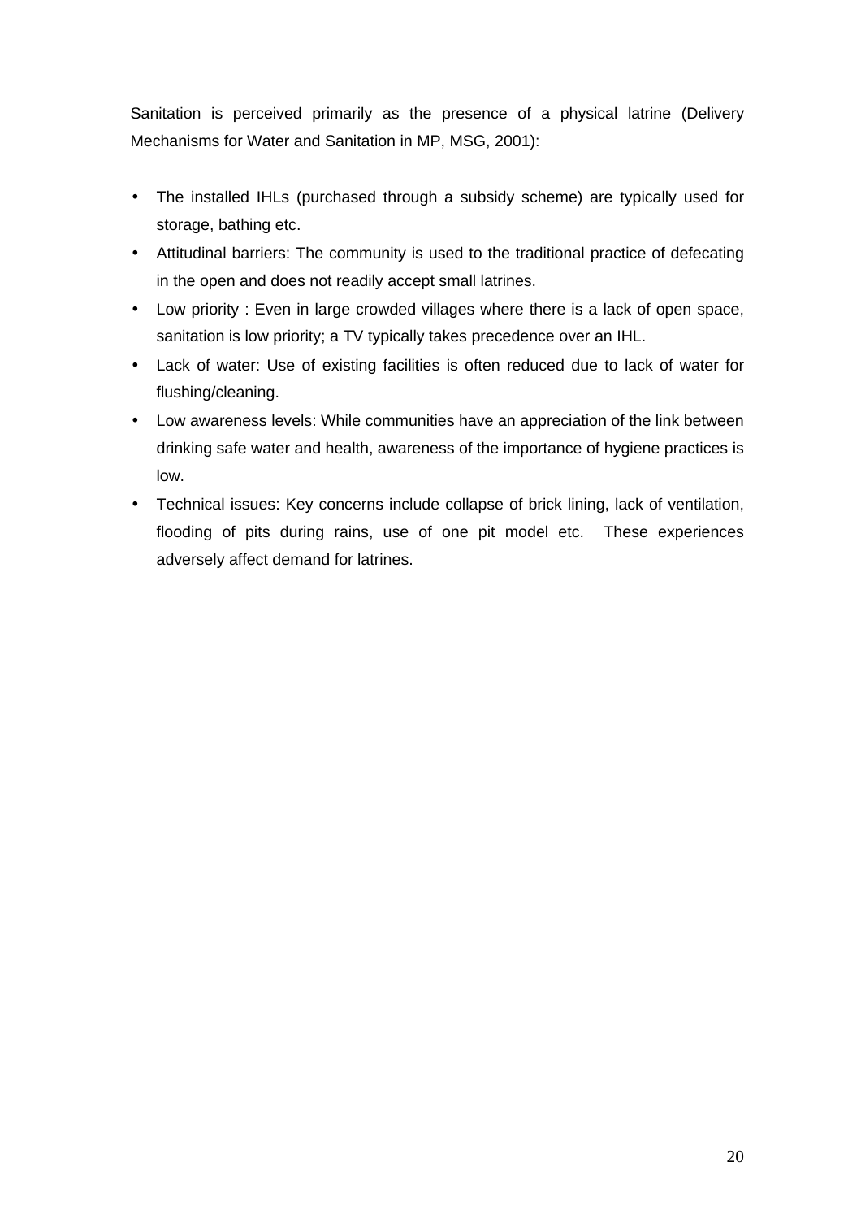Sanitation is perceived primarily as the presence of a physical latrine (Delivery Mechanisms for Water and Sanitation in MP, MSG, 2001):

- The installed IHLs (purchased through a subsidy scheme) are typically used for storage, bathing etc.
- Attitudinal barriers: The community is used to the traditional practice of defecating in the open and does not readily accept small latrines.
- Low priority : Even in large crowded villages where there is a lack of open space, sanitation is low priority; a TV typically takes precedence over an IHL.
- Lack of water: Use of existing facilities is often reduced due to lack of water for flushing/cleaning.
- Low awareness levels: While communities have an appreciation of the link between drinking safe water and health, awareness of the importance of hygiene practices is low.
- Technical issues: Key concerns include collapse of brick lining, lack of ventilation, flooding of pits during rains, use of one pit model etc. These experiences adversely affect demand for latrines.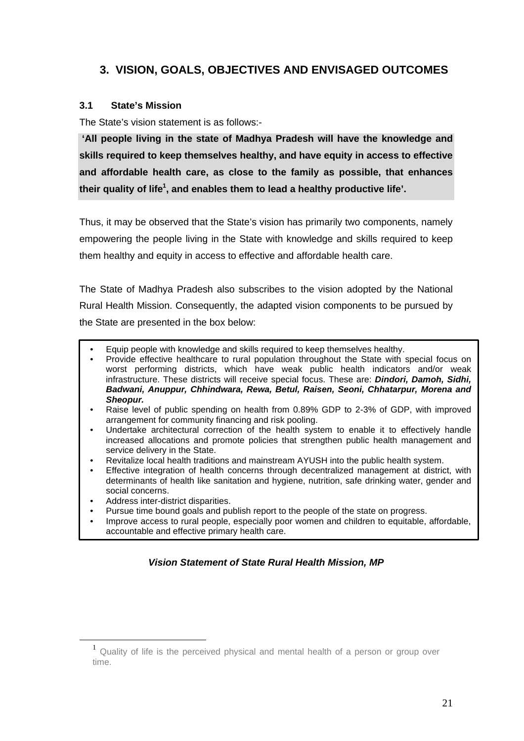## 3. VISION, GOALS, OBJECTIVES AND ENVISAGED OUTCOMES

### 3.1 State's Mission

The State's vision statement is as follows:-

**'All people living in the state of Madhya Pradesh will have the knowledge and skills required to keep themselves healthy, and have equity in access to effective and affordable health care, as close to the family as possible, that enhances their quality of life[1], and enables them to lead a healthy productive life'.**

Thus, it may be observed that the State's vision has primarily two components, namely empowering the people living in the State with knowledge and skills required to keep them healthy and equity in access to effective and affordable health care.

The State of Madhya Pradesh also subscribes to the vision adopted by the National Rural Health Mission. Consequently, the adapted vision components to be pursued by the State are presented in the box below:

- Equip people with knowledge and skills required to keep themselves healthy.
- Provide effective healthcare to rural population throughout the State with special focus on worst performing districts, which have weak public health indicators and/or weak infrastructure. These districts will receive special focus. These are: ***Dindori, Damoh, Sidhi, Badwani, Anuppur, Chhindwara, Rewa, Betul, Raisen, Seoni, Chhatarpur, Morena and Sheopur.***
- Raise level of public spending on health from 0.89% GDP to 2-3% of GDP, with improved arrangement for community financing and risk pooling.
- Undertake architectural correction of the health system to enable it to effectively handle increased allocations and promote policies that strengthen public health management and service delivery in the State.
- Revitalize local health traditions and mainstream AYUSH into the public health system.
- Effective integration of health concerns through decentralized management at district, with determinants of health like sanitation and hygiene, nutrition, safe drinking water, gender and social concerns.
- Address inter-district disparities.
- Pursue time bound goals and publish report to the people of the state on progress.
- Improve access to rural people, especially poor women and children to equitable, affordable, accountable and effective primary health care.

***Vision Statement of State Rural Health Mission, MP***

[1] Quality of life is the perceived physical and mental health of a person or group over time.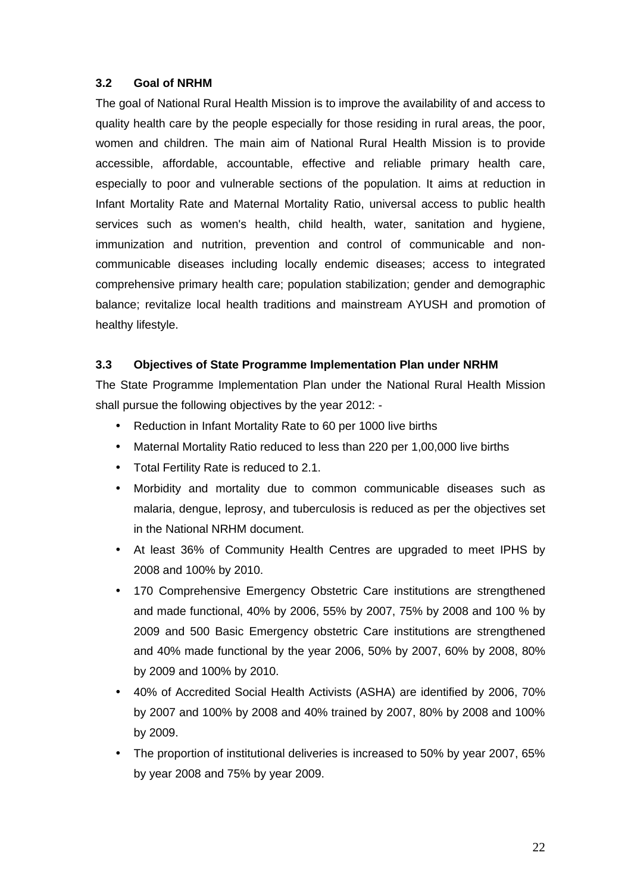### 3.2 Goal of NRHM

The goal of National Rural Health Mission is to improve the availability of and access to quality health care by the people especially for those residing in rural areas, the poor, women and children. The main aim of National Rural Health Mission is to provide accessible, affordable, accountable, effective and reliable primary health care, especially to poor and vulnerable sections of the population. It aims at reduction in Infant Mortality Rate and Maternal Mortality Ratio, universal access to public health services such as women's health, child health, water, sanitation and hygiene, immunization and nutrition, prevention and control of communicable and non-communicable diseases including locally endemic diseases; access to integrated comprehensive primary health care; population stabilization; gender and demographic balance; revitalize local health traditions and mainstream AYUSH and promotion of healthy lifestyle.

### 3.3 Objectives of State Programme Implementation Plan under NRHM

The State Programme Implementation Plan under the National Rural Health Mission shall pursue the following objectives by the year 2012: -

- Reduction in Infant Mortality Rate to 60 per 1000 live births
- Maternal Mortality Ratio reduced to less than 220 per 1,00,000 live births
- Total Fertility Rate is reduced to 2.1.
- Morbidity and mortality due to common communicable diseases such as malaria, dengue, leprosy, and tuberculosis is reduced as per the objectives set in the National NRHM document.
- At least 36% of Community Health Centres are upgraded to meet IPHS by 2008 and 100% by 2010.
- 170 Comprehensive Emergency Obstetric Care institutions are strengthened and made functional, 40% by 2006, 55% by 2007, 75% by 2008 and 100 % by 2009 and 500 Basic Emergency obstetric Care institutions are strengthened and 40% made functional by the year 2006, 50% by 2007, 60% by 2008, 80% by 2009 and 100% by 2010.
- 40% of Accredited Social Health Activists (ASHA) are identified by 2006, 70% by 2007 and 100% by 2008 and 40% trained by 2007, 80% by 2008 and 100% by 2009.
- The proportion of institutional deliveries is increased to 50% by year 2007, 65% by year 2008 and 75% by year 2009.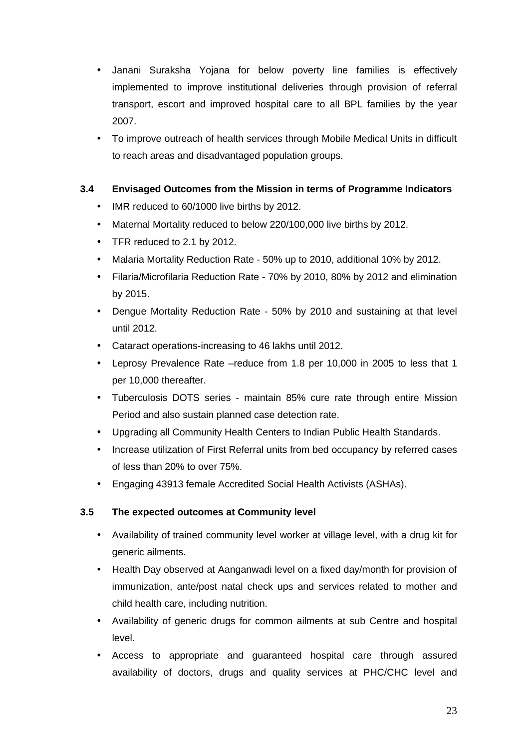- Janani Suraksha Yojana for below poverty line families is effectively implemented to improve institutional deliveries through provision of referral transport, escort and improved hospital care to all BPL families by the year 2007.
- To improve outreach of health services through Mobile Medical Units in difficult to reach areas and disadvantaged population groups.

### 3.4 Envisaged Outcomes from the Mission in terms of Programme Indicators

- IMR reduced to 60/1000 live births by 2012.
- Maternal Mortality reduced to below 220/100,000 live births by 2012.
- TFR reduced to 2.1 by 2012.
- Malaria Mortality Reduction Rate - 50% up to 2010, additional 10% by 2012.
- Filaria/Microfilaria Reduction Rate - 70% by 2010, 80% by 2012 and elimination by 2015.
- Dengue Mortality Reduction Rate - 50% by 2010 and sustaining at that level until 2012.
- Cataract operations-increasing to 46 lakhs until 2012.
- Leprosy Prevalence Rate –reduce from 1.8 per 10,000 in 2005 to less that 1 per 10,000 thereafter.
- Tuberculosis DOTS series - maintain 85% cure rate through entire Mission Period and also sustain planned case detection rate.
- Upgrading all Community Health Centers to Indian Public Health Standards.
- Increase utilization of First Referral units from bed occupancy by referred cases of less than 20% to over 75%.
- Engaging 43913 female Accredited Social Health Activists (ASHAs).

### 3.5 The expected outcomes at Community level

- Availability of trained community level worker at village level, with a drug kit for generic ailments.
- Health Day observed at Aanganwadi level on a fixed day/month for provision of immunization, ante/post natal check ups and services related to mother and child health care, including nutrition.
- Availability of generic drugs for common ailments at sub Centre and hospital level.
- Access to appropriate and guaranteed hospital care through assured availability of doctors, drugs and quality services at PHC/CHC level and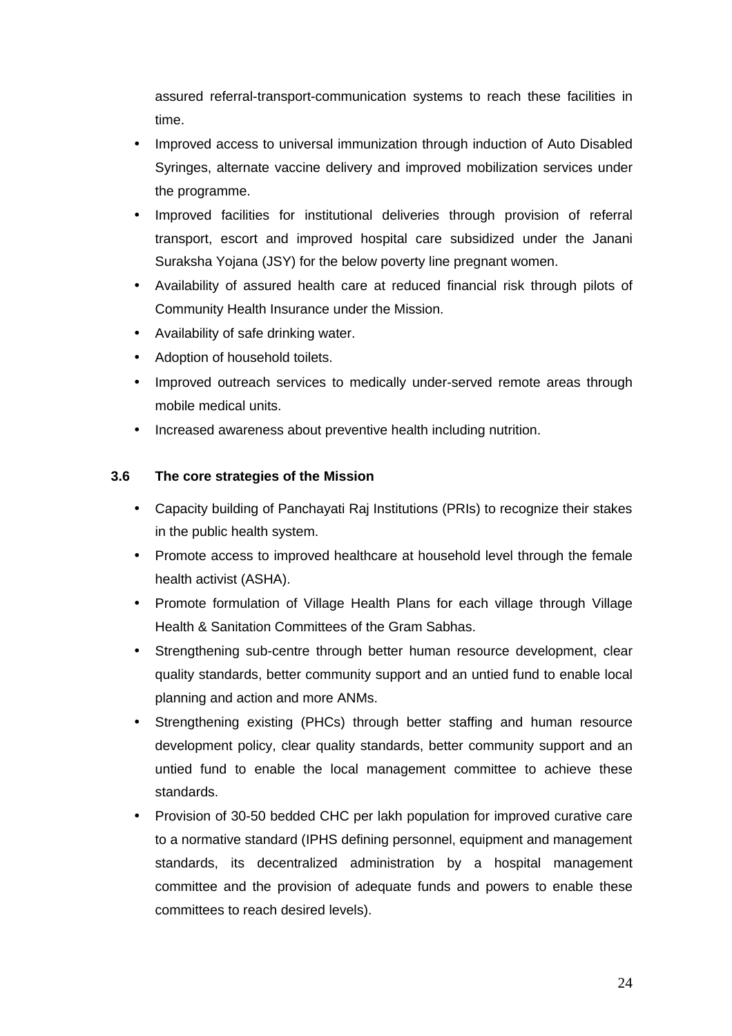assured referral-transport-communication systems to reach these facilities in time.

- Improved access to universal immunization through induction of Auto Disabled Syringes, alternate vaccine delivery and improved mobilization services under the programme.
- Improved facilities for institutional deliveries through provision of referral transport, escort and improved hospital care subsidized under the Janani Suraksha Yojana (JSY) for the below poverty line pregnant women.
- Availability of assured health care at reduced financial risk through pilots of Community Health Insurance under the Mission.
- Availability of safe drinking water.
- Adoption of household toilets.
- Improved outreach services to medically under-served remote areas through mobile medical units.
- Increased awareness about preventive health including nutrition.

### 3.6 The core strategies of the Mission

- Capacity building of Panchayati Raj Institutions (PRIs) to recognize their stakes in the public health system.
- Promote access to improved healthcare at household level through the female health activist (ASHA).
- Promote formulation of Village Health Plans for each village through Village Health & Sanitation Committees of the Gram Sabhas.
- Strengthening sub-centre through better human resource development, clear quality standards, better community support and an untied fund to enable local planning and action and more ANMs.
- Strengthening existing (PHCs) through better staffing and human resource development policy, clear quality standards, better community support and an untied fund to enable the local management committee to achieve these standards.
- Provision of 30-50 bedded CHC per lakh population for improved curative care to a normative standard (IPHS defining personnel, equipment and management standards, its decentralized administration by a hospital management committee and the provision of adequate funds and powers to enable these committees to reach desired levels).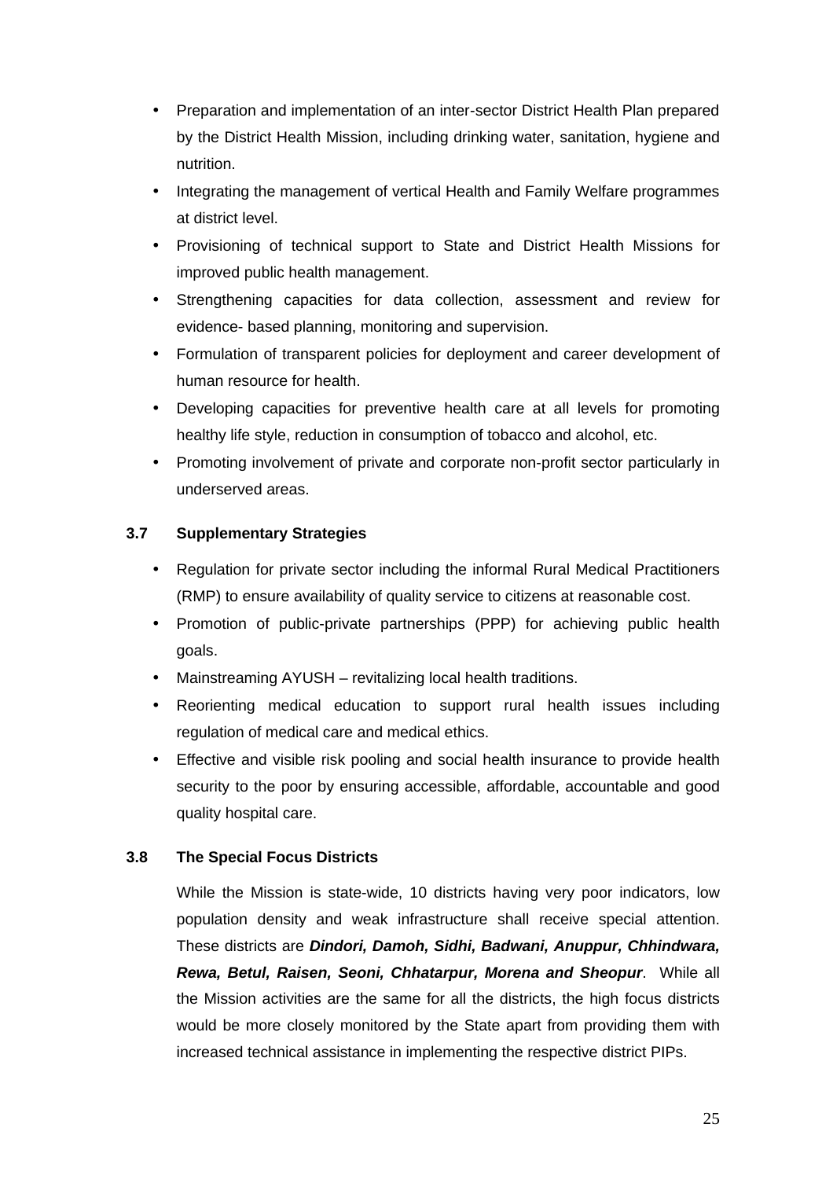- Preparation and implementation of an inter-sector District Health Plan prepared by the District Health Mission, including drinking water, sanitation, hygiene and nutrition.
- Integrating the management of vertical Health and Family Welfare programmes at district level.
- Provisioning of technical support to State and District Health Missions for improved public health management.
- Strengthening capacities for data collection, assessment and review for evidence- based planning, monitoring and supervision.
- Formulation of transparent policies for deployment and career development of human resource for health.
- Developing capacities for preventive health care at all levels for promoting healthy life style, reduction in consumption of tobacco and alcohol, etc.
- Promoting involvement of private and corporate non-profit sector particularly in underserved areas.

### 3.7 Supplementary Strategies

- Regulation for private sector including the informal Rural Medical Practitioners (RMP) to ensure availability of quality service to citizens at reasonable cost.
- Promotion of public-private partnerships (PPP) for achieving public health goals.
- Mainstreaming AYUSH – revitalizing local health traditions.
- Reorienting medical education to support rural health issues including regulation of medical care and medical ethics.
- Effective and visible risk pooling and social health insurance to provide health security to the poor by ensuring accessible, affordable, accountable and good quality hospital care.

### 3.8 The Special Focus Districts

While the Mission is state-wide, 10 districts having very poor indicators, low population density and weak infrastructure shall receive special attention. These districts are ***Dindori, Damoh, Sidhi, Badwani, Anuppur, Chhindwara, Rewa, Betul, Raisen, Seoni, Chhatarpur, Morena and Sheopur***. While all the Mission activities are the same for all the districts, the high focus districts would be more closely monitored by the State apart from providing them with increased technical assistance in implementing the respective district PIPs.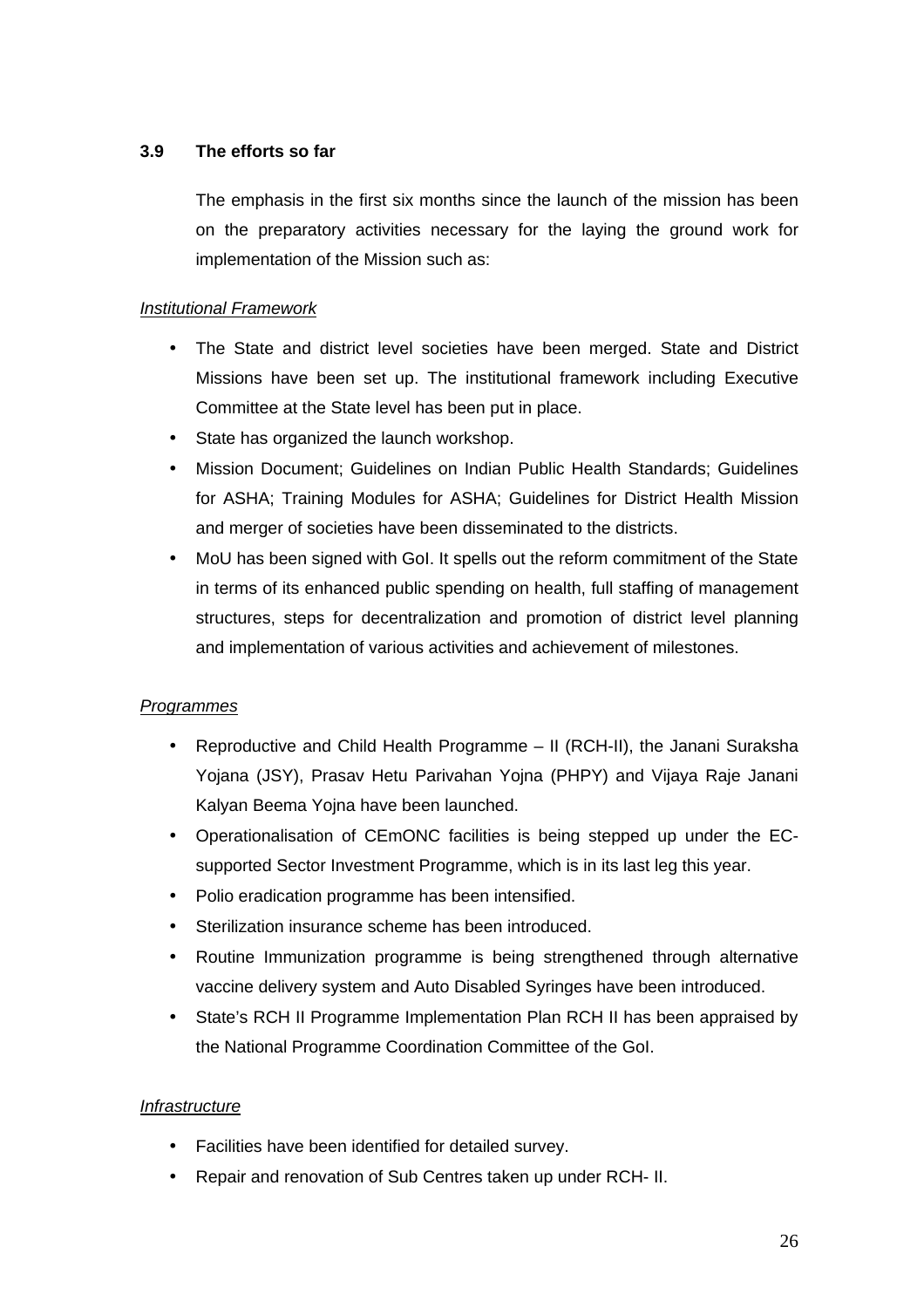### 3.9 The efforts so far

The emphasis in the first six months since the launch of the mission has been on the preparatory activities necessary for the laying the ground work for implementation of the Mission such as:

*Institutional Framework*

- The State and district level societies have been merged. State and District Missions have been set up. The institutional framework including Executive Committee at the State level has been put in place.
- State has organized the launch workshop.
- Mission Document; Guidelines on Indian Public Health Standards; Guidelines for ASHA; Training Modules for ASHA; Guidelines for District Health Mission and merger of societies have been disseminated to the districts.
- MoU has been signed with GoI. It spells out the reform commitment of the State in terms of its enhanced public spending on health, full staffing of management structures, steps for decentralization and promotion of district level planning and implementation of various activities and achievement of milestones.

*Programmes*

- Reproductive and Child Health Programme – II (RCH-II), the Janani Suraksha Yojana (JSY), Prasav Hetu Parivahan Yojna (PHPY) and Vijaya Raje Janani Kalyan Beema Yojna have been launched.
- Operationalisation of CEmONC facilities is being stepped up under the EC-supported Sector Investment Programme, which is in its last leg this year.
- Polio eradication programme has been intensified.
- Sterilization insurance scheme has been introduced.
- Routine Immunization programme is being strengthened through alternative vaccine delivery system and Auto Disabled Syringes have been introduced.
- State's RCH II Programme Implementation Plan RCH II has been appraised by the National Programme Coordination Committee of the GoI.

*Infrastructure*

- Facilities have been identified for detailed survey.
- Repair and renovation of Sub Centres taken up under RCH- II.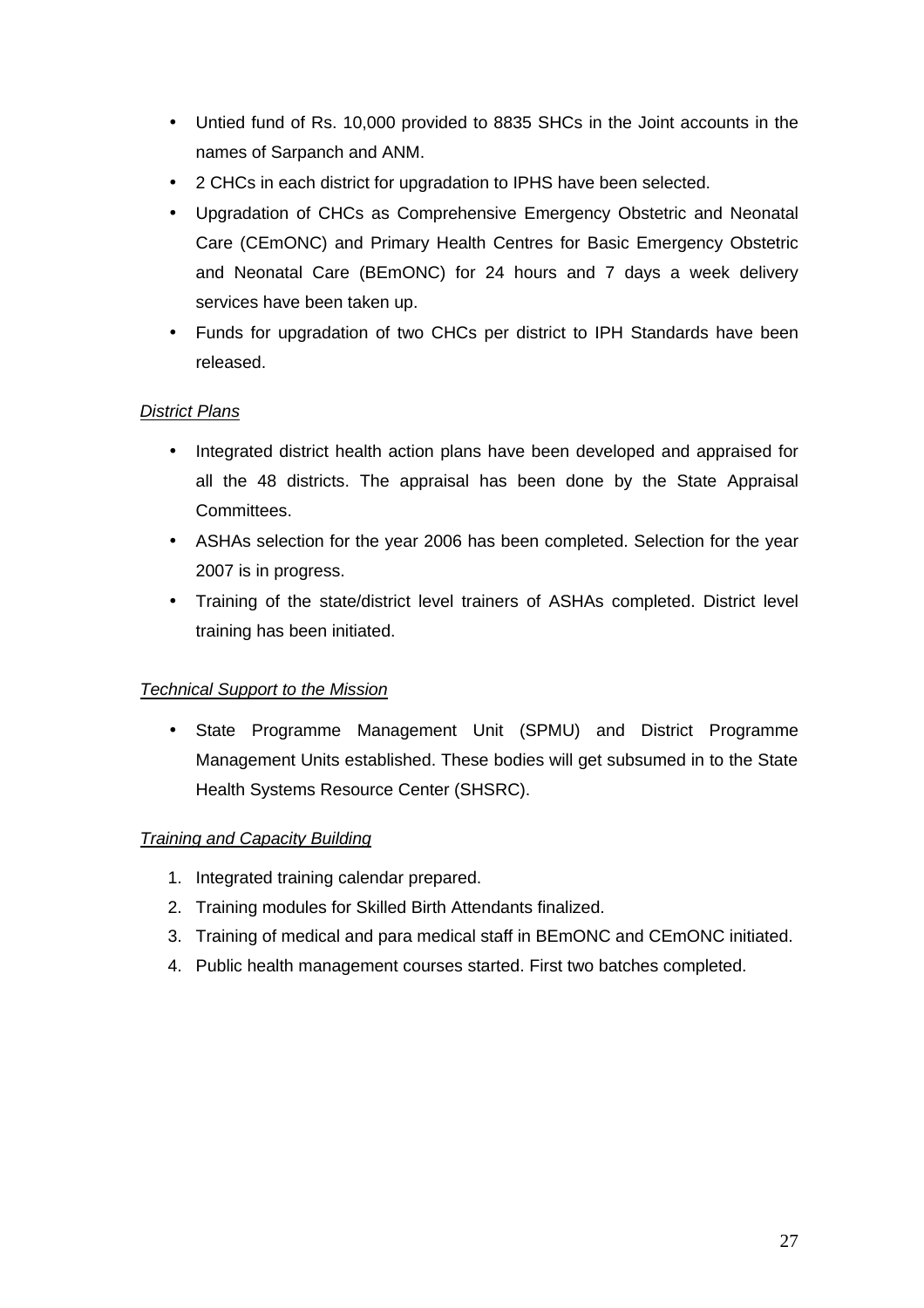- Untied fund of Rs. 10,000 provided to 8835 SHCs in the Joint accounts in the names of Sarpanch and ANM.
- 2 CHCs in each district for upgradation to IPHS have been selected.
- Upgradation of CHCs as Comprehensive Emergency Obstetric and Neonatal Care (CEmONC) and Primary Health Centres for Basic Emergency Obstetric and Neonatal Care (BEmONC) for 24 hours and 7 days a week delivery services have been taken up.
- Funds for upgradation of two CHCs per district to IPH Standards have been released.

*District Plans*

- Integrated district health action plans have been developed and appraised for all the 48 districts. The appraisal has been done by the State Appraisal Committees.
- ASHAs selection for the year 2006 has been completed. Selection for the year 2007 is in progress.
- Training of the state/district level trainers of ASHAs completed. District level training has been initiated.

*Technical Support to the Mission*

- State Programme Management Unit (SPMU) and District Programme Management Units established. These bodies will get subsumed in to the State Health Systems Resource Center (SHSRC).

*Training and Capacity Building*

1. Integrated training calendar prepared.
2. Training modules for Skilled Birth Attendants finalized.
3. Training of medical and para medical staff in BEmONC and CEmONC initiated.
4. Public health management courses started. First two batches completed.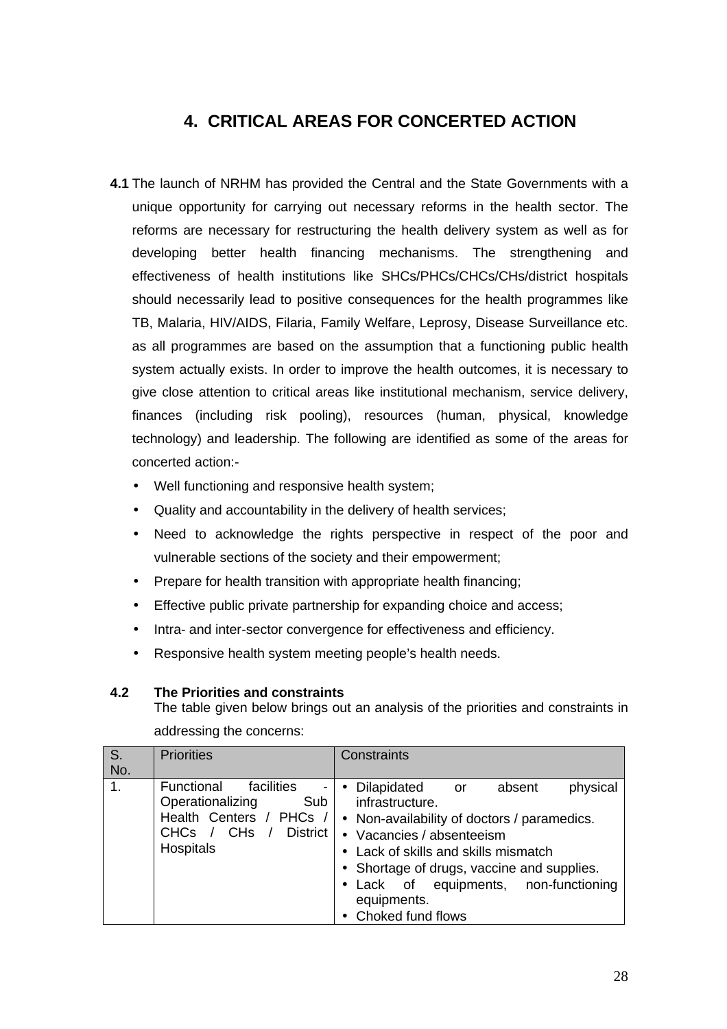# 4. CRITICAL AREAS FOR CONCERTED ACTION

**4.1** The launch of NRHM has provided the Central and the State Governments with a unique opportunity for carrying out necessary reforms in the health sector. The reforms are necessary for restructuring the health delivery system as well as for developing better health financing mechanisms. The strengthening and effectiveness of health institutions like SHCs/PHCs/CHCs/CHs/district hospitals should necessarily lead to positive consequences for the health programmes like TB, Malaria, HIV/AIDS, Filaria, Family Welfare, Leprosy, Disease Surveillance etc. as all programmes are based on the assumption that a functioning public health system actually exists. In order to improve the health outcomes, it is necessary to give close attention to critical areas like institutional mechanism, service delivery, finances (including risk pooling), resources (human, physical, knowledge technology) and leadership. The following are identified as some of the areas for concerted action:-

- Well functioning and responsive health system;
- Quality and accountability in the delivery of health services;
- Need to acknowledge the rights perspective in respect of the poor and vulnerable sections of the society and their empowerment;
- Prepare for health transition with appropriate health financing;
- Effective public private partnership for expanding choice and access;
- Intra- and inter-sector convergence for effectiveness and efficiency.
- Responsive health system meeting people's health needs.

**4.2 The Priorities and constraints**

The table given below brings out an analysis of the priorities and constraints in addressing the concerns:

| S. No. | Priorities | Constraints |
|---|---|---|
| 1. | Functional facilities - Operationalizing Sub Health Centers / PHCs / CHCs / CHs / District Hospitals | • Dilapidated or absent physical infrastructure.<br>• Non-availability of doctors / paramedics.<br>• Vacancies / absenteeism<br>• Lack of skills and skills mismatch<br>• Shortage of drugs, vaccine and supplies.<br>• Lack of equipments, non-functioning equipments.<br>• Choked fund flows |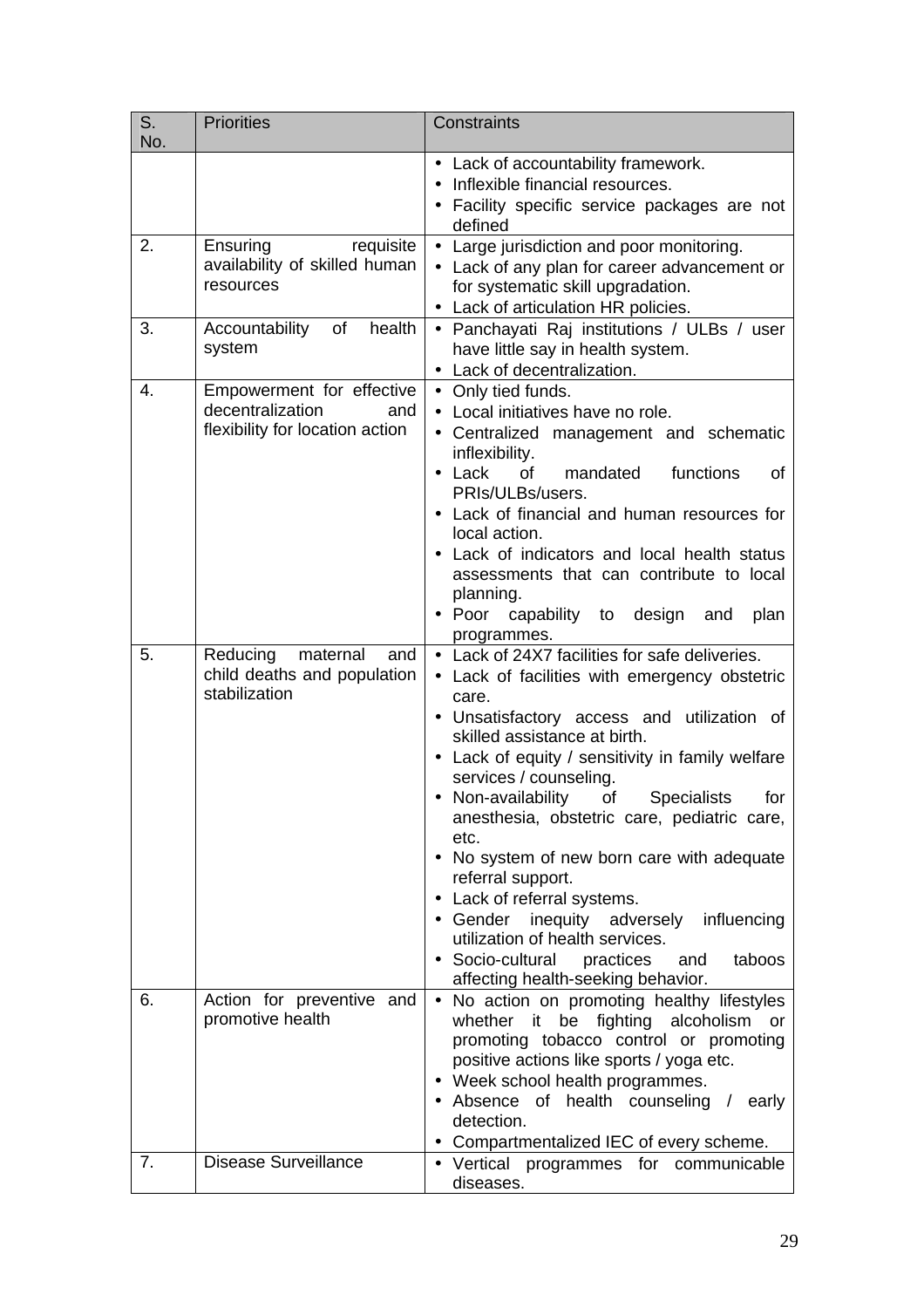| S. No. | Priorities | Constraints |
|---|---|---|
| | | • Lack of accountability framework.<br>• Inflexible financial resources.<br>• Facility specific service packages are not defined |
| 2. | Ensuring requisite availability of skilled human resources | • Large jurisdiction and poor monitoring.<br>• Lack of any plan for career advancement or for systematic skill upgradation.<br>• Lack of articulation HR policies. |
| 3. | Accountability of health system | • Panchayati Raj institutions / ULBs / user have little say in health system.<br>• Lack of decentralization. |
| 4. | Empowerment for effective decentralization and flexibility for location action | • Only tied funds.<br>• Local initiatives have no role.<br>• Centralized management and schematic inflexibility.<br>• Lack of mandated functions of PRIs/ULBs/users.<br>• Lack of financial and human resources for local action.<br>• Lack of indicators and local health status assessments that can contribute to local planning.<br>• Poor capability to design and plan programmes. |
| 5. | Reducing maternal and child deaths and population stabilization | • Lack of 24X7 facilities for safe deliveries.<br>• Lack of facilities with emergency obstetric care.<br>• Unsatisfactory access and utilization of skilled assistance at birth.<br>• Lack of equity / sensitivity in family welfare services / counseling.<br>• Non-availability of Specialists for anesthesia, obstetric care, pediatric care, etc.<br>• No system of new born care with adequate referral support.<br>• Lack of referral systems.<br>• Gender inequity adversely influencing utilization of health services.<br>• Socio-cultural practices and taboos affecting health-seeking behavior. |
| 6. | Action for preventive and promotive health | • No action on promoting healthy lifestyles whether it be fighting alcoholism or promoting tobacco control or promoting positive actions like sports / yoga etc.<br>• Week school health programmes.<br>• Absence of health counseling / early detection.<br>• Compartmentalized IEC of every scheme. |
| 7. | Disease Surveillance | • Vertical programmes for communicable diseases. |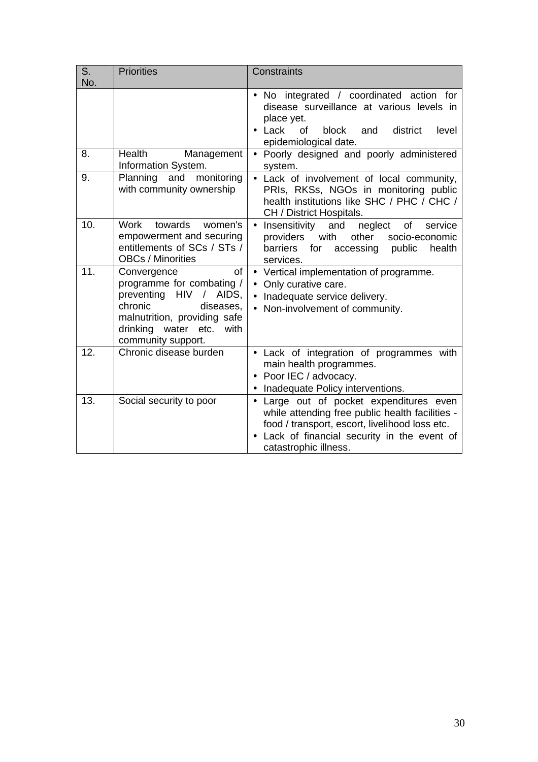| S. No. | Priorities | Constraints |
|---|---|---|
| | | • No integrated / coordinated action for disease surveillance at various levels in place yet.<br>• Lack of block and district level epidemiological date. |
| 8. | Health Management Information System. | • Poorly designed and poorly administered system. |
| 9. | Planning and monitoring with community ownership | • Lack of involvement of local community, PRIs, RKSs, NGOs in monitoring public health institutions like SHC / PHC / CHC / CH / District Hospitals. |
| 10. | Work towards women's empowerment and securing entitlements of SCs / STs / OBCs / Minorities | • Insensitivity and neglect of service providers with other socio-economic barriers for accessing public health services. |
| 11. | Convergence of programme for combating / preventing HIV / AIDS, chronic diseases, malnutrition, providing safe drinking water etc. with community support. | • Vertical implementation of programme.<br>• Only curative care.<br>• Inadequate service delivery.<br>• Non-involvement of community. |
| 12. | Chronic disease burden | • Lack of integration of programmes with main health programmes.<br>• Poor IEC / advocacy.<br>• Inadequate Policy interventions. |
| 13. | Social security to poor | • Large out of pocket expenditures even while attending free public health facilities - food / transport, escort, livelihood loss etc.<br>• Lack of financial security in the event of catastrophic illness. |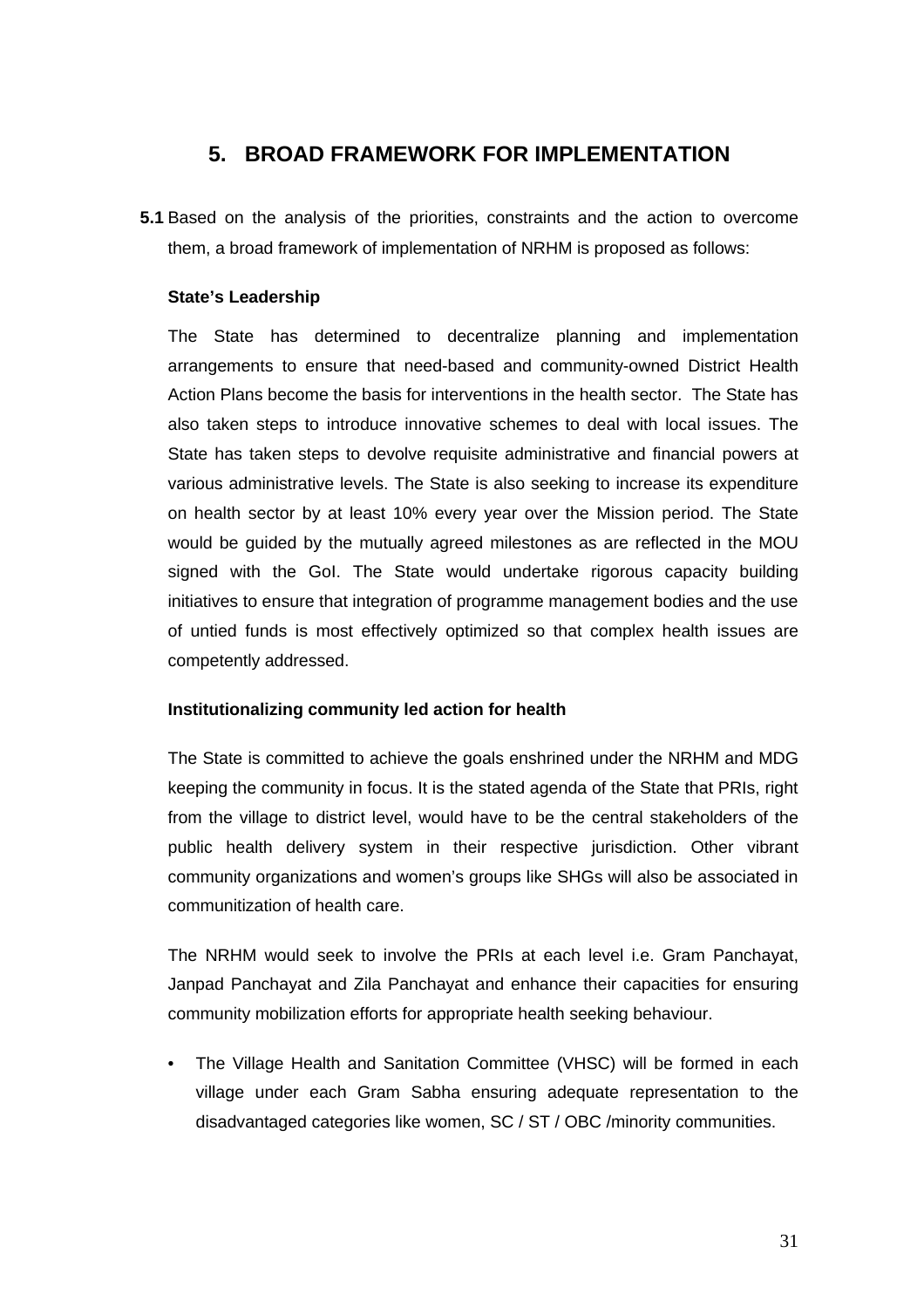## 5. BROAD FRAMEWORK FOR IMPLEMENTATION

**5.1** Based on the analysis of the priorities, constraints and the action to overcome them, a broad framework of implementation of NRHM is proposed as follows:

**State's Leadership**

The State has determined to decentralize planning and implementation arrangements to ensure that need-based and community-owned District Health Action Plans become the basis for interventions in the health sector. The State has also taken steps to introduce innovative schemes to deal with local issues. The State has taken steps to devolve requisite administrative and financial powers at various administrative levels. The State is also seeking to increase its expenditure on health sector by at least 10% every year over the Mission period. The State would be guided by the mutually agreed milestones as are reflected in the MOU signed with the GoI. The State would undertake rigorous capacity building initiatives to ensure that integration of programme management bodies and the use of untied funds is most effectively optimized so that complex health issues are competently addressed.

**Institutionalizing community led action for health**

The State is committed to achieve the goals enshrined under the NRHM and MDG keeping the community in focus. It is the stated agenda of the State that PRIs, right from the village to district level, would have to be the central stakeholders of the public health delivery system in their respective jurisdiction. Other vibrant community organizations and women's groups like SHGs will also be associated in communitization of health care.

The NRHM would seek to involve the PRIs at each level i.e. Gram Panchayat, Janpad Panchayat and Zila Panchayat and enhance their capacities for ensuring community mobilization efforts for appropriate health seeking behaviour.

- The Village Health and Sanitation Committee (VHSC) will be formed in each village under each Gram Sabha ensuring adequate representation to the disadvantaged categories like women, SC / ST / OBC /minority communities.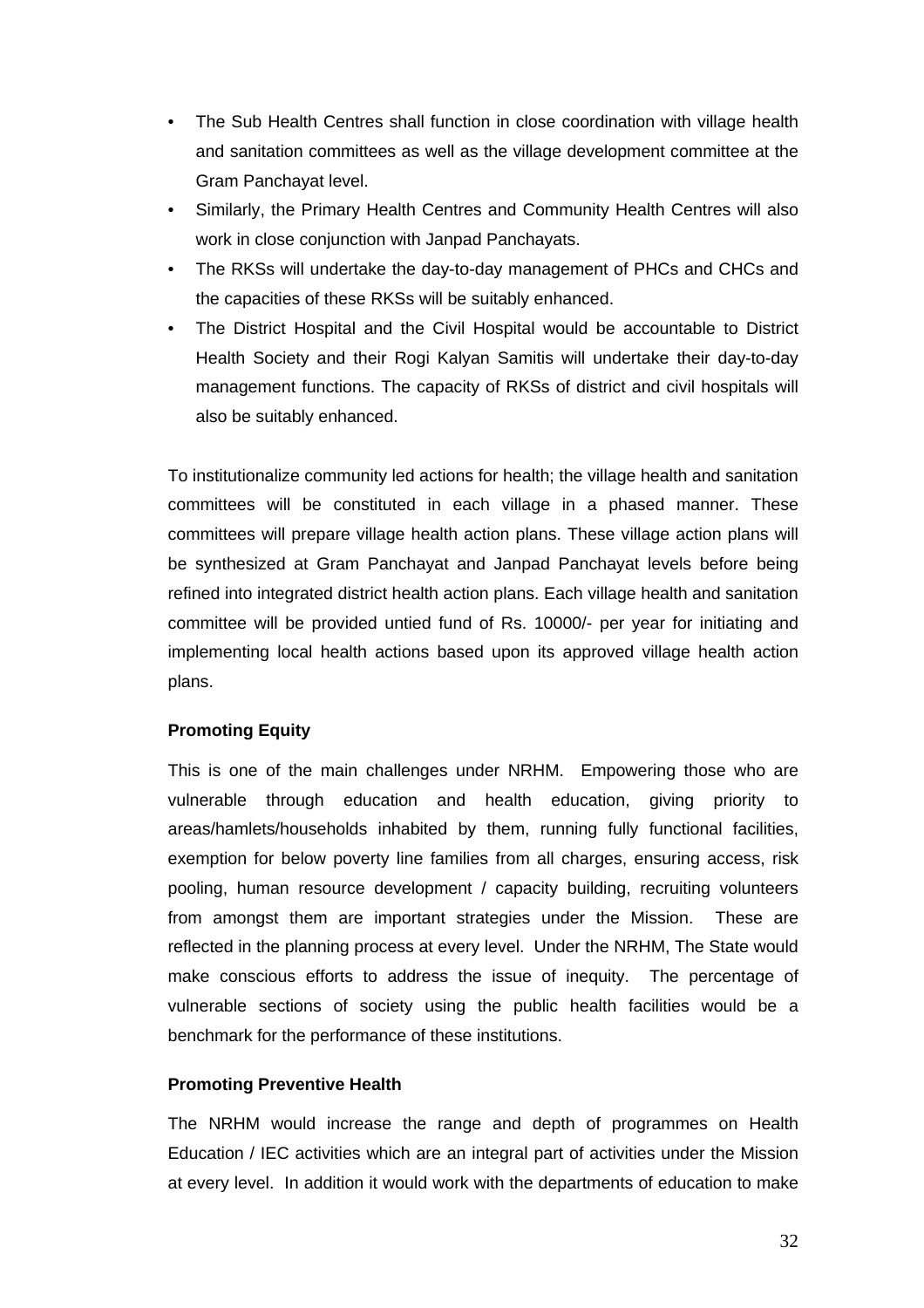- The Sub Health Centres shall function in close coordination with village health and sanitation committees as well as the village development committee at the Gram Panchayat level.
- Similarly, the Primary Health Centres and Community Health Centres will also work in close conjunction with Janpad Panchayats.
- The RKSs will undertake the day-to-day management of PHCs and CHCs and the capacities of these RKSs will be suitably enhanced.
- The District Hospital and the Civil Hospital would be accountable to District Health Society and their Rogi Kalyan Samitis will undertake their day-to-day management functions. The capacity of RKSs of district and civil hospitals will also be suitably enhanced.

To institutionalize community led actions for health; the village health and sanitation committees will be constituted in each village in a phased manner. These committees will prepare village health action plans. These village action plans will be synthesized at Gram Panchayat and Janpad Panchayat levels before being refined into integrated district health action plans. Each village health and sanitation committee will be provided untied fund of Rs. 10000/- per year for initiating and implementing local health actions based upon its approved village health action plans.

**Promoting Equity**

This is one of the main challenges under NRHM. Empowering those who are vulnerable through education and health education, giving priority to areas/hamlets/households inhabited by them, running fully functional facilities, exemption for below poverty line families from all charges, ensuring access, risk pooling, human resource development / capacity building, recruiting volunteers from amongst them are important strategies under the Mission. These are reflected in the planning process at every level. Under the NRHM, The State would make conscious efforts to address the issue of inequity. The percentage of vulnerable sections of society using the public health facilities would be a benchmark for the performance of these institutions.

**Promoting Preventive Health**

The NRHM would increase the range and depth of programmes on Health Education / IEC activities which are an integral part of activities under the Mission at every level. In addition it would work with the departments of education to make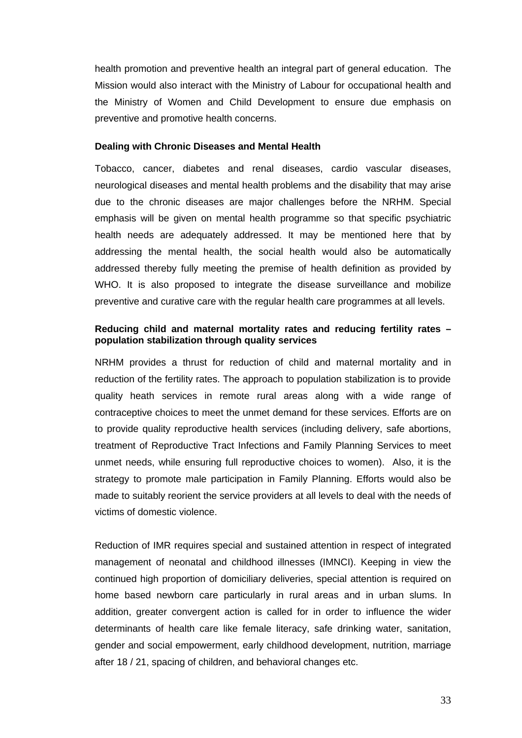health promotion and preventive health an integral part of general education. The Mission would also interact with the Ministry of Labour for occupational health and the Ministry of Women and Child Development to ensure due emphasis on preventive and promotive health concerns.

**Dealing with Chronic Diseases and Mental Health**

Tobacco, cancer, diabetes and renal diseases, cardio vascular diseases, neurological diseases and mental health problems and the disability that may arise due to the chronic diseases are major challenges before the NRHM. Special emphasis will be given on mental health programme so that specific psychiatric health needs are adequately addressed. It may be mentioned here that by addressing the mental health, the social health would also be automatically addressed thereby fully meeting the premise of health definition as provided by WHO. It is also proposed to integrate the disease surveillance and mobilize preventive and curative care with the regular health care programmes at all levels.

**Reducing child and maternal mortality rates and reducing fertility rates – population stabilization through quality services**

NRHM provides a thrust for reduction of child and maternal mortality and in reduction of the fertility rates. The approach to population stabilization is to provide quality heath services in remote rural areas along with a wide range of contraceptive choices to meet the unmet demand for these services. Efforts are on to provide quality reproductive health services (including delivery, safe abortions, treatment of Reproductive Tract Infections and Family Planning Services to meet unmet needs, while ensuring full reproductive choices to women). Also, it is the strategy to promote male participation in Family Planning. Efforts would also be made to suitably reorient the service providers at all levels to deal with the needs of victims of domestic violence.

Reduction of IMR requires special and sustained attention in respect of integrated management of neonatal and childhood illnesses (IMNCI). Keeping in view the continued high proportion of domiciliary deliveries, special attention is required on home based newborn care particularly in rural areas and in urban slums. In addition, greater convergent action is called for in order to influence the wider determinants of health care like female literacy, safe drinking water, sanitation, gender and social empowerment, early childhood development, nutrition, marriage after 18 / 21, spacing of children, and behavioral changes etc.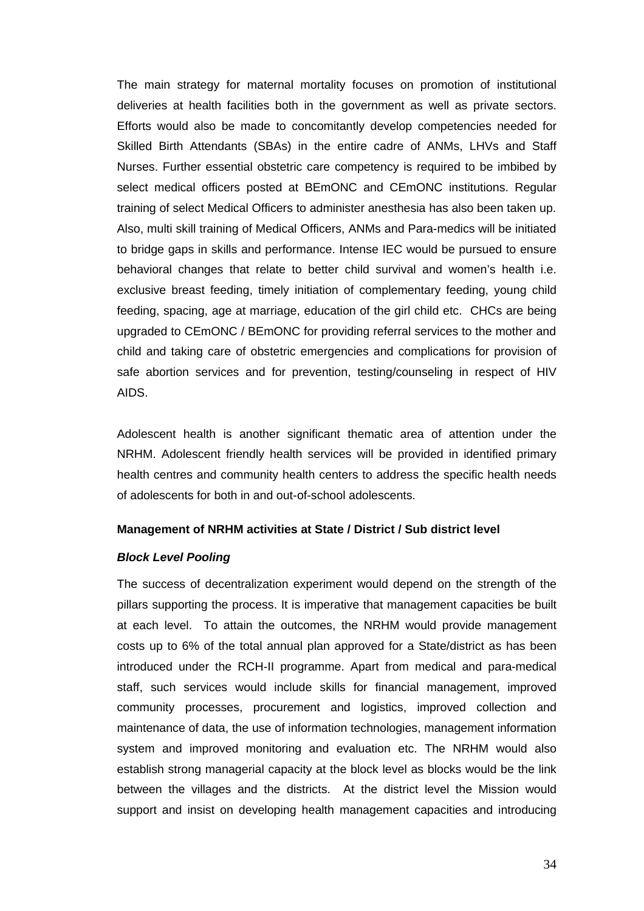The main strategy for maternal mortality focuses on promotion of institutional deliveries at health facilities both in the government as well as private sectors. Efforts would also be made to concomitantly develop competencies needed for Skilled Birth Attendants (SBAs) in the entire cadre of ANMs, LHVs and Staff Nurses. Further essential obstetric care competency is required to be imbibed by select medical officers posted at BEmONC and CEmONC institutions. Regular training of select Medical Officers to administer anesthesia has also been taken up. Also, multi skill training of Medical Officers, ANMs and Para-medics will be initiated to bridge gaps in skills and performance. Intense IEC would be pursued to ensure behavioral changes that relate to better child survival and women's health i.e. exclusive breast feeding, timely initiation of complementary feeding, young child feeding, spacing, age at marriage, education of the girl child etc. CHCs are being upgraded to CEmONC / BEmONC for providing referral services to the mother and child and taking care of obstetric emergencies and complications for provision of safe abortion services and for prevention, testing/counseling in respect of HIV AIDS.

Adolescent health is another significant thematic area of attention under the NRHM. Adolescent friendly health services will be provided in identified primary health centres and community health centers to address the specific health needs of adolescents for both in and out-of-school adolescents.

**Management of NRHM activities at State / District / Sub district level**

***Block Level Pooling***

The success of decentralization experiment would depend on the strength of the pillars supporting the process. It is imperative that management capacities be built at each level. To attain the outcomes, the NRHM would provide management costs up to 6% of the total annual plan approved for a State/district as has been introduced under the RCH-II programme. Apart from medical and para-medical staff, such services would include skills for financial management, improved community processes, procurement and logistics, improved collection and maintenance of data, the use of information technologies, management information system and improved monitoring and evaluation etc. The NRHM would also establish strong managerial capacity at the block level as blocks would be the link between the villages and the districts. At the district level the Mission would support and insist on developing health management capacities and introducing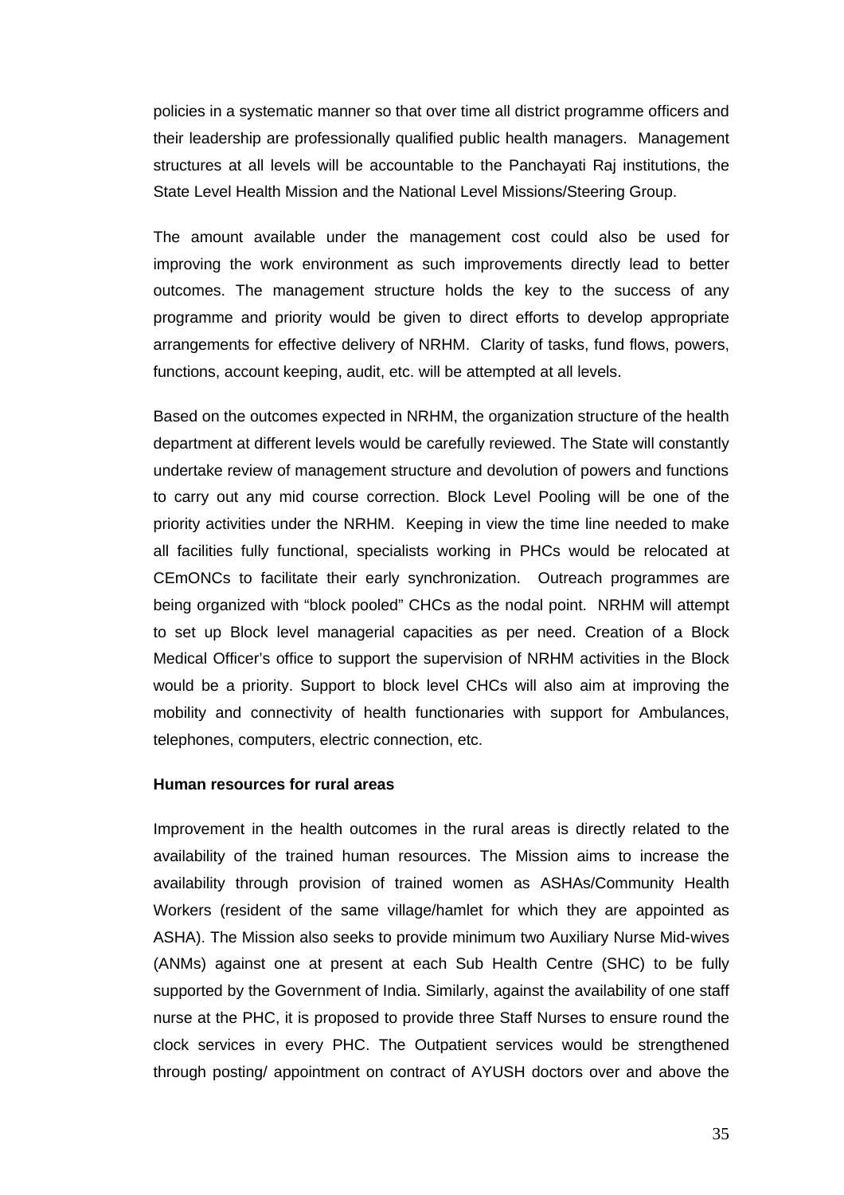policies in a systematic manner so that over time all district programme officers and their leadership are professionally qualified public health managers. Management structures at all levels will be accountable to the Panchayati Raj institutions, the State Level Health Mission and the National Level Missions/Steering Group.

The amount available under the management cost could also be used for improving the work environment as such improvements directly lead to better outcomes. The management structure holds the key to the success of any programme and priority would be given to direct efforts to develop appropriate arrangements for effective delivery of NRHM. Clarity of tasks, fund flows, powers, functions, account keeping, audit, etc. will be attempted at all levels.

Based on the outcomes expected in NRHM, the organization structure of the health department at different levels would be carefully reviewed. The State will constantly undertake review of management structure and devolution of powers and functions to carry out any mid course correction. Block Level Pooling will be one of the priority activities under the NRHM. Keeping in view the time line needed to make all facilities fully functional, specialists working in PHCs would be relocated at CEmONCs to facilitate their early synchronization. Outreach programmes are being organized with "block pooled" CHCs as the nodal point. NRHM will attempt to set up Block level managerial capacities as per need. Creation of a Block Medical Officer's office to support the supervision of NRHM activities in the Block would be a priority. Support to block level CHCs will also aim at improving the mobility and connectivity of health functionaries with support for Ambulances, telephones, computers, electric connection, etc.

**Human resources for rural areas**

Improvement in the health outcomes in the rural areas is directly related to the availability of the trained human resources. The Mission aims to increase the availability through provision of trained women as ASHAs/Community Health Workers (resident of the same village/hamlet for which they are appointed as ASHA). The Mission also seeks to provide minimum two Auxiliary Nurse Mid-wives (ANMs) against one at present at each Sub Health Centre (SHC) to be fully supported by the Government of India. Similarly, against the availability of one staff nurse at the PHC, it is proposed to provide three Staff Nurses to ensure round the clock services in every PHC. The Outpatient services would be strengthened through posting/ appointment on contract of AYUSH doctors over and above the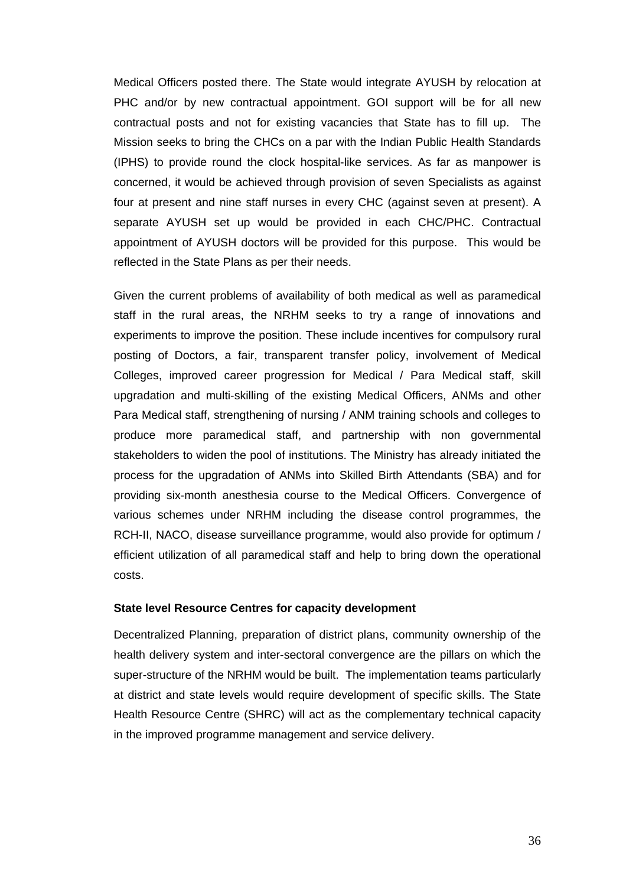Medical Officers posted there. The State would integrate AYUSH by relocation at PHC and/or by new contractual appointment. GOI support will be for all new contractual posts and not for existing vacancies that State has to fill up. The Mission seeks to bring the CHCs on a par with the Indian Public Health Standards (IPHS) to provide round the clock hospital-like services. As far as manpower is concerned, it would be achieved through provision of seven Specialists as against four at present and nine staff nurses in every CHC (against seven at present). A separate AYUSH set up would be provided in each CHC/PHC. Contractual appointment of AYUSH doctors will be provided for this purpose. This would be reflected in the State Plans as per their needs.

Given the current problems of availability of both medical as well as paramedical staff in the rural areas, the NRHM seeks to try a range of innovations and experiments to improve the position. These include incentives for compulsory rural posting of Doctors, a fair, transparent transfer policy, involvement of Medical Colleges, improved career progression for Medical / Para Medical staff, skill upgradation and multi-skilling of the existing Medical Officers, ANMs and other Para Medical staff, strengthening of nursing / ANM training schools and colleges to produce more paramedical staff, and partnership with non governmental stakeholders to widen the pool of institutions. The Ministry has already initiated the process for the upgradation of ANMs into Skilled Birth Attendants (SBA) and for providing six-month anesthesia course to the Medical Officers. Convergence of various schemes under NRHM including the disease control programmes, the RCH-II, NACO, disease surveillance programme, would also provide for optimum / efficient utilization of all paramedical staff and help to bring down the operational costs.

**State level Resource Centres for capacity development**

Decentralized Planning, preparation of district plans, community ownership of the health delivery system and inter-sectoral convergence are the pillars on which the super-structure of the NRHM would be built. The implementation teams particularly at district and state levels would require development of specific skills. The State Health Resource Centre (SHRC) will act as the complementary technical capacity in the improved programme management and service delivery.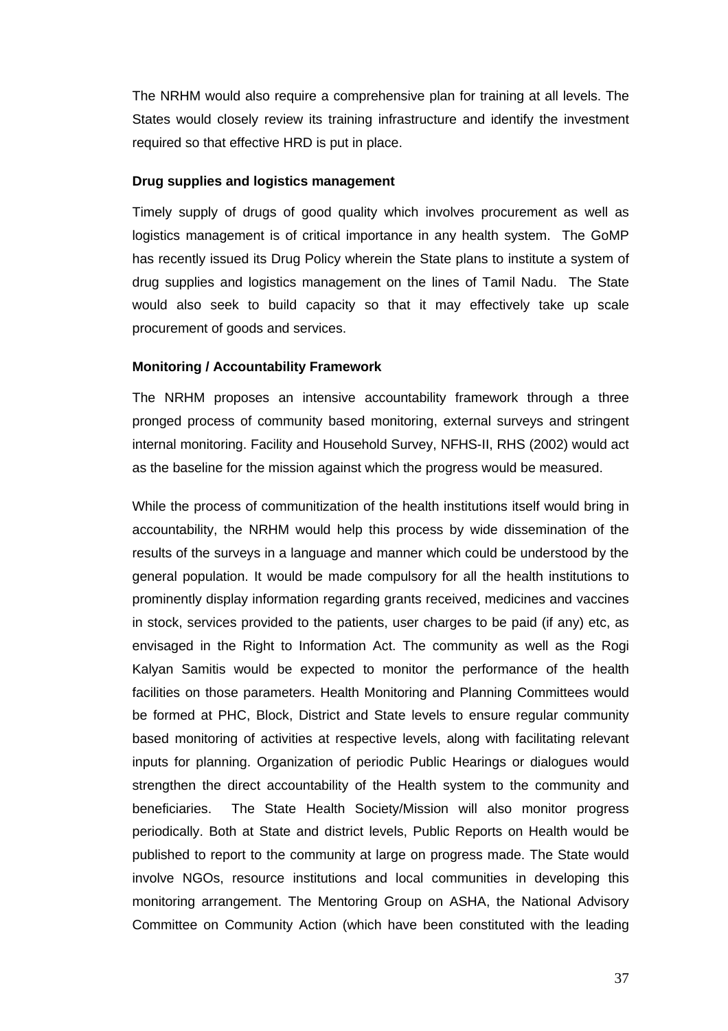The NRHM would also require a comprehensive plan for training at all levels. The States would closely review its training infrastructure and identify the investment required so that effective HRD is put in place.

**Drug supplies and logistics management**

Timely supply of drugs of good quality which involves procurement as well as logistics management is of critical importance in any health system. The GoMP has recently issued its Drug Policy wherein the State plans to institute a system of drug supplies and logistics management on the lines of Tamil Nadu. The State would also seek to build capacity so that it may effectively take up scale procurement of goods and services.

**Monitoring / Accountability Framework**

The NRHM proposes an intensive accountability framework through a three pronged process of community based monitoring, external surveys and stringent internal monitoring. Facility and Household Survey, NFHS-II, RHS (2002) would act as the baseline for the mission against which the progress would be measured.

While the process of communitization of the health institutions itself would bring in accountability, the NRHM would help this process by wide dissemination of the results of the surveys in a language and manner which could be understood by the general population. It would be made compulsory for all the health institutions to prominently display information regarding grants received, medicines and vaccines in stock, services provided to the patients, user charges to be paid (if any) etc, as envisaged in the Right to Information Act. The community as well as the Rogi Kalyan Samitis would be expected to monitor the performance of the health facilities on those parameters. Health Monitoring and Planning Committees would be formed at PHC, Block, District and State levels to ensure regular community based monitoring of activities at respective levels, along with facilitating relevant inputs for planning. Organization of periodic Public Hearings or dialogues would strengthen the direct accountability of the Health system to the community and beneficiaries. The State Health Society/Mission will also monitor progress periodically. Both at State and district levels, Public Reports on Health would be published to report to the community at large on progress made. The State would involve NGOs, resource institutions and local communities in developing this monitoring arrangement. The Mentoring Group on ASHA, the National Advisory Committee on Community Action (which have been constituted with the leading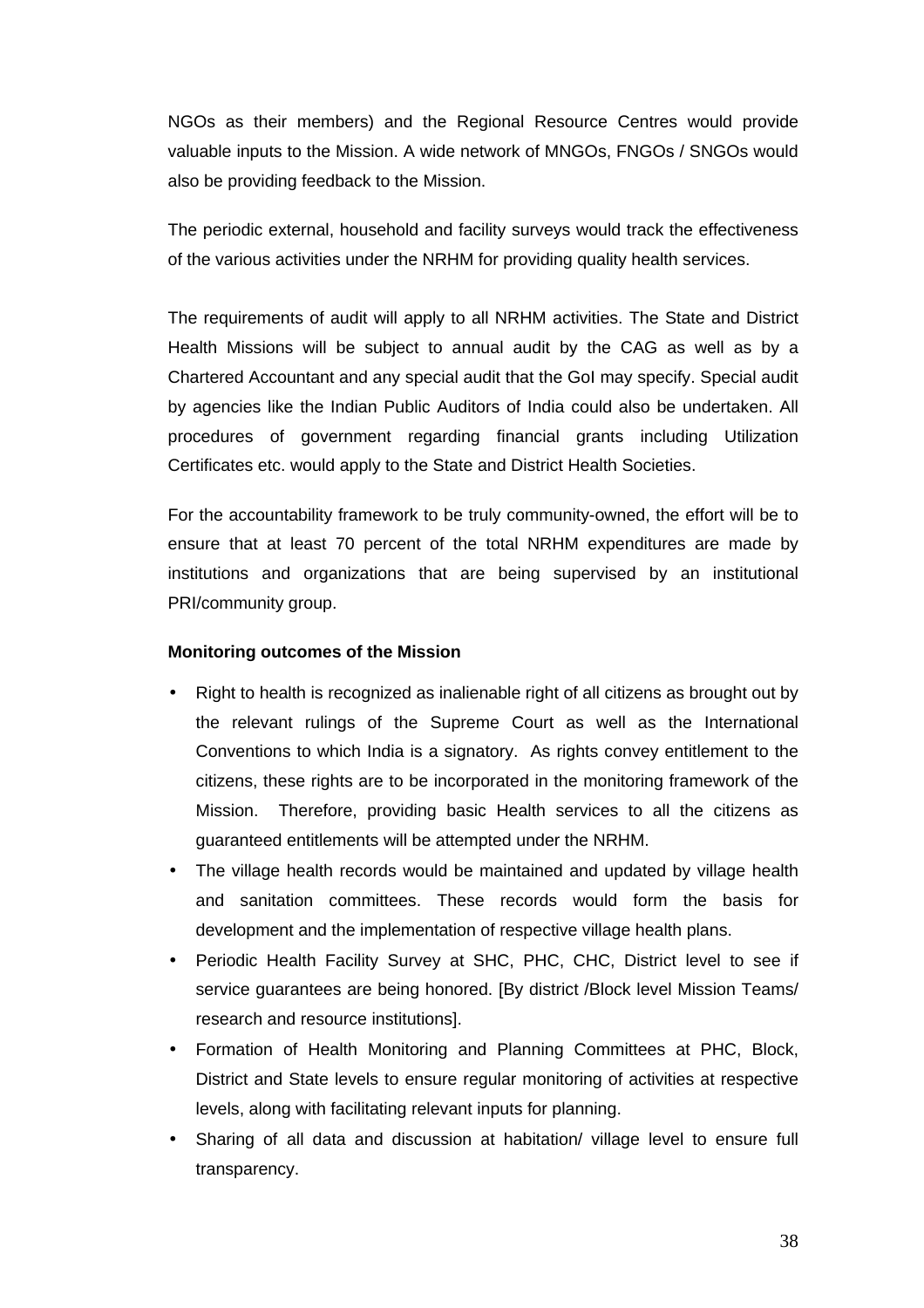NGOs as their members) and the Regional Resource Centres would provide valuable inputs to the Mission. A wide network of MNGOs, FNGOs / SNGOs would also be providing feedback to the Mission.

The periodic external, household and facility surveys would track the effectiveness of the various activities under the NRHM for providing quality health services.

The requirements of audit will apply to all NRHM activities. The State and District Health Missions will be subject to annual audit by the CAG as well as by a Chartered Accountant and any special audit that the GoI may specify. Special audit by agencies like the Indian Public Auditors of India could also be undertaken. All procedures of government regarding financial grants including Utilization Certificates etc. would apply to the State and District Health Societies.

For the accountability framework to be truly community-owned, the effort will be to ensure that at least 70 percent of the total NRHM expenditures are made by institutions and organizations that are being supervised by an institutional PRI/community group.

**Monitoring outcomes of the Mission**

- Right to health is recognized as inalienable right of all citizens as brought out by the relevant rulings of the Supreme Court as well as the International Conventions to which India is a signatory. As rights convey entitlement to the citizens, these rights are to be incorporated in the monitoring framework of the Mission. Therefore, providing basic Health services to all the citizens as guaranteed entitlements will be attempted under the NRHM.
- The village health records would be maintained and updated by village health and sanitation committees. These records would form the basis for development and the implementation of respective village health plans.
- Periodic Health Facility Survey at SHC, PHC, CHC, District level to see if service guarantees are being honored. [By district /Block level Mission Teams/ research and resource institutions].
- Formation of Health Monitoring and Planning Committees at PHC, Block, District and State levels to ensure regular monitoring of activities at respective levels, along with facilitating relevant inputs for planning.
- Sharing of all data and discussion at habitation/ village level to ensure full transparency.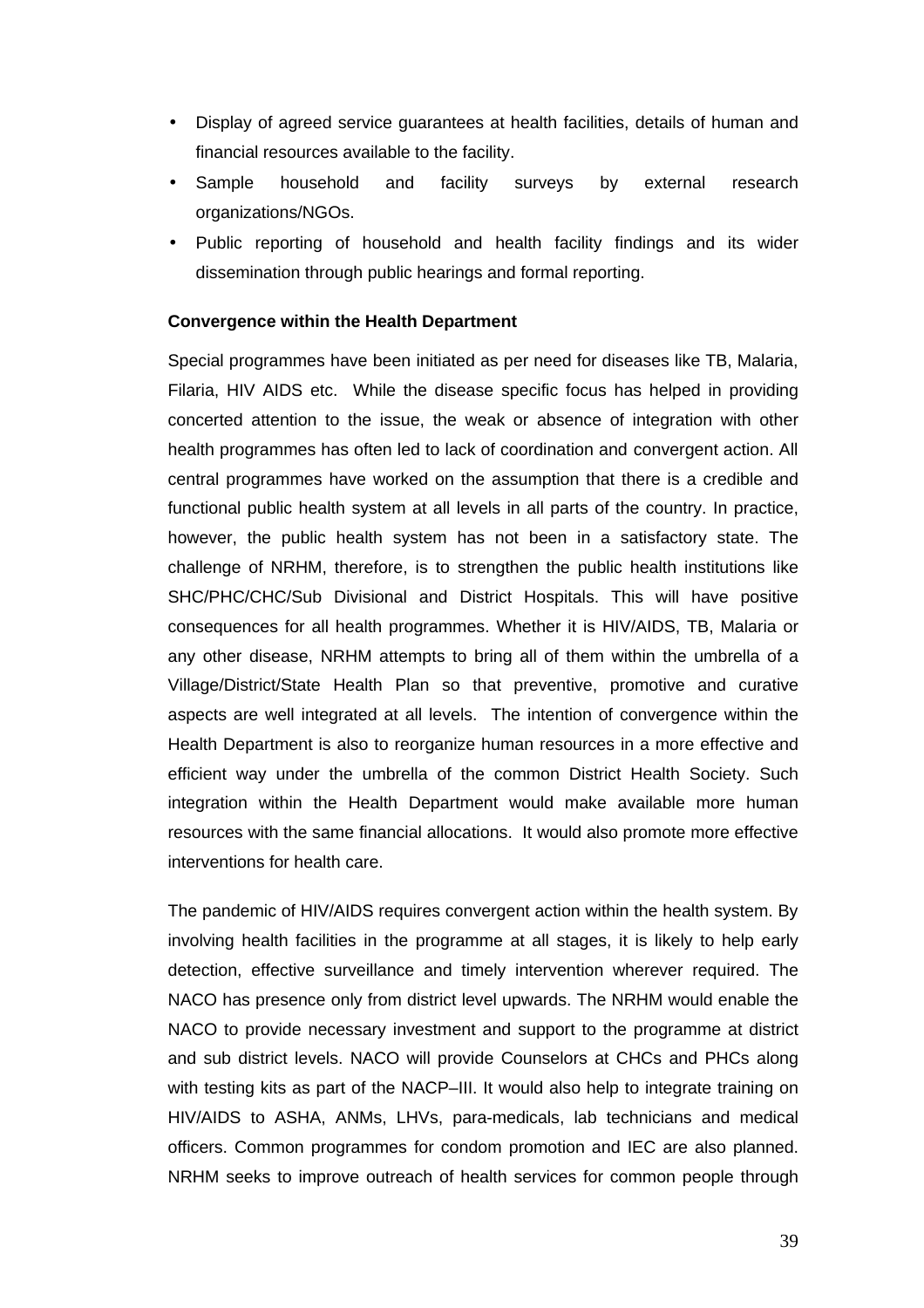- Display of agreed service guarantees at health facilities, details of human and financial resources available to the facility.
- Sample household and facility surveys by external research organizations/NGOs.
- Public reporting of household and health facility findings and its wider dissemination through public hearings and formal reporting.

**Convergence within the Health Department**

Special programmes have been initiated as per need for diseases like TB, Malaria, Filaria, HIV AIDS etc. While the disease specific focus has helped in providing concerted attention to the issue, the weak or absence of integration with other health programmes has often led to lack of coordination and convergent action. All central programmes have worked on the assumption that there is a credible and functional public health system at all levels in all parts of the country. In practice, however, the public health system has not been in a satisfactory state. The challenge of NRHM, therefore, is to strengthen the public health institutions like SHC/PHC/CHC/Sub Divisional and District Hospitals. This will have positive consequences for all health programmes. Whether it is HIV/AIDS, TB, Malaria or any other disease, NRHM attempts to bring all of them within the umbrella of a Village/District/State Health Plan so that preventive, promotive and curative aspects are well integrated at all levels. The intention of convergence within the Health Department is also to reorganize human resources in a more effective and efficient way under the umbrella of the common District Health Society. Such integration within the Health Department would make available more human resources with the same financial allocations. It would also promote more effective interventions for health care.

The pandemic of HIV/AIDS requires convergent action within the health system. By involving health facilities in the programme at all stages, it is likely to help early detection, effective surveillance and timely intervention wherever required. The NACO has presence only from district level upwards. The NRHM would enable the NACO to provide necessary investment and support to the programme at district and sub district levels. NACO will provide Counselors at CHCs and PHCs along with testing kits as part of the NACP–III. It would also help to integrate training on HIV/AIDS to ASHA, ANMs, LHVs, para-medicals, lab technicians and medical officers. Common programmes for condom promotion and IEC are also planned. NRHM seeks to improve outreach of health services for common people through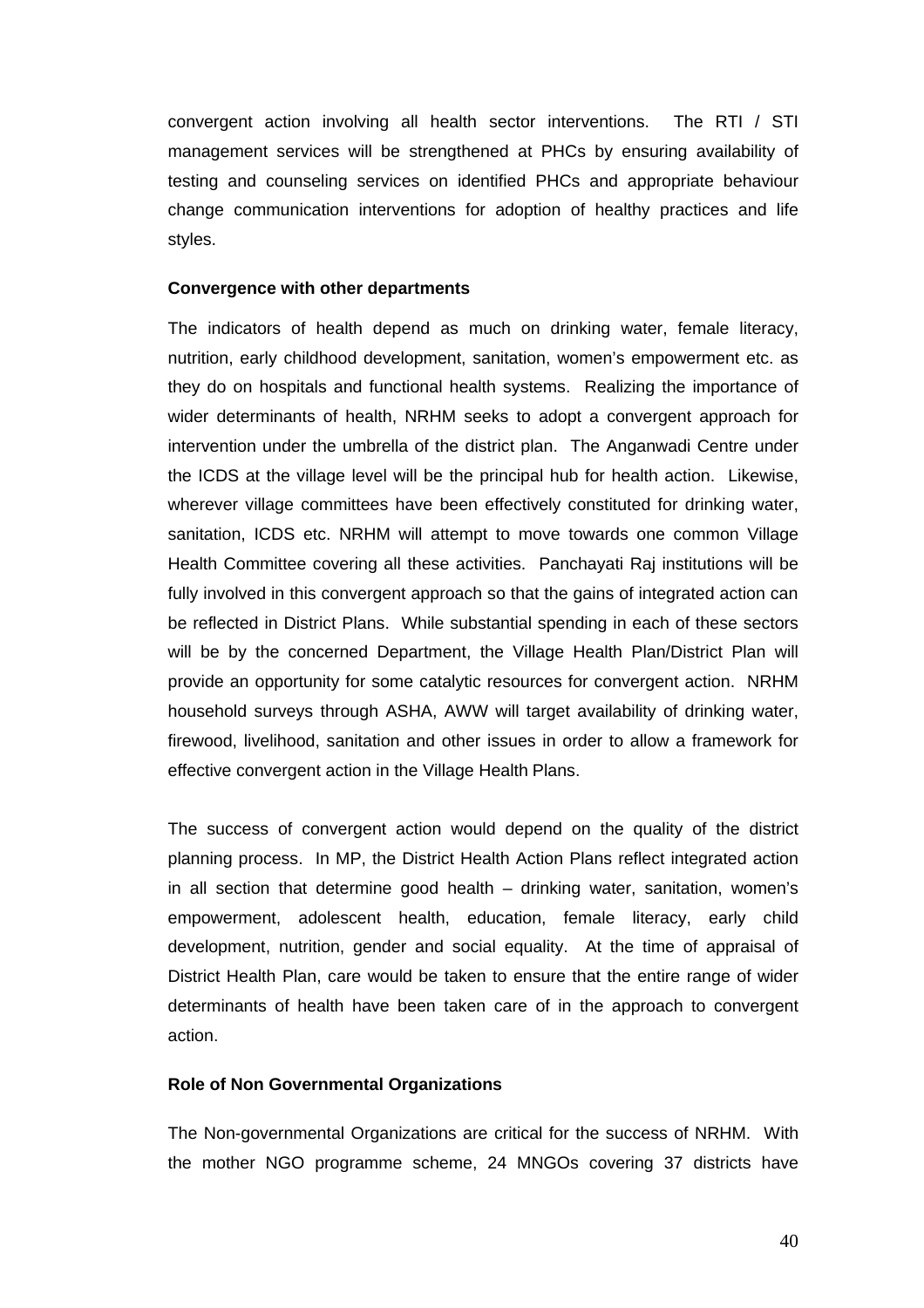convergent action involving all health sector interventions. The RTI / STI management services will be strengthened at PHCs by ensuring availability of testing and counseling services on identified PHCs and appropriate behaviour change communication interventions for adoption of healthy practices and life styles.

**Convergence with other departments**

The indicators of health depend as much on drinking water, female literacy, nutrition, early childhood development, sanitation, women's empowerment etc. as they do on hospitals and functional health systems. Realizing the importance of wider determinants of health, NRHM seeks to adopt a convergent approach for intervention under the umbrella of the district plan. The Anganwadi Centre under the ICDS at the village level will be the principal hub for health action. Likewise, wherever village committees have been effectively constituted for drinking water, sanitation, ICDS etc. NRHM will attempt to move towards one common Village Health Committee covering all these activities. Panchayati Raj institutions will be fully involved in this convergent approach so that the gains of integrated action can be reflected in District Plans. While substantial spending in each of these sectors will be by the concerned Department, the Village Health Plan/District Plan will provide an opportunity for some catalytic resources for convergent action. NRHM household surveys through ASHA, AWW will target availability of drinking water, firewood, livelihood, sanitation and other issues in order to allow a framework for effective convergent action in the Village Health Plans.

The success of convergent action would depend on the quality of the district planning process. In MP, the District Health Action Plans reflect integrated action in all section that determine good health – drinking water, sanitation, women's empowerment, adolescent health, education, female literacy, early child development, nutrition, gender and social equality. At the time of appraisal of District Health Plan, care would be taken to ensure that the entire range of wider determinants of health have been taken care of in the approach to convergent action.

**Role of Non Governmental Organizations**

The Non-governmental Organizations are critical for the success of NRHM. With the mother NGO programme scheme, 24 MNGOs covering 37 districts have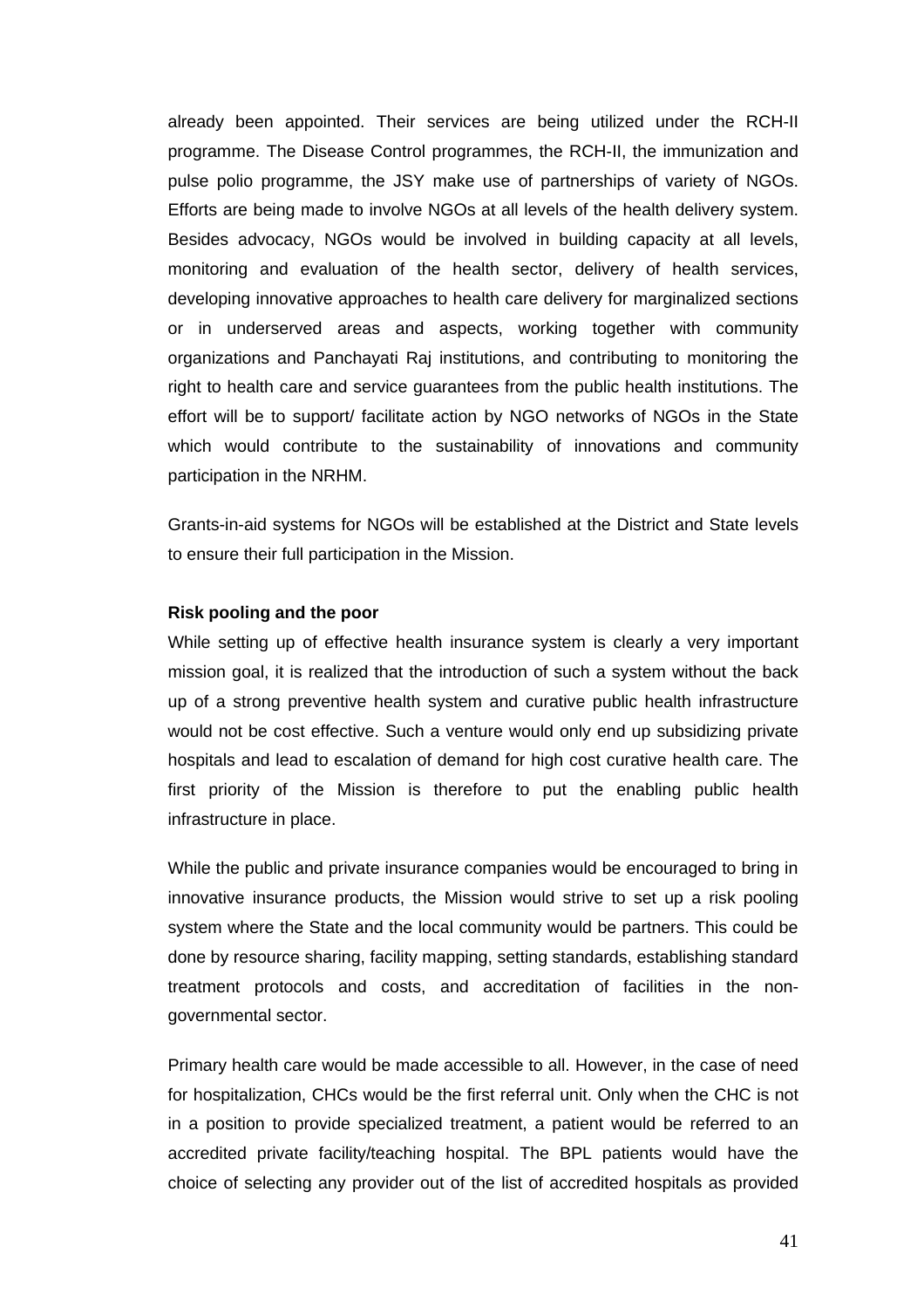already been appointed. Their services are being utilized under the RCH-II programme. The Disease Control programmes, the RCH-II, the immunization and pulse polio programme, the JSY make use of partnerships of variety of NGOs. Efforts are being made to involve NGOs at all levels of the health delivery system. Besides advocacy, NGOs would be involved in building capacity at all levels, monitoring and evaluation of the health sector, delivery of health services, developing innovative approaches to health care delivery for marginalized sections or in underserved areas and aspects, working together with community organizations and Panchayati Raj institutions, and contributing to monitoring the right to health care and service guarantees from the public health institutions. The effort will be to support/ facilitate action by NGO networks of NGOs in the State which would contribute to the sustainability of innovations and community participation in the NRHM.

Grants-in-aid systems for NGOs will be established at the District and State levels to ensure their full participation in the Mission.

**Risk pooling and the poor**

While setting up of effective health insurance system is clearly a very important mission goal, it is realized that the introduction of such a system without the back up of a strong preventive health system and curative public health infrastructure would not be cost effective. Such a venture would only end up subsidizing private hospitals and lead to escalation of demand for high cost curative health care. The first priority of the Mission is therefore to put the enabling public health infrastructure in place.

While the public and private insurance companies would be encouraged to bring in innovative insurance products, the Mission would strive to set up a risk pooling system where the State and the local community would be partners. This could be done by resource sharing, facility mapping, setting standards, establishing standard treatment protocols and costs, and accreditation of facilities in the non-governmental sector.

Primary health care would be made accessible to all. However, in the case of need for hospitalization, CHCs would be the first referral unit. Only when the CHC is not in a position to provide specialized treatment, a patient would be referred to an accredited private facility/teaching hospital. The BPL patients would have the choice of selecting any provider out of the list of accredited hospitals as provided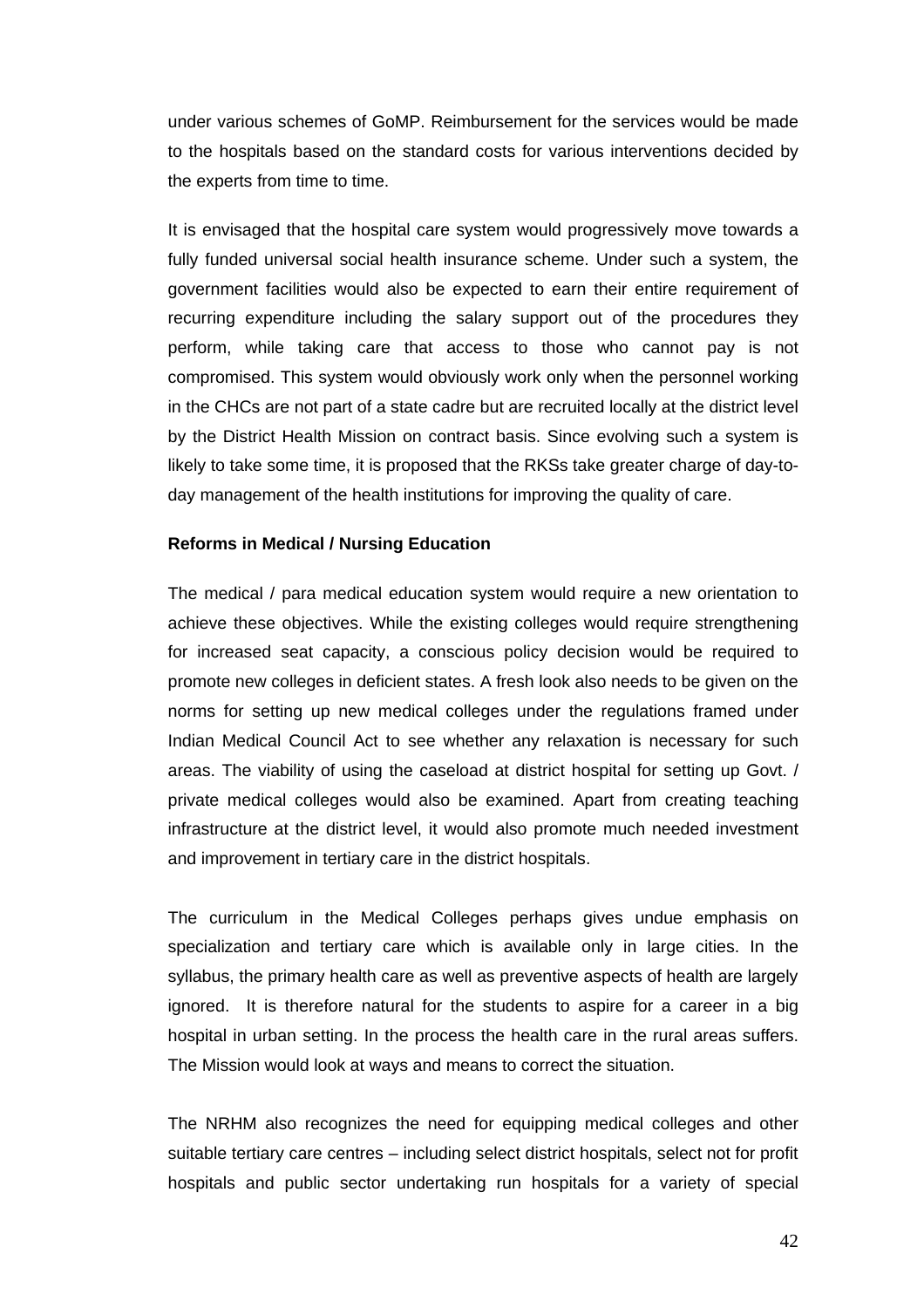under various schemes of GoMP. Reimbursement for the services would be made to the hospitals based on the standard costs for various interventions decided by the experts from time to time.

It is envisaged that the hospital care system would progressively move towards a fully funded universal social health insurance scheme. Under such a system, the government facilities would also be expected to earn their entire requirement of recurring expenditure including the salary support out of the procedures they perform, while taking care that access to those who cannot pay is not compromised. This system would obviously work only when the personnel working in the CHCs are not part of a state cadre but are recruited locally at the district level by the District Health Mission on contract basis. Since evolving such a system is likely to take some time, it is proposed that the RKSs take greater charge of day-to-day management of the health institutions for improving the quality of care.

**Reforms in Medical / Nursing Education**

The medical / para medical education system would require a new orientation to achieve these objectives. While the existing colleges would require strengthening for increased seat capacity, a conscious policy decision would be required to promote new colleges in deficient states. A fresh look also needs to be given on the norms for setting up new medical colleges under the regulations framed under Indian Medical Council Act to see whether any relaxation is necessary for such areas. The viability of using the caseload at district hospital for setting up Govt. / private medical colleges would also be examined. Apart from creating teaching infrastructure at the district level, it would also promote much needed investment and improvement in tertiary care in the district hospitals.

The curriculum in the Medical Colleges perhaps gives undue emphasis on specialization and tertiary care which is available only in large cities. In the syllabus, the primary health care as well as preventive aspects of health are largely ignored. It is therefore natural for the students to aspire for a career in a big hospital in urban setting. In the process the health care in the rural areas suffers. The Mission would look at ways and means to correct the situation.

The NRHM also recognizes the need for equipping medical colleges and other suitable tertiary care centres – including select district hospitals, select not for profit hospitals and public sector undertaking run hospitals for a variety of special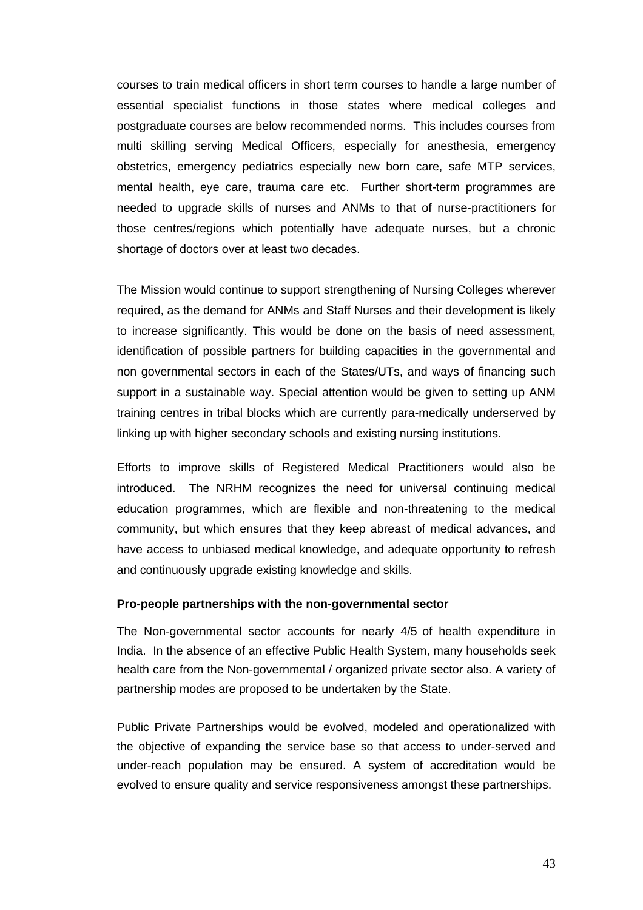courses to train medical officers in short term courses to handle a large number of essential specialist functions in those states where medical colleges and postgraduate courses are below recommended norms. This includes courses from multi skilling serving Medical Officers, especially for anesthesia, emergency obstetrics, emergency pediatrics especially new born care, safe MTP services, mental health, eye care, trauma care etc. Further short-term programmes are needed to upgrade skills of nurses and ANMs to that of nurse-practitioners for those centres/regions which potentially have adequate nurses, but a chronic shortage of doctors over at least two decades.

The Mission would continue to support strengthening of Nursing Colleges wherever required, as the demand for ANMs and Staff Nurses and their development is likely to increase significantly. This would be done on the basis of need assessment, identification of possible partners for building capacities in the governmental and non governmental sectors in each of the States/UTs, and ways of financing such support in a sustainable way. Special attention would be given to setting up ANM training centres in tribal blocks which are currently para-medically underserved by linking up with higher secondary schools and existing nursing institutions.

Efforts to improve skills of Registered Medical Practitioners would also be introduced. The NRHM recognizes the need for universal continuing medical education programmes, which are flexible and non-threatening to the medical community, but which ensures that they keep abreast of medical advances, and have access to unbiased medical knowledge, and adequate opportunity to refresh and continuously upgrade existing knowledge and skills.

**Pro-people partnerships with the non-governmental sector**

The Non-governmental sector accounts for nearly 4/5 of health expenditure in India. In the absence of an effective Public Health System, many households seek health care from the Non-governmental / organized private sector also. A variety of partnership modes are proposed to be undertaken by the State.

Public Private Partnerships would be evolved, modeled and operationalized with the objective of expanding the service base so that access to under-served and under-reach population may be ensured. A system of accreditation would be evolved to ensure quality and service responsiveness amongst these partnerships.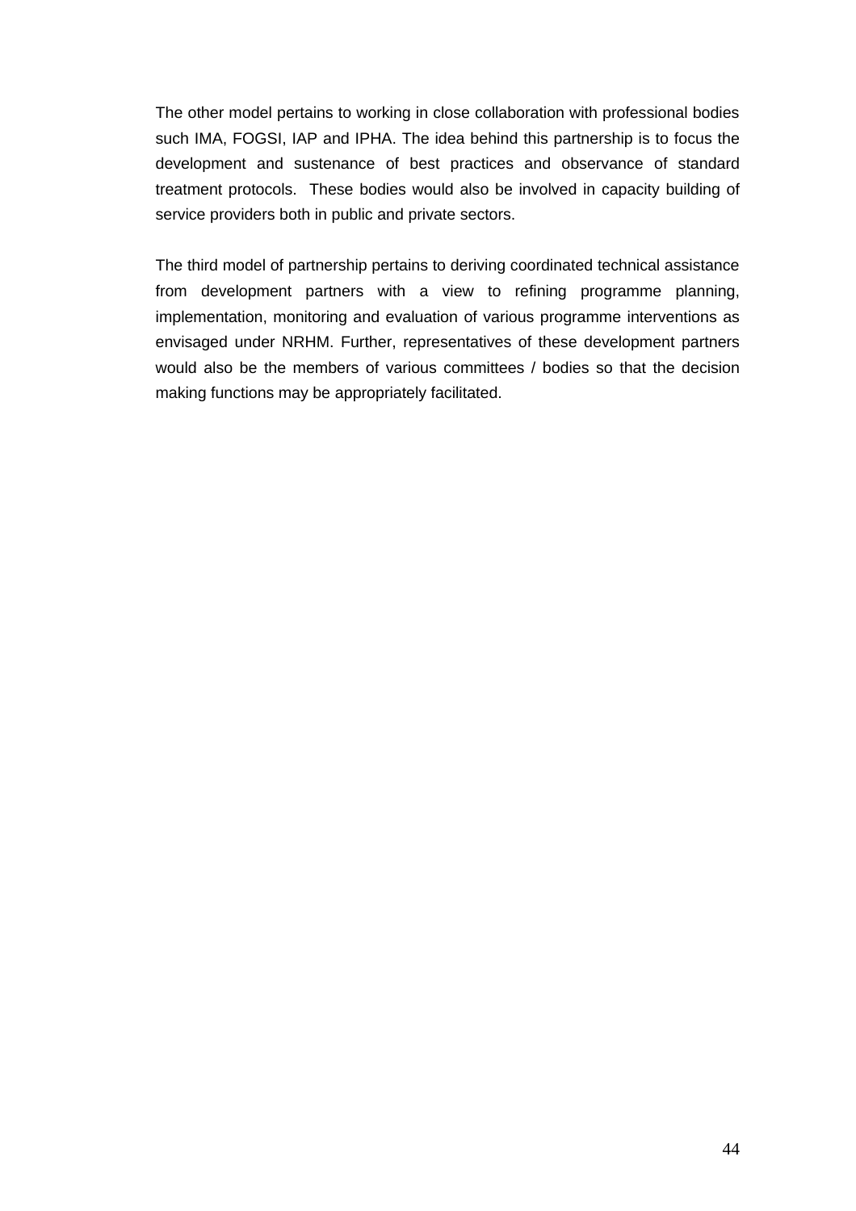The other model pertains to working in close collaboration with professional bodies such IMA, FOGSI, IAP and IPHA. The idea behind this partnership is to focus the development and sustenance of best practices and observance of standard treatment protocols. These bodies would also be involved in capacity building of service providers both in public and private sectors.

The third model of partnership pertains to deriving coordinated technical assistance from development partners with a view to refining programme planning, implementation, monitoring and evaluation of various programme interventions as envisaged under NRHM. Further, representatives of these development partners would also be the members of various committees / bodies so that the decision making functions may be appropriately facilitated.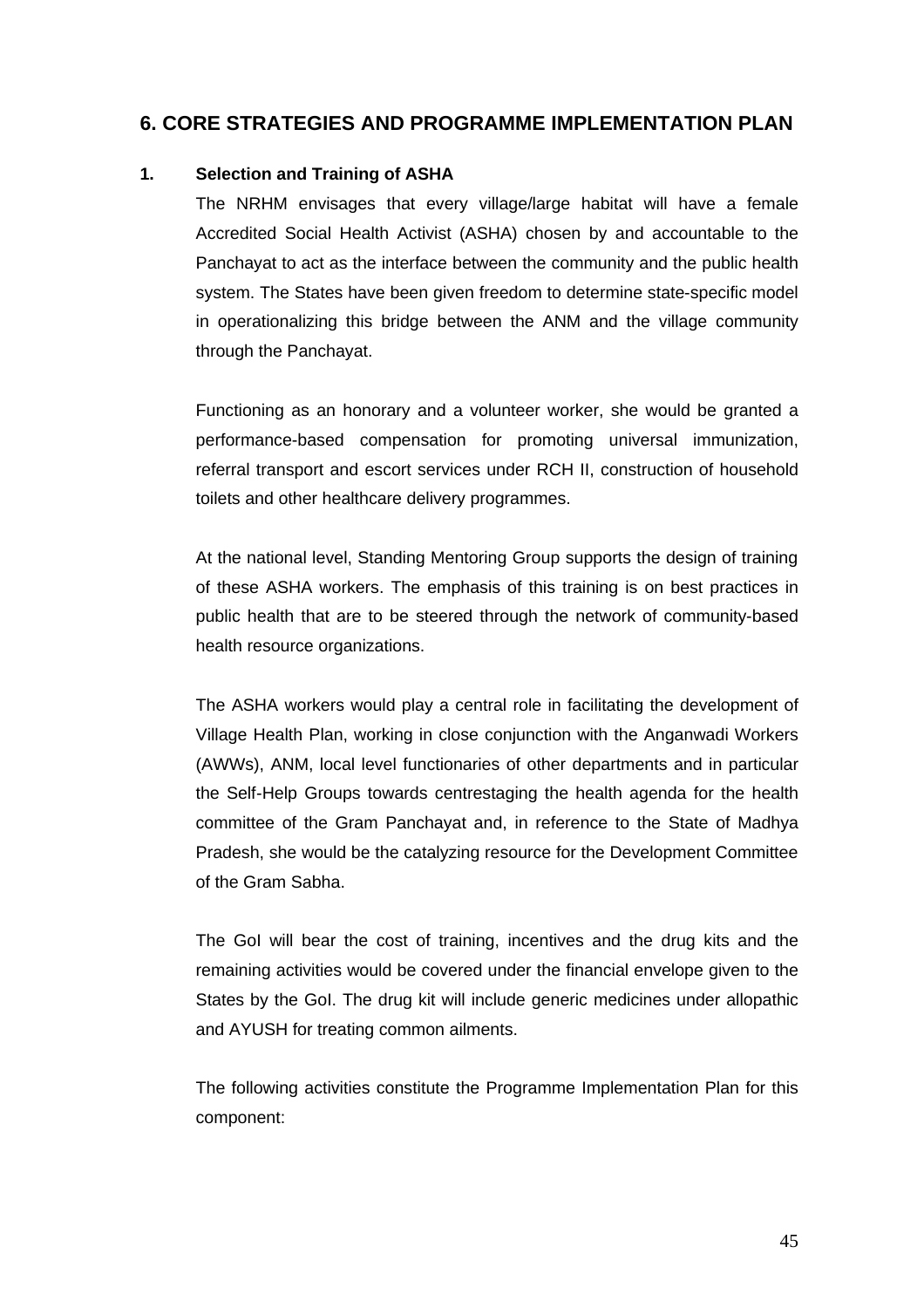## 6. CORE STRATEGIES AND PROGRAMME IMPLEMENTATION PLAN

### 1. Selection and Training of ASHA

The NRHM envisages that every village/large habitat will have a female Accredited Social Health Activist (ASHA) chosen by and accountable to the Panchayat to act as the interface between the community and the public health system. The States have been given freedom to determine state-specific model in operationalizing this bridge between the ANM and the village community through the Panchayat.

Functioning as an honorary and a volunteer worker, she would be granted a performance-based compensation for promoting universal immunization, referral transport and escort services under RCH II, construction of household toilets and other healthcare delivery programmes.

At the national level, Standing Mentoring Group supports the design of training of these ASHA workers. The emphasis of this training is on best practices in public health that are to be steered through the network of community-based health resource organizations.

The ASHA workers would play a central role in facilitating the development of Village Health Plan, working in close conjunction with the Anganwadi Workers (AWWs), ANM, local level functionaries of other departments and in particular the Self-Help Groups towards centrestaging the health agenda for the health committee of the Gram Panchayat and, in reference to the State of Madhya Pradesh, she would be the catalyzing resource for the Development Committee of the Gram Sabha.

The GoI will bear the cost of training, incentives and the drug kits and the remaining activities would be covered under the financial envelope given to the States by the GoI. The drug kit will include generic medicines under allopathic and AYUSH for treating common ailments.

The following activities constitute the Programme Implementation Plan for this component: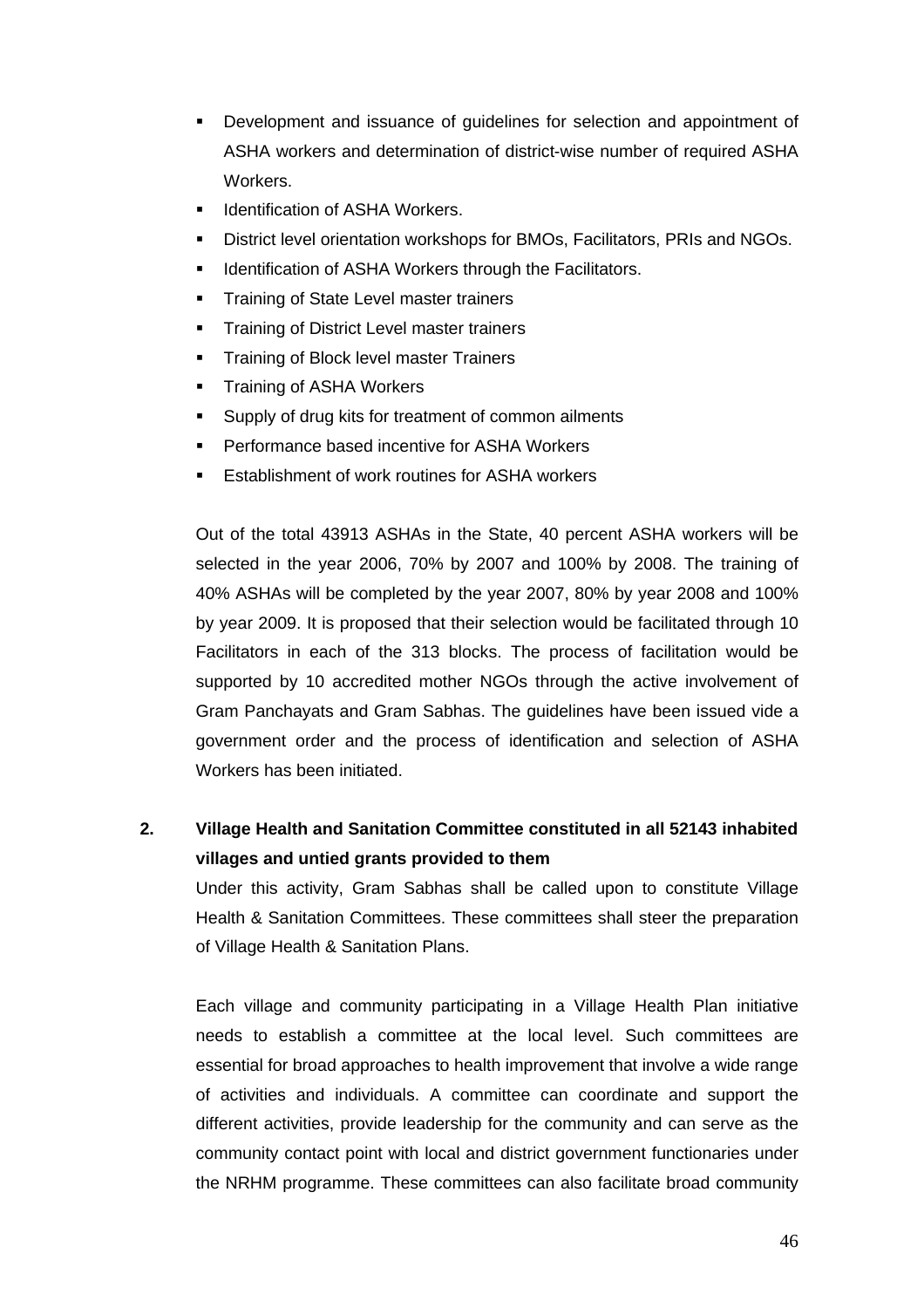- Development and issuance of guidelines for selection and appointment of ASHA workers and determination of district-wise number of required ASHA Workers.
- Identification of ASHA Workers.
- District level orientation workshops for BMOs, Facilitators, PRIs and NGOs.
- Identification of ASHA Workers through the Facilitators.
- Training of State Level master trainers
- Training of District Level master trainers
- Training of Block level master Trainers
- Training of ASHA Workers
- Supply of drug kits for treatment of common ailments
- Performance based incentive for ASHA Workers
- Establishment of work routines for ASHA workers

Out of the total 43913 ASHAs in the State, 40 percent ASHA workers will be selected in the year 2006, 70% by 2007 and 100% by 2008. The training of 40% ASHAs will be completed by the year 2007, 80% by year 2008 and 100% by year 2009. It is proposed that their selection would be facilitated through 10 Facilitators in each of the 313 blocks. The process of facilitation would be supported by 10 accredited mother NGOs through the active involvement of Gram Panchayats and Gram Sabhas. The guidelines have been issued vide a government order and the process of identification and selection of ASHA Workers has been initiated.

**2. Village Health and Sanitation Committee constituted in all 52143 inhabited villages and untied grants provided to them**

Under this activity, Gram Sabhas shall be called upon to constitute Village Health & Sanitation Committees. These committees shall steer the preparation of Village Health & Sanitation Plans.

Each village and community participating in a Village Health Plan initiative needs to establish a committee at the local level. Such committees are essential for broad approaches to health improvement that involve a wide range of activities and individuals. A committee can coordinate and support the different activities, provide leadership for the community and can serve as the community contact point with local and district government functionaries under the NRHM programme. These committees can also facilitate broad community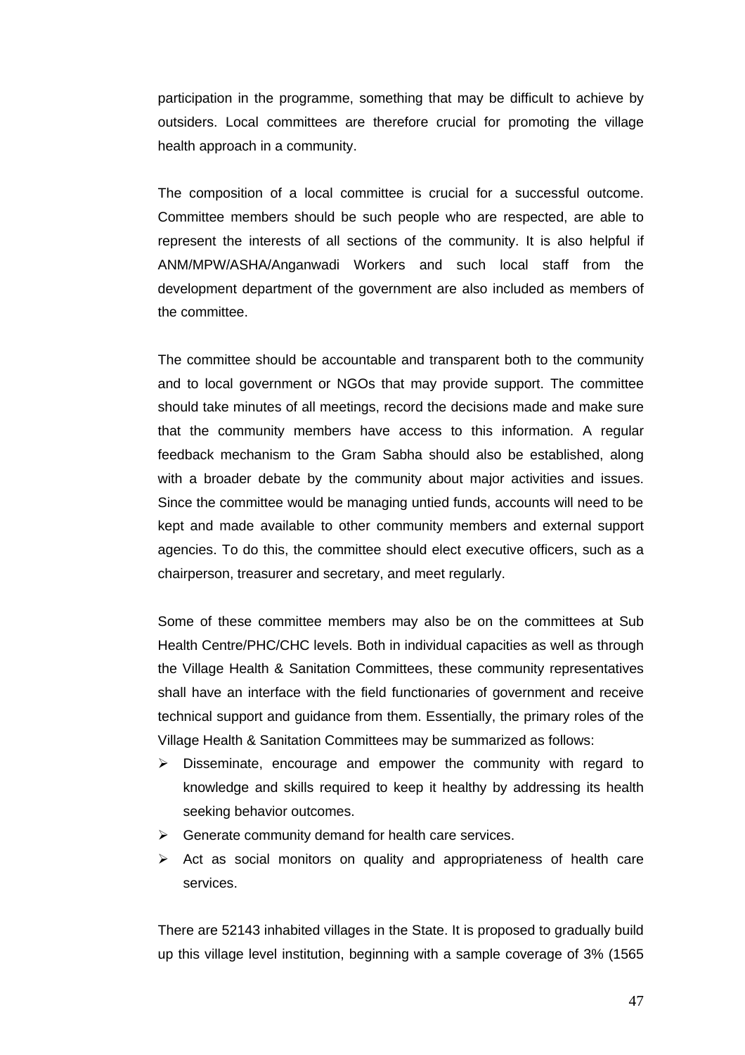participation in the programme, something that may be difficult to achieve by outsiders. Local committees are therefore crucial for promoting the village health approach in a community.

The composition of a local committee is crucial for a successful outcome. Committee members should be such people who are respected, are able to represent the interests of all sections of the community. It is also helpful if ANM/MPW/ASHA/Anganwadi Workers and such local staff from the development department of the government are also included as members of the committee.

The committee should be accountable and transparent both to the community and to local government or NGOs that may provide support. The committee should take minutes of all meetings, record the decisions made and make sure that the community members have access to this information. A regular feedback mechanism to the Gram Sabha should also be established, along with a broader debate by the community about major activities and issues. Since the committee would be managing untied funds, accounts will need to be kept and made available to other community members and external support agencies. To do this, the committee should elect executive officers, such as a chairperson, treasurer and secretary, and meet regularly.

Some of these committee members may also be on the committees at Sub Health Centre/PHC/CHC levels. Both in individual capacities as well as through the Village Health & Sanitation Committees, these community representatives shall have an interface with the field functionaries of government and receive technical support and guidance from them. Essentially, the primary roles of the Village Health & Sanitation Committees may be summarized as follows:

- Disseminate, encourage and empower the community with regard to knowledge and skills required to keep it healthy by addressing its health seeking behavior outcomes.
- Generate community demand for health care services.
- Act as social monitors on quality and appropriateness of health care services.

There are 52143 inhabited villages in the State. It is proposed to gradually build up this village level institution, beginning with a sample coverage of 3% (1565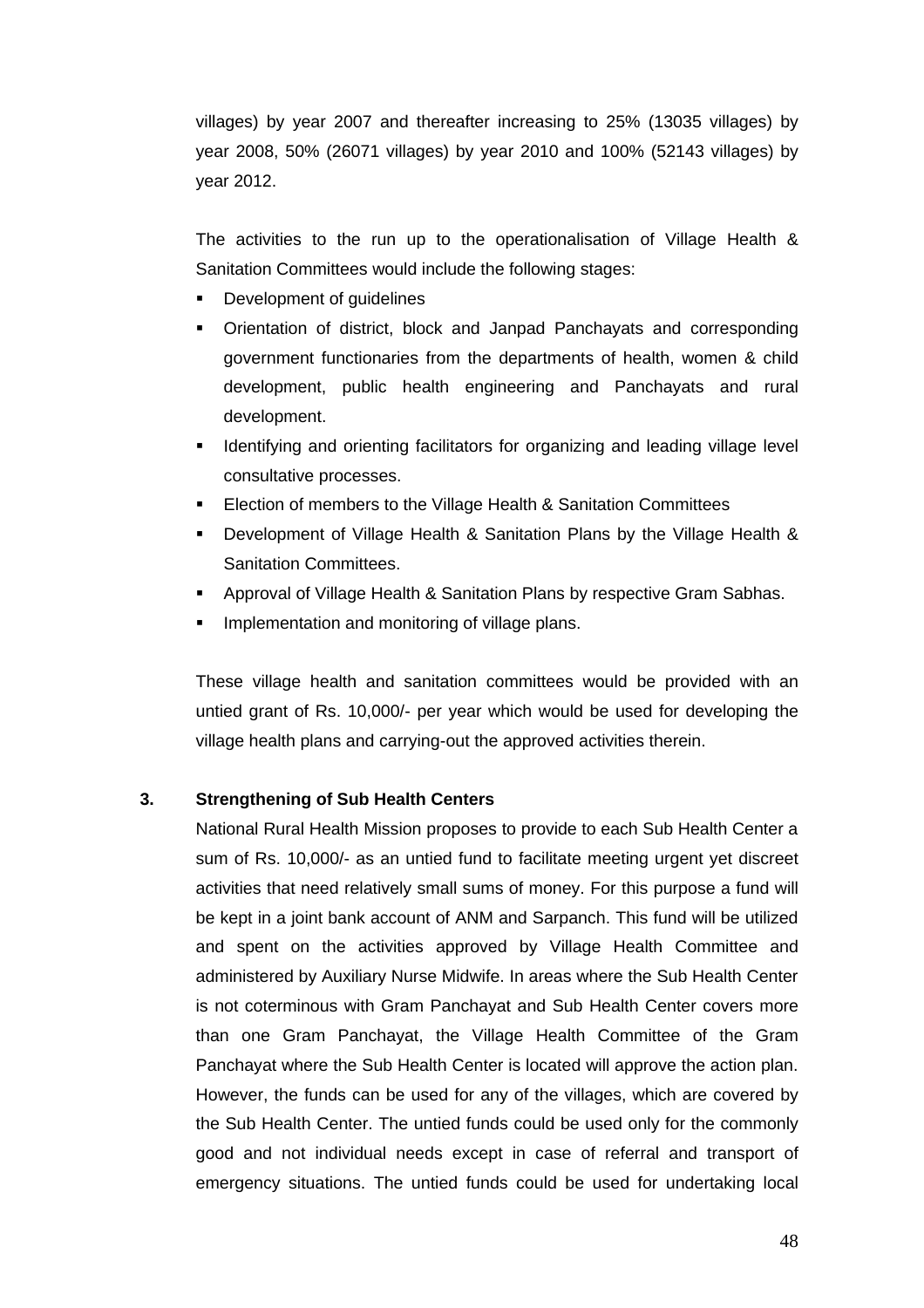villages) by year 2007 and thereafter increasing to 25% (13035 villages) by year 2008, 50% (26071 villages) by year 2010 and 100% (52143 villages) by year 2012.

The activities to the run up to the operationalisation of Village Health & Sanitation Committees would include the following stages:

- Development of guidelines
- Orientation of district, block and Janpad Panchayats and corresponding government functionaries from the departments of health, women & child development, public health engineering and Panchayats and rural development.
- Identifying and orienting facilitators for organizing and leading village level consultative processes.
- Election of members to the Village Health & Sanitation Committees
- Development of Village Health & Sanitation Plans by the Village Health & Sanitation Committees.
- Approval of Village Health & Sanitation Plans by respective Gram Sabhas.
- Implementation and monitoring of village plans.

These village health and sanitation committees would be provided with an untied grant of Rs. 10,000/- per year which would be used for developing the village health plans and carrying-out the approved activities therein.

### 3. Strengthening of Sub Health Centers

National Rural Health Mission proposes to provide to each Sub Health Center a sum of Rs. 10,000/- as an untied fund to facilitate meeting urgent yet discreet activities that need relatively small sums of money. For this purpose a fund will be kept in a joint bank account of ANM and Sarpanch. This fund will be utilized and spent on the activities approved by Village Health Committee and administered by Auxiliary Nurse Midwife. In areas where the Sub Health Center is not coterminous with Gram Panchayat and Sub Health Center covers more than one Gram Panchayat, the Village Health Committee of the Gram Panchayat where the Sub Health Center is located will approve the action plan. However, the funds can be used for any of the villages, which are covered by the Sub Health Center. The untied funds could be used only for the commonly good and not individual needs except in case of referral and transport of emergency situations. The untied funds could be used for undertaking local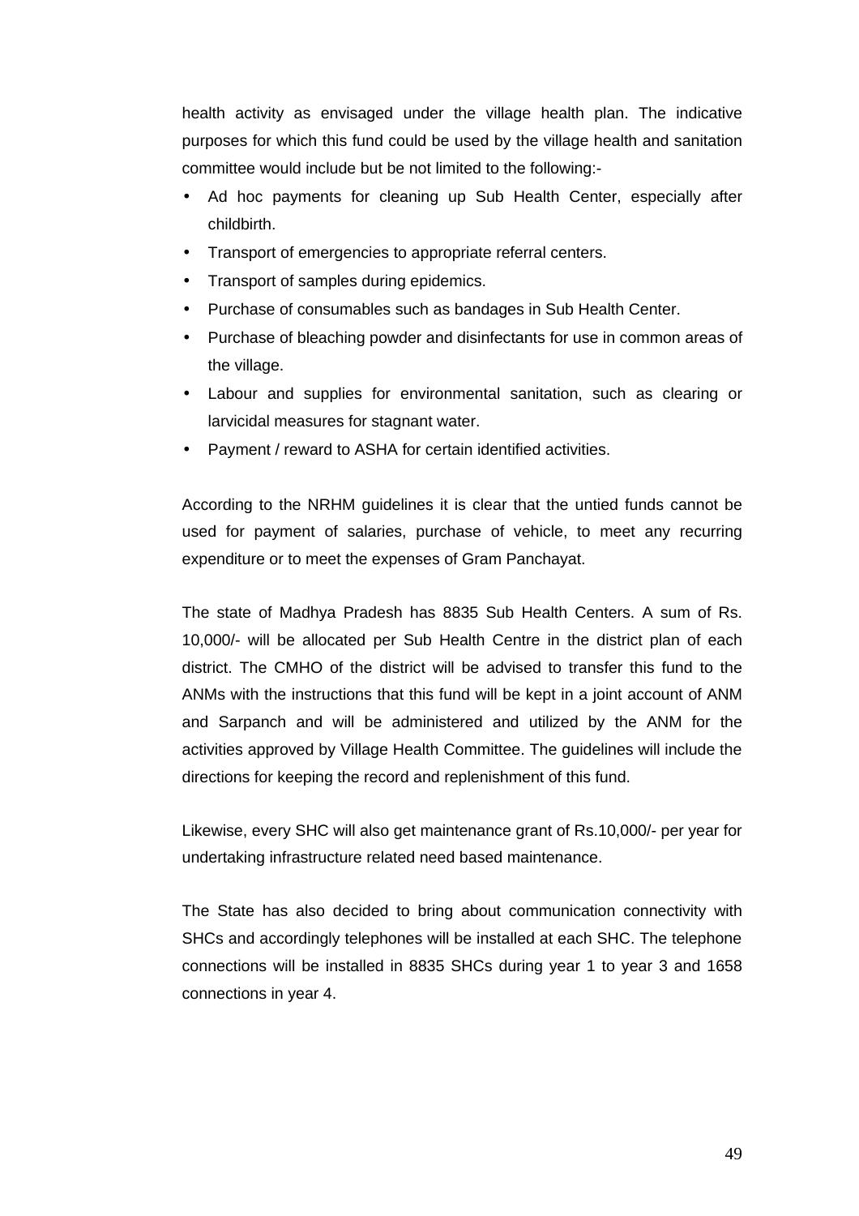health activity as envisaged under the village health plan. The indicative purposes for which this fund could be used by the village health and sanitation committee would include but be not limited to the following:-

- Ad hoc payments for cleaning up Sub Health Center, especially after childbirth.
- Transport of emergencies to appropriate referral centers.
- Transport of samples during epidemics.
- Purchase of consumables such as bandages in Sub Health Center.
- Purchase of bleaching powder and disinfectants for use in common areas of the village.
- Labour and supplies for environmental sanitation, such as clearing or larvicidal measures for stagnant water.
- Payment / reward to ASHA for certain identified activities.

According to the NRHM guidelines it is clear that the untied funds cannot be used for payment of salaries, purchase of vehicle, to meet any recurring expenditure or to meet the expenses of Gram Panchayat.

The state of Madhya Pradesh has 8835 Sub Health Centers. A sum of Rs. 10,000/- will be allocated per Sub Health Centre in the district plan of each district. The CMHO of the district will be advised to transfer this fund to the ANMs with the instructions that this fund will be kept in a joint account of ANM and Sarpanch and will be administered and utilized by the ANM for the activities approved by Village Health Committee. The guidelines will include the directions for keeping the record and replenishment of this fund.

Likewise, every SHC will also get maintenance grant of Rs.10,000/- per year for undertaking infrastructure related need based maintenance.

The State has also decided to bring about communication connectivity with SHCs and accordingly telephones will be installed at each SHC. The telephone connections will be installed in 8835 SHCs during year 1 to year 3 and 1658 connections in year 4.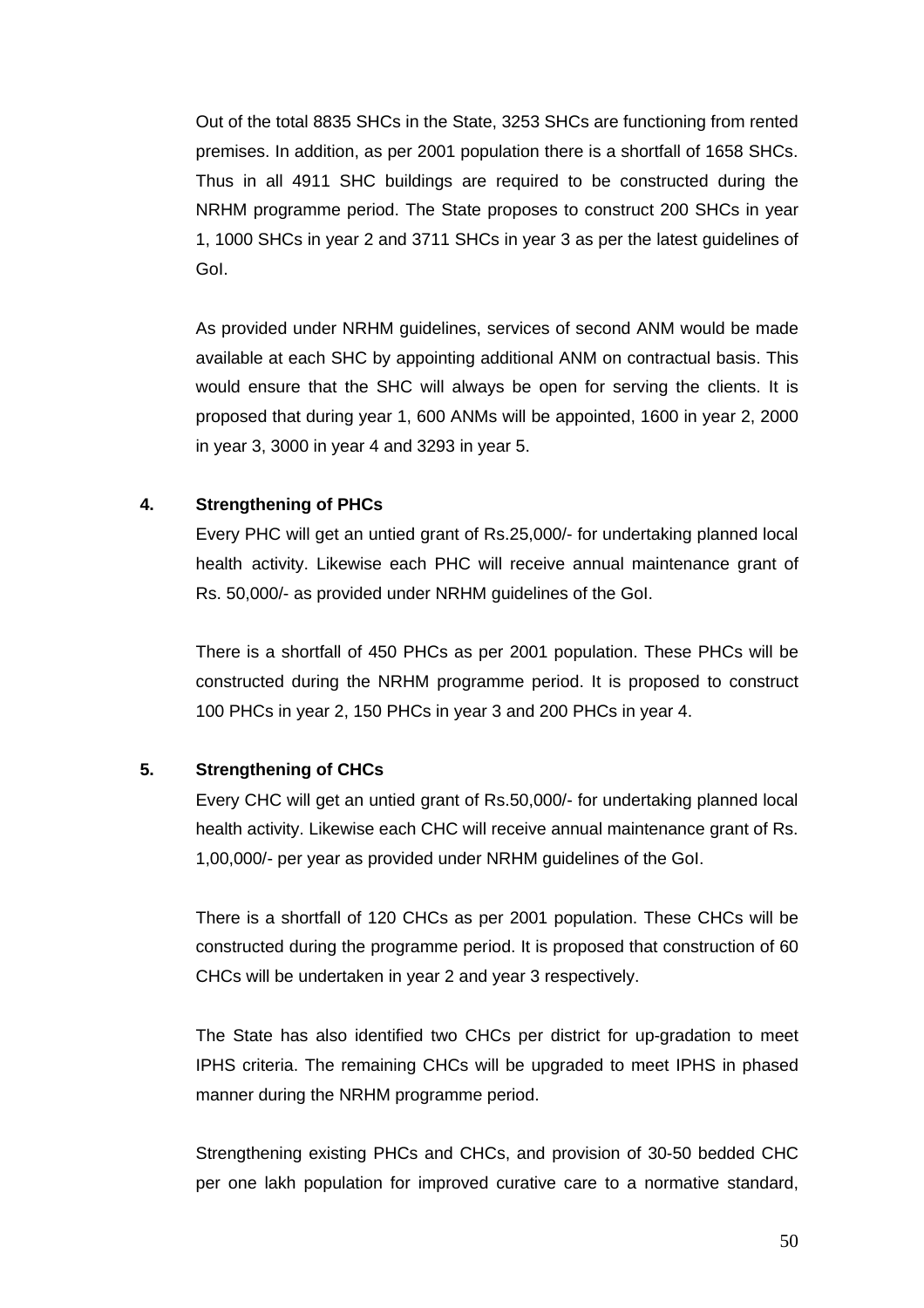Out of the total 8835 SHCs in the State, 3253 SHCs are functioning from rented premises. In addition, as per 2001 population there is a shortfall of 1658 SHCs. Thus in all 4911 SHC buildings are required to be constructed during the NRHM programme period. The State proposes to construct 200 SHCs in year 1, 1000 SHCs in year 2 and 3711 SHCs in year 3 as per the latest guidelines of GoI.

As provided under NRHM guidelines, services of second ANM would be made available at each SHC by appointing additional ANM on contractual basis. This would ensure that the SHC will always be open for serving the clients. It is proposed that during year 1, 600 ANMs will be appointed, 1600 in year 2, 2000 in year 3, 3000 in year 4 and 3293 in year 5.

**4. Strengthening of PHCs**

Every PHC will get an untied grant of Rs.25,000/- for undertaking planned local health activity. Likewise each PHC will receive annual maintenance grant of Rs. 50,000/- as provided under NRHM guidelines of the GoI.

There is a shortfall of 450 PHCs as per 2001 population. These PHCs will be constructed during the NRHM programme period. It is proposed to construct 100 PHCs in year 2, 150 PHCs in year 3 and 200 PHCs in year 4.

**5. Strengthening of CHCs**

Every CHC will get an untied grant of Rs.50,000/- for undertaking planned local health activity. Likewise each CHC will receive annual maintenance grant of Rs. 1,00,000/- per year as provided under NRHM guidelines of the GoI.

There is a shortfall of 120 CHCs as per 2001 population. These CHCs will be constructed during the programme period. It is proposed that construction of 60 CHCs will be undertaken in year 2 and year 3 respectively.

The State has also identified two CHCs per district for up-gradation to meet IPHS criteria. The remaining CHCs will be upgraded to meet IPHS in phased manner during the NRHM programme period.

Strengthening existing PHCs and CHCs, and provision of 30-50 bedded CHC per one lakh population for improved curative care to a normative standard,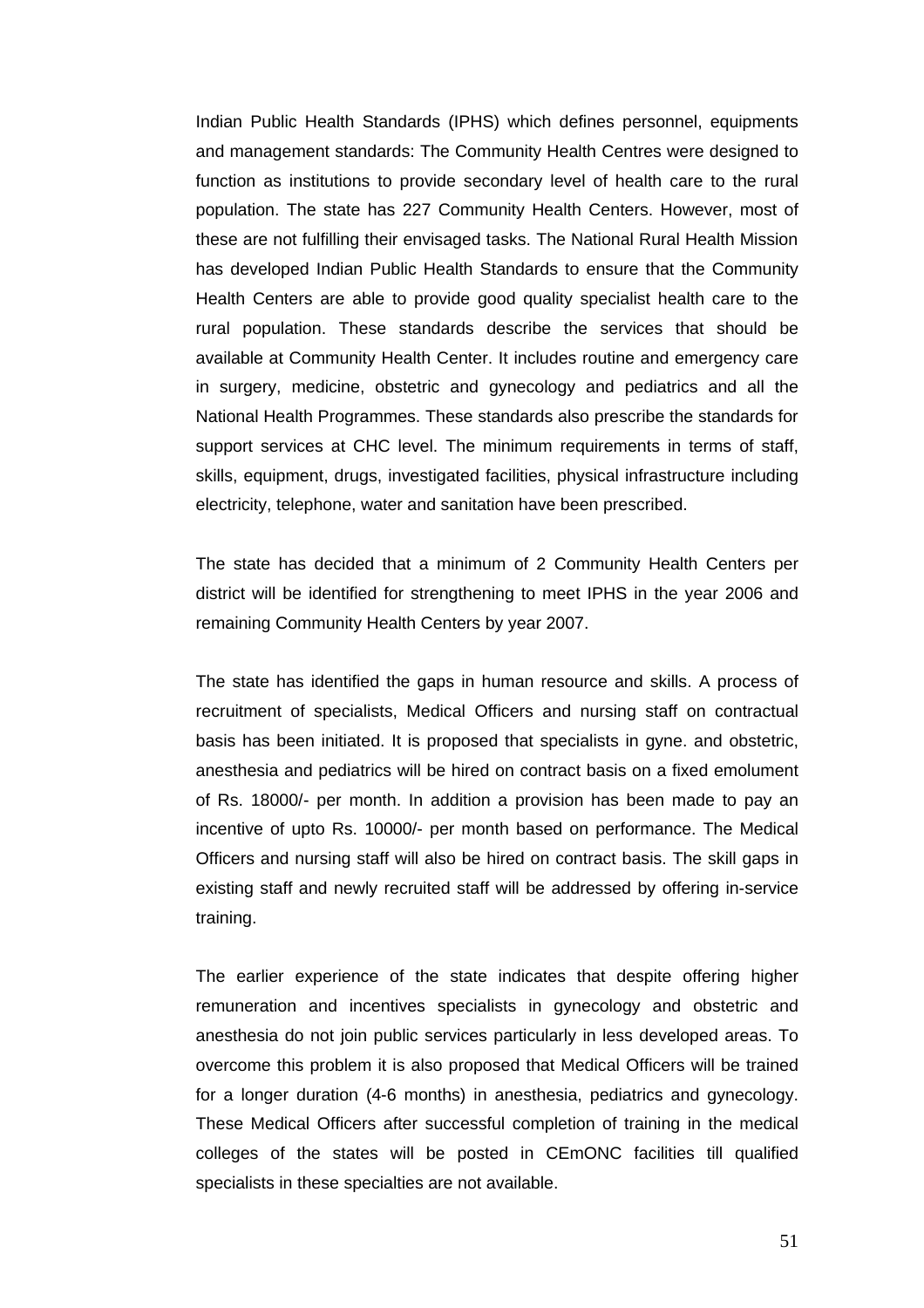Indian Public Health Standards (IPHS) which defines personnel, equipments and management standards: The Community Health Centres were designed to function as institutions to provide secondary level of health care to the rural population. The state has 227 Community Health Centers. However, most of these are not fulfilling their envisaged tasks. The National Rural Health Mission has developed Indian Public Health Standards to ensure that the Community Health Centers are able to provide good quality specialist health care to the rural population. These standards describe the services that should be available at Community Health Center. It includes routine and emergency care in surgery, medicine, obstetric and gynecology and pediatrics and all the National Health Programmes. These standards also prescribe the standards for support services at CHC level. The minimum requirements in terms of staff, skills, equipment, drugs, investigated facilities, physical infrastructure including electricity, telephone, water and sanitation have been prescribed.

The state has decided that a minimum of 2 Community Health Centers per district will be identified for strengthening to meet IPHS in the year 2006 and remaining Community Health Centers by year 2007.

The state has identified the gaps in human resource and skills. A process of recruitment of specialists, Medical Officers and nursing staff on contractual basis has been initiated. It is proposed that specialists in gyne. and obstetric, anesthesia and pediatrics will be hired on contract basis on a fixed emolument of Rs. 18000/- per month. In addition a provision has been made to pay an incentive of upto Rs. 10000/- per month based on performance. The Medical Officers and nursing staff will also be hired on contract basis. The skill gaps in existing staff and newly recruited staff will be addressed by offering in-service training.

The earlier experience of the state indicates that despite offering higher remuneration and incentives specialists in gynecology and obstetric and anesthesia do not join public services particularly in less developed areas. To overcome this problem it is also proposed that Medical Officers will be trained for a longer duration (4-6 months) in anesthesia, pediatrics and gynecology. These Medical Officers after successful completion of training in the medical colleges of the states will be posted in CEmONC facilities till qualified specialists in these specialties are not available.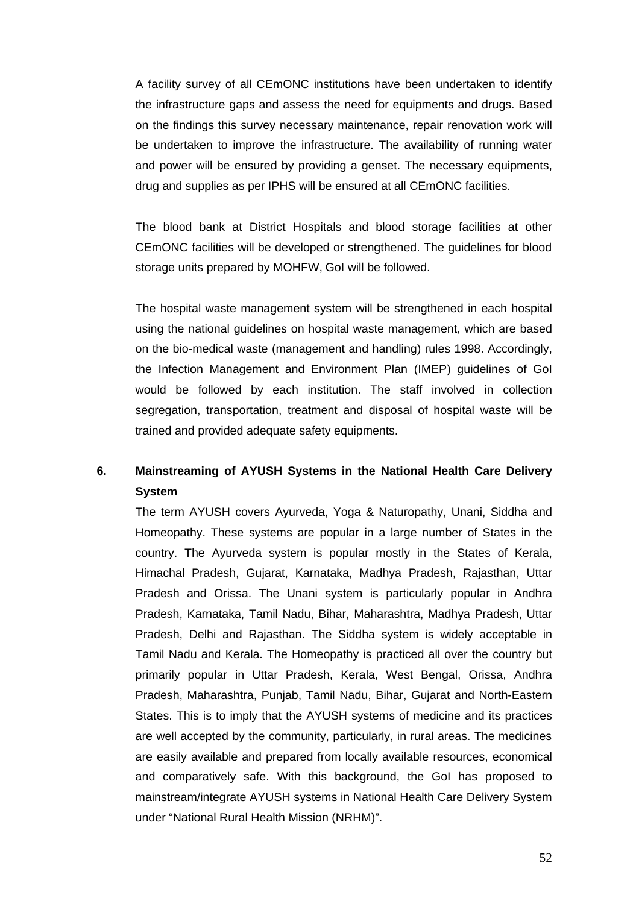A facility survey of all CEmONC institutions have been undertaken to identify the infrastructure gaps and assess the need for equipments and drugs. Based on the findings this survey necessary maintenance, repair renovation work will be undertaken to improve the infrastructure. The availability of running water and power will be ensured by providing a genset. The necessary equipments, drug and supplies as per IPHS will be ensured at all CEmONC facilities.

The blood bank at District Hospitals and blood storage facilities at other CEmONC facilities will be developed or strengthened. The guidelines for blood storage units prepared by MOHFW, GoI will be followed.

The hospital waste management system will be strengthened in each hospital using the national guidelines on hospital waste management, which are based on the bio-medical waste (management and handling) rules 1998. Accordingly, the Infection Management and Environment Plan (IMEP) guidelines of GoI would be followed by each institution. The staff involved in collection segregation, transportation, treatment and disposal of hospital waste will be trained and provided adequate safety equipments.

## 6. Mainstreaming of AYUSH Systems in the National Health Care Delivery System

The term AYUSH covers Ayurveda, Yoga & Naturopathy, Unani, Siddha and Homeopathy. These systems are popular in a large number of States in the country. The Ayurveda system is popular mostly in the States of Kerala, Himachal Pradesh, Gujarat, Karnataka, Madhya Pradesh, Rajasthan, Uttar Pradesh and Orissa. The Unani system is particularly popular in Andhra Pradesh, Karnataka, Tamil Nadu, Bihar, Maharashtra, Madhya Pradesh, Uttar Pradesh, Delhi and Rajasthan. The Siddha system is widely acceptable in Tamil Nadu and Kerala. The Homeopathy is practiced all over the country but primarily popular in Uttar Pradesh, Kerala, West Bengal, Orissa, Andhra Pradesh, Maharashtra, Punjab, Tamil Nadu, Bihar, Gujarat and North-Eastern States. This is to imply that the AYUSH systems of medicine and its practices are well accepted by the community, particularly, in rural areas. The medicines are easily available and prepared from locally available resources, economical and comparatively safe. With this background, the GoI has proposed to mainstream/integrate AYUSH systems in National Health Care Delivery System under "National Rural Health Mission (NRHM)".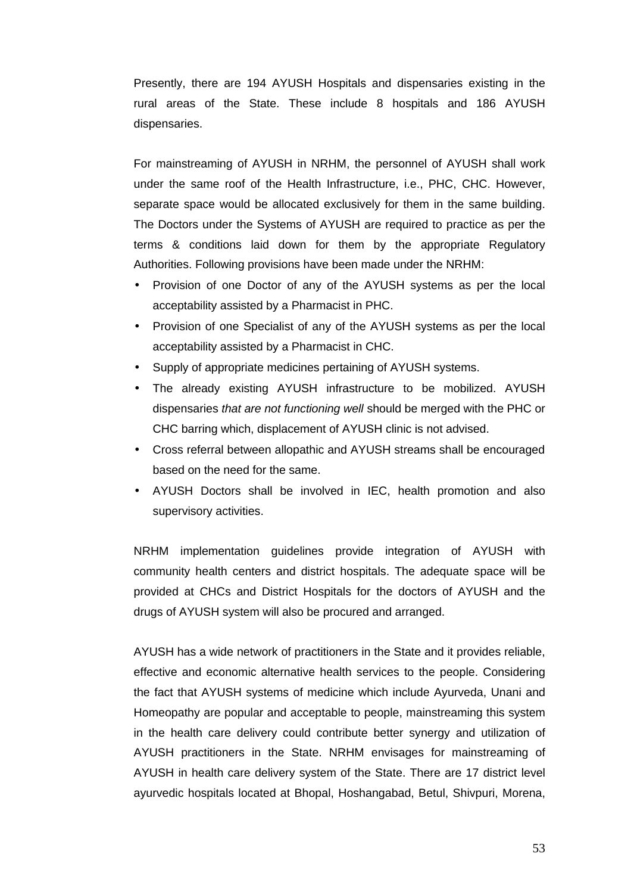Presently, there are 194 AYUSH Hospitals and dispensaries existing in the rural areas of the State. These include 8 hospitals and 186 AYUSH dispensaries.

For mainstreaming of AYUSH in NRHM, the personnel of AYUSH shall work under the same roof of the Health Infrastructure, i.e., PHC, CHC. However, separate space would be allocated exclusively for them in the same building. The Doctors under the Systems of AYUSH are required to practice as per the terms & conditions laid down for them by the appropriate Regulatory Authorities. Following provisions have been made under the NRHM:

- Provision of one Doctor of any of the AYUSH systems as per the local acceptability assisted by a Pharmacist in PHC.
- Provision of one Specialist of any of the AYUSH systems as per the local acceptability assisted by a Pharmacist in CHC.
- Supply of appropriate medicines pertaining of AYUSH systems.
- The already existing AYUSH infrastructure to be mobilized. AYUSH dispensaries *that are not functioning well* should be merged with the PHC or CHC barring which, displacement of AYUSH clinic is not advised.
- Cross referral between allopathic and AYUSH streams shall be encouraged based on the need for the same.
- AYUSH Doctors shall be involved in IEC, health promotion and also supervisory activities.

NRHM implementation guidelines provide integration of AYUSH with community health centers and district hospitals. The adequate space will be provided at CHCs and District Hospitals for the doctors of AYUSH and the drugs of AYUSH system will also be procured and arranged.

AYUSH has a wide network of practitioners in the State and it provides reliable, effective and economic alternative health services to the people. Considering the fact that AYUSH systems of medicine which include Ayurveda, Unani and Homeopathy are popular and acceptable to people, mainstreaming this system in the health care delivery could contribute better synergy and utilization of AYUSH practitioners in the State. NRHM envisages for mainstreaming of AYUSH in health care delivery system of the State. There are 17 district level ayurvedic hospitals located at Bhopal, Hoshangabad, Betul, Shivpuri, Morena,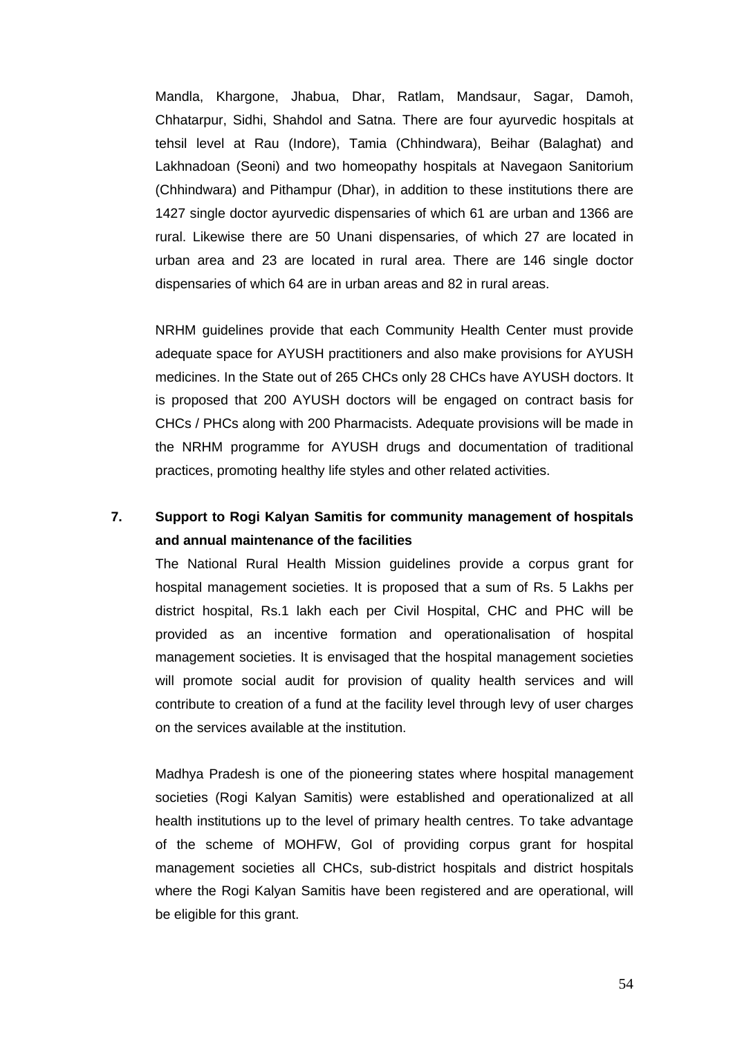Mandla, Khargone, Jhabua, Dhar, Ratlam, Mandsaur, Sagar, Damoh, Chhatarpur, Sidhi, Shahdol and Satna. There are four ayurvedic hospitals at tehsil level at Rau (Indore), Tamia (Chhindwara), Beihar (Balaghat) and Lakhnadoan (Seoni) and two homeopathy hospitals at Navegaon Sanitorium (Chhindwara) and Pithampur (Dhar), in addition to these institutions there are 1427 single doctor ayurvedic dispensaries of which 61 are urban and 1366 are rural. Likewise there are 50 Unani dispensaries, of which 27 are located in urban area and 23 are located in rural area. There are 146 single doctor dispensaries of which 64 are in urban areas and 82 in rural areas.

NRHM guidelines provide that each Community Health Center must provide adequate space for AYUSH practitioners and also make provisions for AYUSH medicines. In the State out of 265 CHCs only 28 CHCs have AYUSH doctors. It is proposed that 200 AYUSH doctors will be engaged on contract basis for CHCs / PHCs along with 200 Pharmacists. Adequate provisions will be made in the NRHM programme for AYUSH drugs and documentation of traditional practices, promoting healthy life styles and other related activities.

## 7. Support to Rogi Kalyan Samitis for community management of hospitals and annual maintenance of the facilities

The National Rural Health Mission guidelines provide a corpus grant for hospital management societies. It is proposed that a sum of Rs. 5 Lakhs per district hospital, Rs.1 lakh each per Civil Hospital, CHC and PHC will be provided as an incentive formation and operationalisation of hospital management societies. It is envisaged that the hospital management societies will promote social audit for provision of quality health services and will contribute to creation of a fund at the facility level through levy of user charges on the services available at the institution.

Madhya Pradesh is one of the pioneering states where hospital management societies (Rogi Kalyan Samitis) were established and operationalized at all health institutions up to the level of primary health centres. To take advantage of the scheme of MOHFW, GoI of providing corpus grant for hospital management societies all CHCs, sub-district hospitals and district hospitals where the Rogi Kalyan Samitis have been registered and are operational, will be eligible for this grant.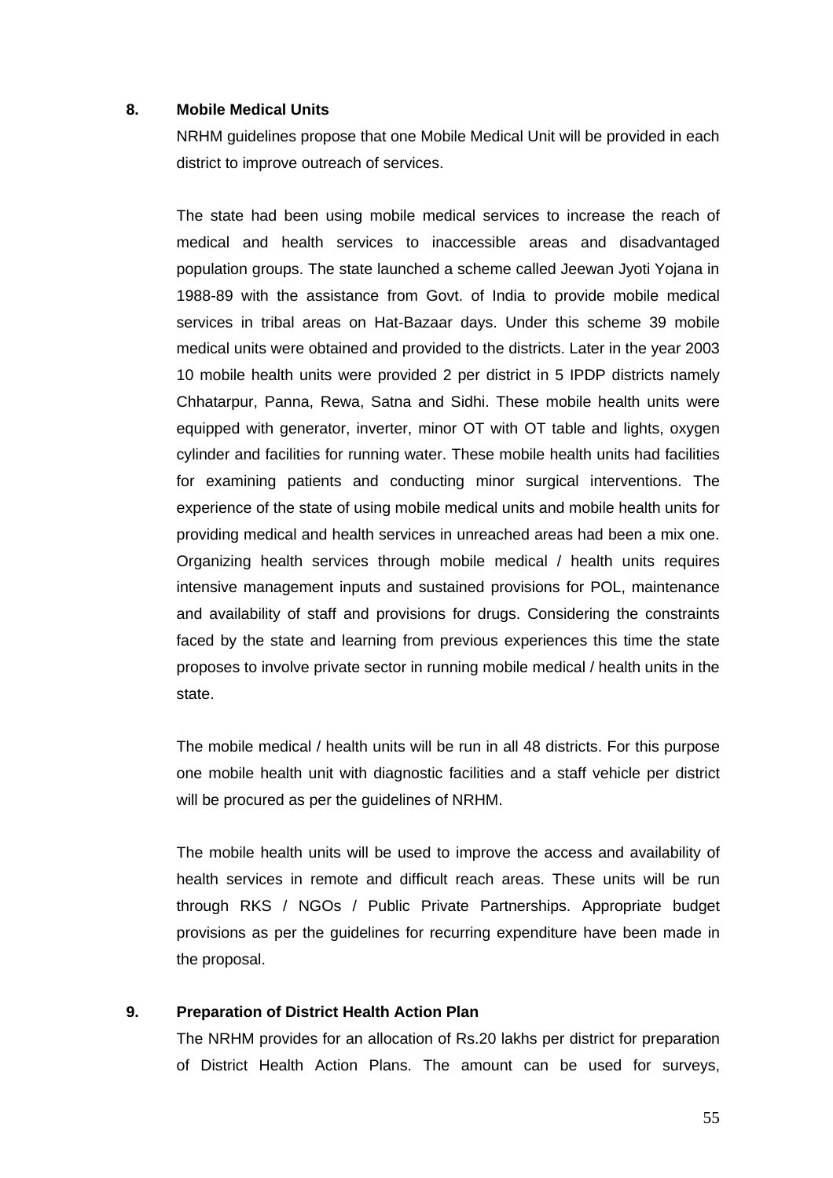**8. Mobile Medical Units**

NRHM guidelines propose that one Mobile Medical Unit will be provided in each district to improve outreach of services.

The state had been using mobile medical services to increase the reach of medical and health services to inaccessible areas and disadvantaged population groups. The state launched a scheme called Jeewan Jyoti Yojana in 1988-89 with the assistance from Govt. of India to provide mobile medical services in tribal areas on Hat-Bazaar days. Under this scheme 39 mobile medical units were obtained and provided to the districts. Later in the year 2003 10 mobile health units were provided 2 per district in 5 IPDP districts namely Chhatarpur, Panna, Rewa, Satna and Sidhi. These mobile health units were equipped with generator, inverter, minor OT with OT table and lights, oxygen cylinder and facilities for running water. These mobile health units had facilities for examining patients and conducting minor surgical interventions. The experience of the state of using mobile medical units and mobile health units for providing medical and health services in unreached areas had been a mix one. Organizing health services through mobile medical / health units requires intensive management inputs and sustained provisions for POL, maintenance and availability of staff and provisions for drugs. Considering the constraints faced by the state and learning from previous experiences this time the state proposes to involve private sector in running mobile medical / health units in the state.

The mobile medical / health units will be run in all 48 districts. For this purpose one mobile health unit with diagnostic facilities and a staff vehicle per district will be procured as per the guidelines of NRHM.

The mobile health units will be used to improve the access and availability of health services in remote and difficult reach areas. These units will be run through RKS / NGOs / Public Private Partnerships. Appropriate budget provisions as per the guidelines for recurring expenditure have been made in the proposal.

**9. Preparation of District Health Action Plan**

The NRHM provides for an allocation of Rs.20 lakhs per district for preparation of District Health Action Plans. The amount can be used for surveys,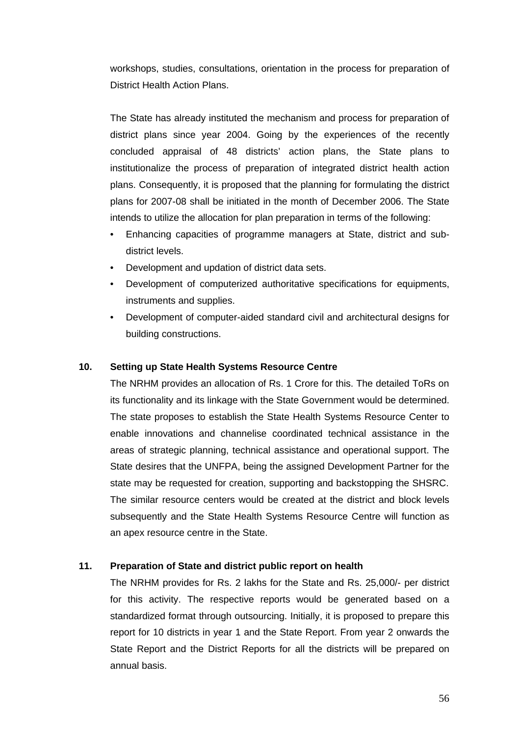workshops, studies, consultations, orientation in the process for preparation of District Health Action Plans.

The State has already instituted the mechanism and process for preparation of district plans since year 2004. Going by the experiences of the recently concluded appraisal of 48 districts' action plans, the State plans to institutionalize the process of preparation of integrated district health action plans. Consequently, it is proposed that the planning for formulating the district plans for 2007-08 shall be initiated in the month of December 2006. The State intends to utilize the allocation for plan preparation in terms of the following:

- Enhancing capacities of programme managers at State, district and sub-district levels.
- Development and updation of district data sets.
- Development of computerized authoritative specifications for equipments, instruments and supplies.
- Development of computer-aided standard civil and architectural designs for building constructions.

**10. Setting up State Health Systems Resource Centre**

The NRHM provides an allocation of Rs. 1 Crore for this. The detailed ToRs on its functionality and its linkage with the State Government would be determined. The state proposes to establish the State Health Systems Resource Center to enable innovations and channelise coordinated technical assistance in the areas of strategic planning, technical assistance and operational support. The State desires that the UNFPA, being the assigned Development Partner for the state may be requested for creation, supporting and backstopping the SHSRC. The similar resource centers would be created at the district and block levels subsequently and the State Health Systems Resource Centre will function as an apex resource centre in the State.

**11. Preparation of State and district public report on health**

The NRHM provides for Rs. 2 lakhs for the State and Rs. 25,000/- per district for this activity. The respective reports would be generated based on a standardized format through outsourcing. Initially, it is proposed to prepare this report for 10 districts in year 1 and the State Report. From year 2 onwards the State Report and the District Reports for all the districts will be prepared on annual basis.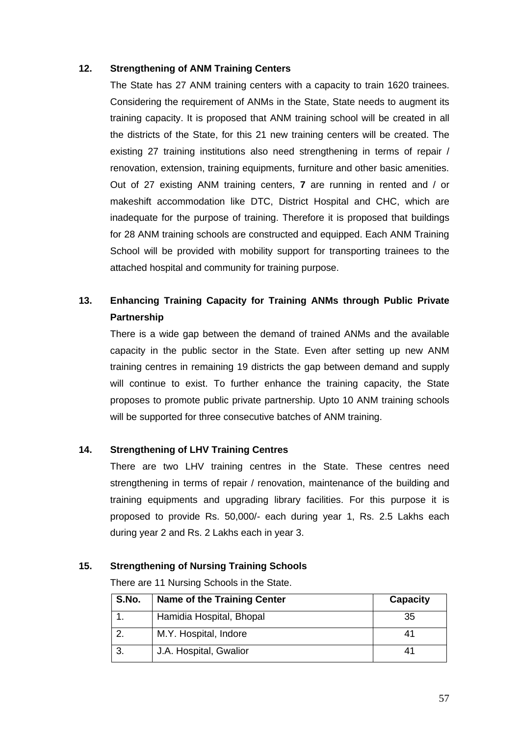**12. Strengthening of ANM Training Centers**

The State has 27 ANM training centers with a capacity to train 1620 trainees. Considering the requirement of ANMs in the State, State needs to augment its training capacity. It is proposed that ANM training school will be created in all the districts of the State, for this 21 new training centers will be created. The existing 27 training institutions also need strengthening in terms of repair / renovation, extension, training equipments, furniture and other basic amenities. Out of 27 existing ANM training centers, **7** are running in rented and / or makeshift accommodation like DTC, District Hospital and CHC, which are inadequate for the purpose of training. Therefore it is proposed that buildings for 28 ANM training schools are constructed and equipped. Each ANM Training School will be provided with mobility support for transporting trainees to the attached hospital and community for training purpose.

**13. Enhancing Training Capacity for Training ANMs through Public Private Partnership**

There is a wide gap between the demand of trained ANMs and the available capacity in the public sector in the State. Even after setting up new ANM training centres in remaining 19 districts the gap between demand and supply will continue to exist. To further enhance the training capacity, the State proposes to promote public private partnership. Upto 10 ANM training schools will be supported for three consecutive batches of ANM training.

**14. Strengthening of LHV Training Centres**

There are two LHV training centres in the State. These centres need strengthening in terms of repair / renovation, maintenance of the building and training equipments and upgrading library facilities. For this purpose it is proposed to provide Rs. 50,000/- each during year 1, Rs. 2.5 Lakhs each during year 2 and Rs. 2 Lakhs each in year 3.

**15. Strengthening of Nursing Training Schools**

There are 11 Nursing Schools in the State.

| S.No. | Name of the Training Center | Capacity |
|---|---|---|
| 1. | Hamidia Hospital, Bhopal | 35 |
| 2. | M.Y. Hospital, Indore | 41 |
| 3. | J.A. Hospital, Gwalior | 41 |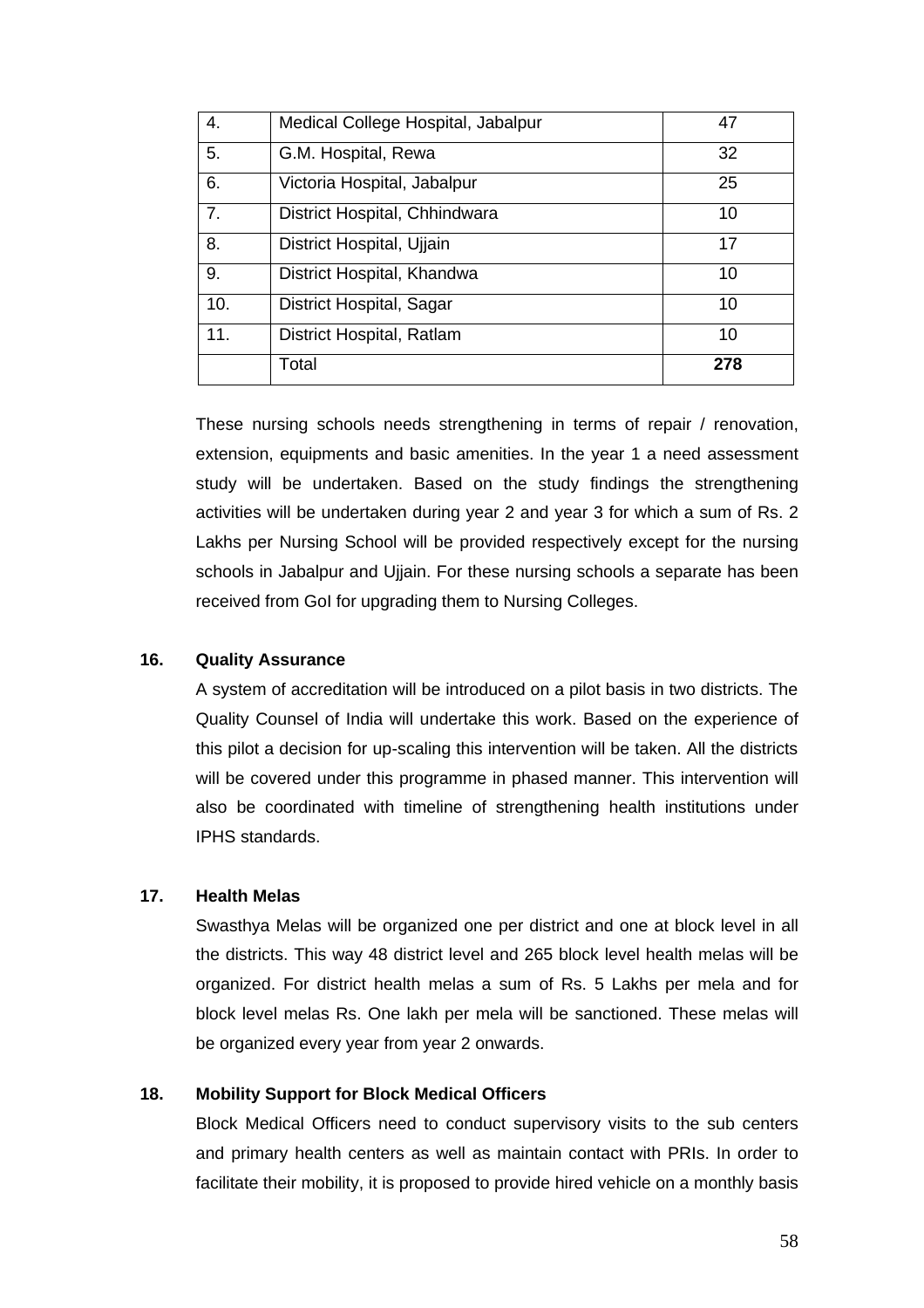| 4. | Medical College Hospital, Jabalpur | 47 |
|---|---|---|
| 5. | G.M. Hospital, Rewa | 32 |
| 6. | Victoria Hospital, Jabalpur | 25 |
| 7. | District Hospital, Chhindwara | 10 |
| 8. | District Hospital, Ujjain | 17 |
| 9. | District Hospital, Khandwa | 10 |
| 10. | District Hospital, Sagar | 10 |
| 11. | District Hospital, Ratlam | 10 |
| | Total | **278** |

These nursing schools needs strengthening in terms of repair / renovation, extension, equipments and basic amenities. In the year 1 a need assessment study will be undertaken. Based on the study findings the strengthening activities will be undertaken during year 2 and year 3 for which a sum of Rs. 2 Lakhs per Nursing School will be provided respectively except for the nursing schools in Jabalpur and Ujjain. For these nursing schools a separate has been received from GoI for upgrading them to Nursing Colleges.

**16. Quality Assurance**

A system of accreditation will be introduced on a pilot basis in two districts. The Quality Counsel of India will undertake this work. Based on the experience of this pilot a decision for up-scaling this intervention will be taken. All the districts will be covered under this programme in phased manner. This intervention will also be coordinated with timeline of strengthening health institutions under IPHS standards.

**17. Health Melas**

Swasthya Melas will be organized one per district and one at block level in all the districts. This way 48 district level and 265 block level health melas will be organized. For district health melas a sum of Rs. 5 Lakhs per mela and for block level melas Rs. One lakh per mela will be sanctioned. These melas will be organized every year from year 2 onwards.

**18. Mobility Support for Block Medical Officers**

Block Medical Officers need to conduct supervisory visits to the sub centers and primary health centers as well as maintain contact with PRIs. In order to facilitate their mobility, it is proposed to provide hired vehicle on a monthly basis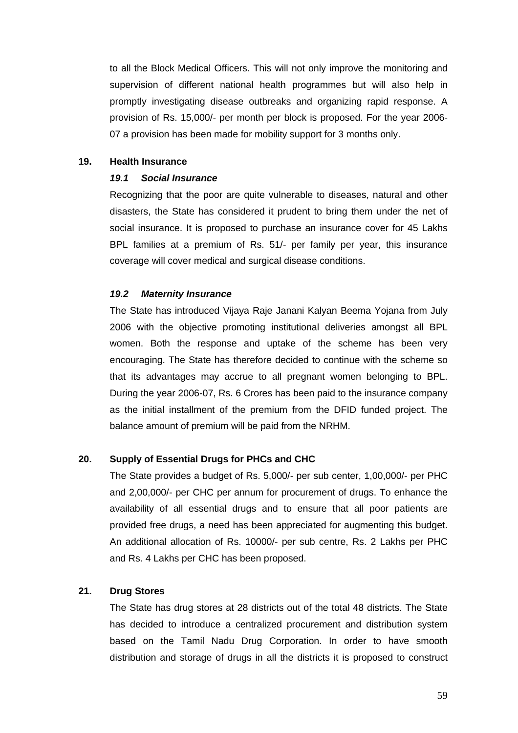to all the Block Medical Officers. This will not only improve the monitoring and supervision of different national health programmes but will also help in promptly investigating disease outbreaks and organizing rapid response. A provision of Rs. 15,000/- per month per block is proposed. For the year 2006-07 a provision has been made for mobility support for 3 months only.

## 19. Health Insurance

### *19.1 Social Insurance*

Recognizing that the poor are quite vulnerable to diseases, natural and other disasters, the State has considered it prudent to bring them under the net of social insurance. It is proposed to purchase an insurance cover for 45 Lakhs BPL families at a premium of Rs. 51/- per family per year, this insurance coverage will cover medical and surgical disease conditions.

### *19.2 Maternity Insurance*

The State has introduced Vijaya Raje Janani Kalyan Beema Yojana from July 2006 with the objective promoting institutional deliveries amongst all BPL women. Both the response and uptake of the scheme has been very encouraging. The State has therefore decided to continue with the scheme so that its advantages may accrue to all pregnant women belonging to BPL. During the year 2006-07, Rs. 6 Crores has been paid to the insurance company as the initial installment of the premium from the DFID funded project. The balance amount of premium will be paid from the NRHM.

## 20. Supply of Essential Drugs for PHCs and CHC

The State provides a budget of Rs. 5,000/- per sub center, 1,00,000/- per PHC and 2,00,000/- per CHC per annum for procurement of drugs. To enhance the availability of all essential drugs and to ensure that all poor patients are provided free drugs, a need has been appreciated for augmenting this budget. An additional allocation of Rs. 10000/- per sub centre, Rs. 2 Lakhs per PHC and Rs. 4 Lakhs per CHC has been proposed.

## 21. Drug Stores

The State has drug stores at 28 districts out of the total 48 districts. The State has decided to introduce a centralized procurement and distribution system based on the Tamil Nadu Drug Corporation. In order to have smooth distribution and storage of drugs in all the districts it is proposed to construct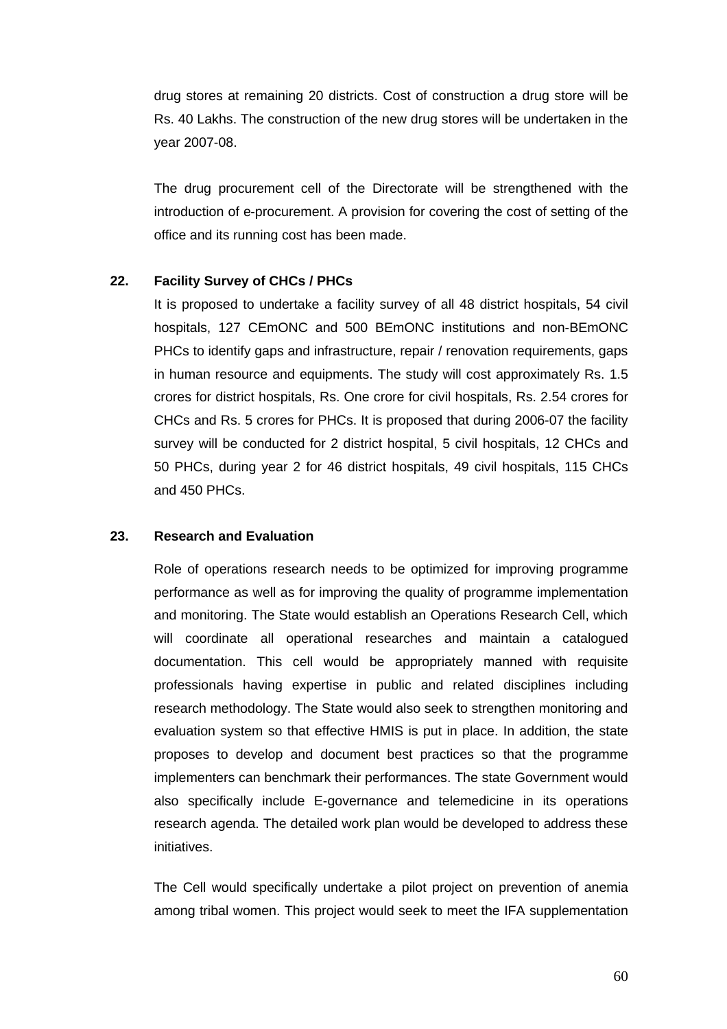drug stores at remaining 20 districts. Cost of construction a drug store will be Rs. 40 Lakhs. The construction of the new drug stores will be undertaken in the year 2007-08.

The drug procurement cell of the Directorate will be strengthened with the introduction of e-procurement. A provision for covering the cost of setting of the office and its running cost has been made.

**22. Facility Survey of CHCs / PHCs**

It is proposed to undertake a facility survey of all 48 district hospitals, 54 civil hospitals, 127 CEmONC and 500 BEmONC institutions and non-BEmONC PHCs to identify gaps and infrastructure, repair / renovation requirements, gaps in human resource and equipments. The study will cost approximately Rs. 1.5 crores for district hospitals, Rs. One crore for civil hospitals, Rs. 2.54 crores for CHCs and Rs. 5 crores for PHCs. It is proposed that during 2006-07 the facility survey will be conducted for 2 district hospital, 5 civil hospitals, 12 CHCs and 50 PHCs, during year 2 for 46 district hospitals, 49 civil hospitals, 115 CHCs and 450 PHCs.

**23. Research and Evaluation**

Role of operations research needs to be optimized for improving programme performance as well as for improving the quality of programme implementation and monitoring. The State would establish an Operations Research Cell, which will coordinate all operational researches and maintain a catalogued documentation. This cell would be appropriately manned with requisite professionals having expertise in public and related disciplines including research methodology. The State would also seek to strengthen monitoring and evaluation system so that effective HMIS is put in place. In addition, the state proposes to develop and document best practices so that the programme implementers can benchmark their performances. The state Government would also specifically include E-governance and telemedicine in its operations research agenda. The detailed work plan would be developed to address these initiatives.

The Cell would specifically undertake a pilot project on prevention of anemia among tribal women. This project would seek to meet the IFA supplementation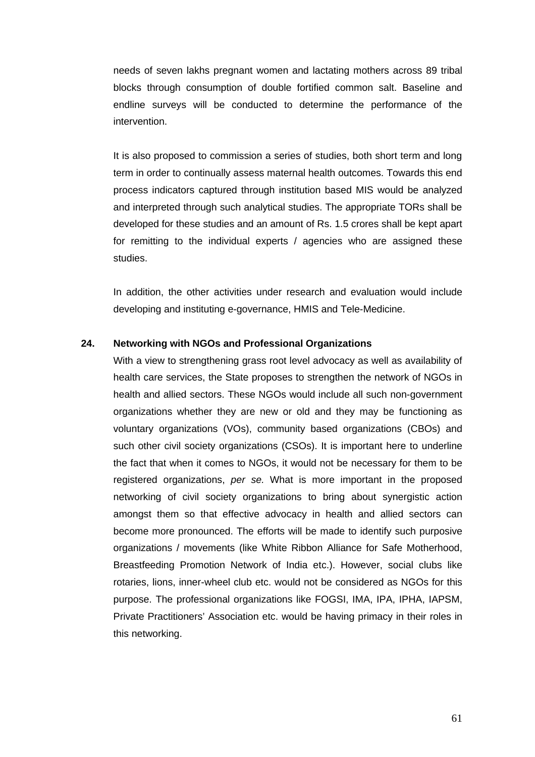needs of seven lakhs pregnant women and lactating mothers across 89 tribal blocks through consumption of double fortified common salt. Baseline and endline surveys will be conducted to determine the performance of the intervention.

It is also proposed to commission a series of studies, both short term and long term in order to continually assess maternal health outcomes. Towards this end process indicators captured through institution based MIS would be analyzed and interpreted through such analytical studies. The appropriate TORs shall be developed for these studies and an amount of Rs. 1.5 crores shall be kept apart for remitting to the individual experts / agencies who are assigned these studies.

In addition, the other activities under research and evaluation would include developing and instituting e-governance, HMIS and Tele-Medicine.

## 24. Networking with NGOs and Professional Organizations

With a view to strengthening grass root level advocacy as well as availability of health care services, the State proposes to strengthen the network of NGOs in health and allied sectors. These NGOs would include all such non-government organizations whether they are new or old and they may be functioning as voluntary organizations (VOs), community based organizations (CBOs) and such other civil society organizations (CSOs). It is important here to underline the fact that when it comes to NGOs, it would not be necessary for them to be registered organizations, *per se.* What is more important in the proposed networking of civil society organizations to bring about synergistic action amongst them so that effective advocacy in health and allied sectors can become more pronounced. The efforts will be made to identify such purposive organizations / movements (like White Ribbon Alliance for Safe Motherhood, Breastfeeding Promotion Network of India etc.). However, social clubs like rotaries, lions, inner-wheel club etc. would not be considered as NGOs for this purpose. The professional organizations like FOGSI, IMA, IPA, IPHA, IAPSM, Private Practitioners' Association etc. would be having primacy in their roles in this networking.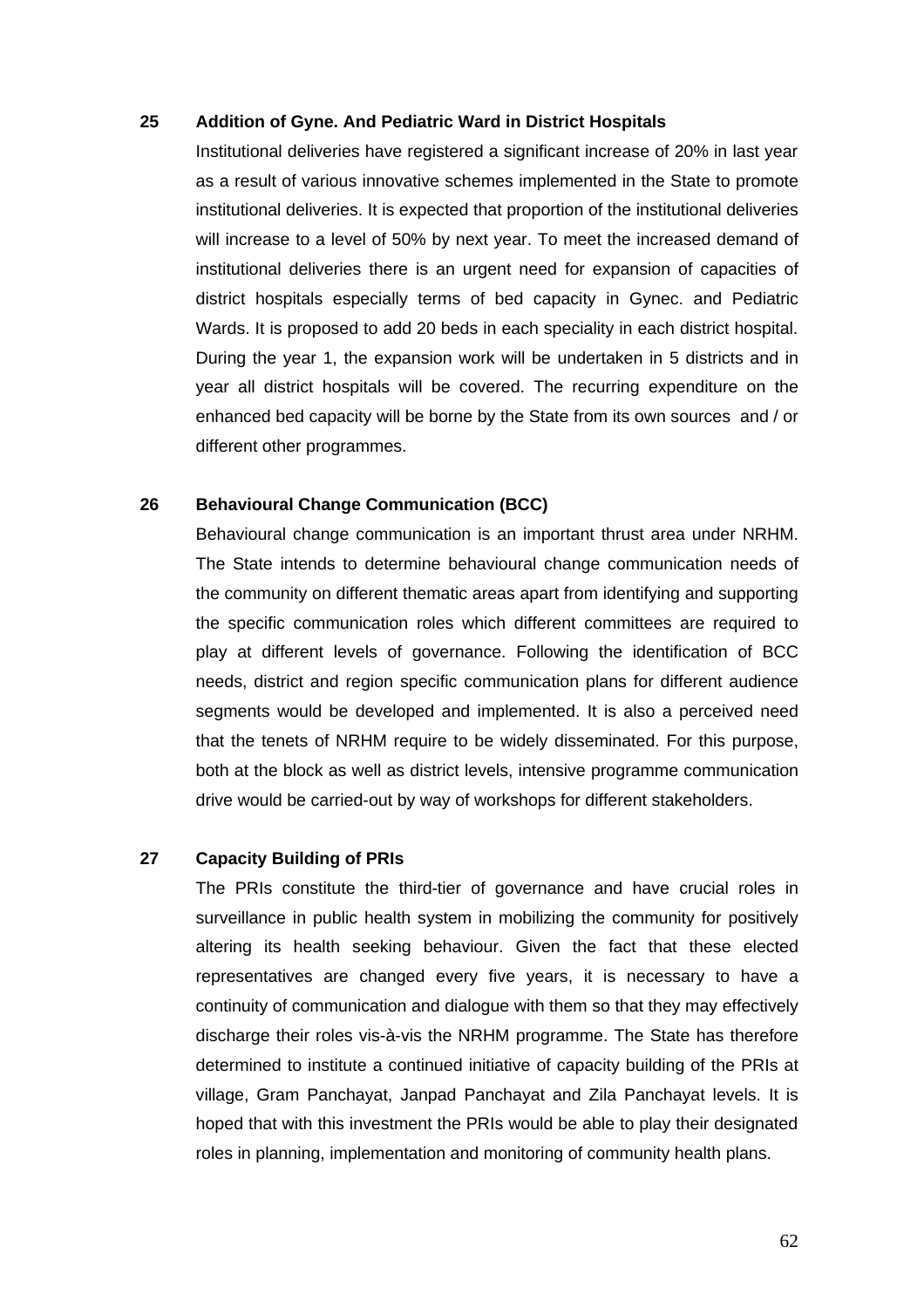**25 Addition of Gyne. And Pediatric Ward in District Hospitals**

Institutional deliveries have registered a significant increase of 20% in last year as a result of various innovative schemes implemented in the State to promote institutional deliveries. It is expected that proportion of the institutional deliveries will increase to a level of 50% by next year. To meet the increased demand of institutional deliveries there is an urgent need for expansion of capacities of district hospitals especially terms of bed capacity in Gynec. and Pediatric Wards. It is proposed to add 20 beds in each speciality in each district hospital. During the year 1, the expansion work will be undertaken in 5 districts and in year all district hospitals will be covered. The recurring expenditure on the enhanced bed capacity will be borne by the State from its own sources and / or different other programmes.

**26 Behavioural Change Communication (BCC)**

Behavioural change communication is an important thrust area under NRHM. The State intends to determine behavioural change communication needs of the community on different thematic areas apart from identifying and supporting the specific communication roles which different committees are required to play at different levels of governance. Following the identification of BCC needs, district and region specific communication plans for different audience segments would be developed and implemented. It is also a perceived need that the tenets of NRHM require to be widely disseminated. For this purpose, both at the block as well as district levels, intensive programme communication drive would be carried-out by way of workshops for different stakeholders.

**27 Capacity Building of PRIs**

The PRIs constitute the third-tier of governance and have crucial roles in surveillance in public health system in mobilizing the community for positively altering its health seeking behaviour. Given the fact that these elected representatives are changed every five years, it is necessary to have a continuity of communication and dialogue with them so that they may effectively discharge their roles vis-à-vis the NRHM programme. The State has therefore determined to institute a continued initiative of capacity building of the PRIs at village, Gram Panchayat, Janpad Panchayat and Zila Panchayat levels. It is hoped that with this investment the PRIs would be able to play their designated roles in planning, implementation and monitoring of community health plans.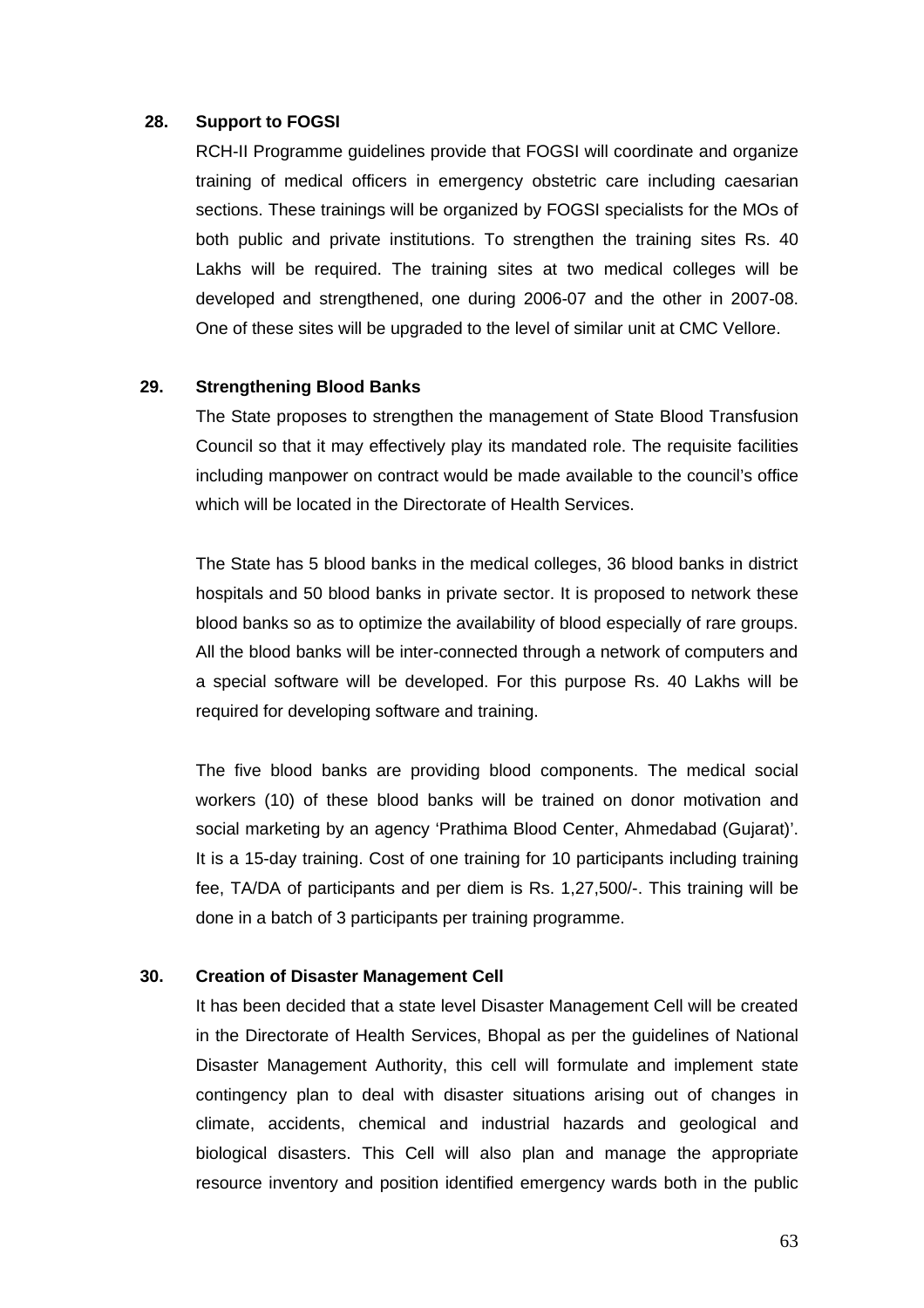**28. Support to FOGSI**

RCH-II Programme guidelines provide that FOGSI will coordinate and organize training of medical officers in emergency obstetric care including caesarian sections. These trainings will be organized by FOGSI specialists for the MOs of both public and private institutions. To strengthen the training sites Rs. 40 Lakhs will be required. The training sites at two medical colleges will be developed and strengthened, one during 2006-07 and the other in 2007-08. One of these sites will be upgraded to the level of similar unit at CMC Vellore.

**29. Strengthening Blood Banks**

The State proposes to strengthen the management of State Blood Transfusion Council so that it may effectively play its mandated role. The requisite facilities including manpower on contract would be made available to the council's office which will be located in the Directorate of Health Services.

The State has 5 blood banks in the medical colleges, 36 blood banks in district hospitals and 50 blood banks in private sector. It is proposed to network these blood banks so as to optimize the availability of blood especially of rare groups. All the blood banks will be inter-connected through a network of computers and a special software will be developed. For this purpose Rs. 40 Lakhs will be required for developing software and training.

The five blood banks are providing blood components. The medical social workers (10) of these blood banks will be trained on donor motivation and social marketing by an agency 'Prathima Blood Center, Ahmedabad (Gujarat)'. It is a 15-day training. Cost of one training for 10 participants including training fee, TA/DA of participants and per diem is Rs. 1,27,500/-. This training will be done in a batch of 3 participants per training programme.

**30. Creation of Disaster Management Cell**

It has been decided that a state level Disaster Management Cell will be created in the Directorate of Health Services, Bhopal as per the guidelines of National Disaster Management Authority, this cell will formulate and implement state contingency plan to deal with disaster situations arising out of changes in climate, accidents, chemical and industrial hazards and geological and biological disasters. This Cell will also plan and manage the appropriate resource inventory and position identified emergency wards both in the public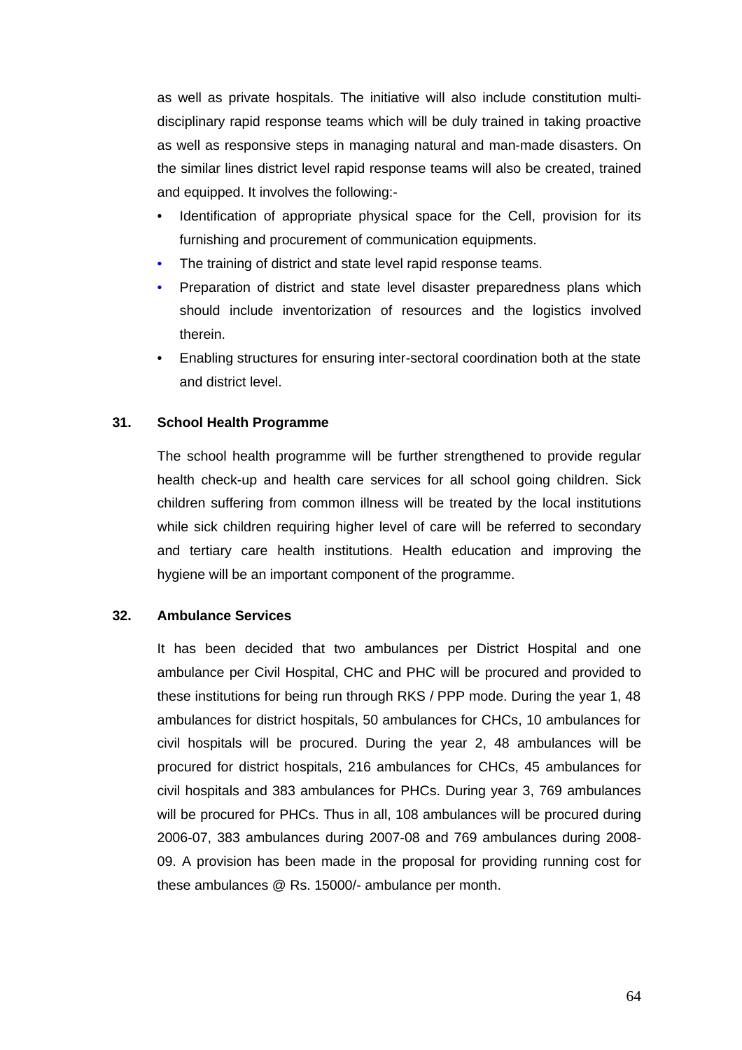as well as private hospitals. The initiative will also include constitution multi-disciplinary rapid response teams which will be duly trained in taking proactive as well as responsive steps in managing natural and man-made disasters. On the similar lines district level rapid response teams will also be created, trained and equipped. It involves the following:-

- Identification of appropriate physical space for the Cell, provision for its furnishing and procurement of communication equipments.
- The training of district and state level rapid response teams.
- Preparation of district and state level disaster preparedness plans which should include inventorization of resources and the logistics involved therein.
- Enabling structures for ensuring inter-sectoral coordination both at the state and district level.

### 31. School Health Programme

The school health programme will be further strengthened to provide regular health check-up and health care services for all school going children. Sick children suffering from common illness will be treated by the local institutions while sick children requiring higher level of care will be referred to secondary and tertiary care health institutions. Health education and improving the hygiene will be an important component of the programme.

### 32. Ambulance Services

It has been decided that two ambulances per District Hospital and one ambulance per Civil Hospital, CHC and PHC will be procured and provided to these institutions for being run through RKS / PPP mode. During the year 1, 48 ambulances for district hospitals, 50 ambulances for CHCs, 10 ambulances for civil hospitals will be procured. During the year 2, 48 ambulances will be procured for district hospitals, 216 ambulances for CHCs, 45 ambulances for civil hospitals and 383 ambulances for PHCs. During year 3, 769 ambulances will be procured for PHCs. Thus in all, 108 ambulances will be procured during 2006-07, 383 ambulances during 2007-08 and 769 ambulances during 2008-09. A provision has been made in the proposal for providing running cost for these ambulances @ Rs. 15000/- ambulance per month.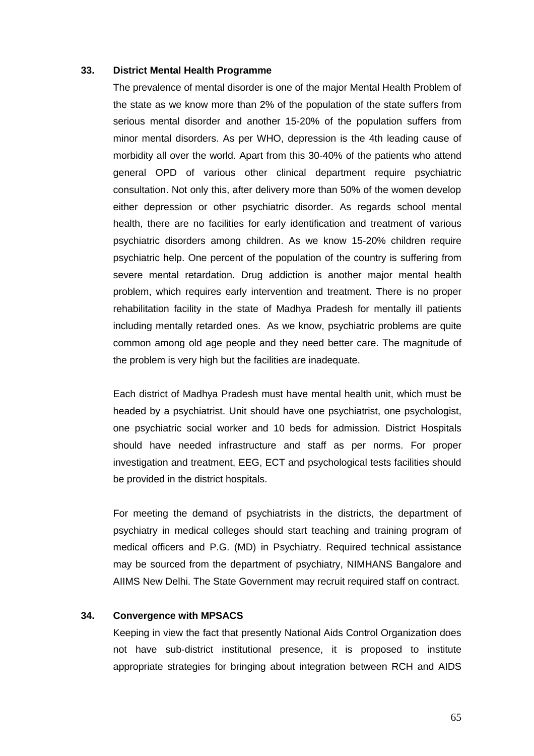### 33. District Mental Health Programme

The prevalence of mental disorder is one of the major Mental Health Problem of the state as we know more than 2% of the population of the state suffers from serious mental disorder and another 15-20% of the population suffers from minor mental disorders. As per WHO, depression is the 4th leading cause of morbidity all over the world. Apart from this 30-40% of the patients who attend general OPD of various other clinical department require psychiatric consultation. Not only this, after delivery more than 50% of the women develop either depression or other psychiatric disorder. As regards school mental health, there are no facilities for early identification and treatment of various psychiatric disorders among children. As we know 15-20% children require psychiatric help. One percent of the population of the country is suffering from severe mental retardation. Drug addiction is another major mental health problem, which requires early intervention and treatment. There is no proper rehabilitation facility in the state of Madhya Pradesh for mentally ill patients including mentally retarded ones. As we know, psychiatric problems are quite common among old age people and they need better care. The magnitude of the problem is very high but the facilities are inadequate.

Each district of Madhya Pradesh must have mental health unit, which must be headed by a psychiatrist. Unit should have one psychiatrist, one psychologist, one psychiatric social worker and 10 beds for admission. District Hospitals should have needed infrastructure and staff as per norms. For proper investigation and treatment, EEG, ECT and psychological tests facilities should be provided in the district hospitals.

For meeting the demand of psychiatrists in the districts, the department of psychiatry in medical colleges should start teaching and training program of medical officers and P.G. (MD) in Psychiatry. Required technical assistance may be sourced from the department of psychiatry, NIMHANS Bangalore and AIIMS New Delhi. The State Government may recruit required staff on contract.

### 34. Convergence with MPSACS

Keeping in view the fact that presently National Aids Control Organization does not have sub-district institutional presence, it is proposed to institute appropriate strategies for bringing about integration between RCH and AIDS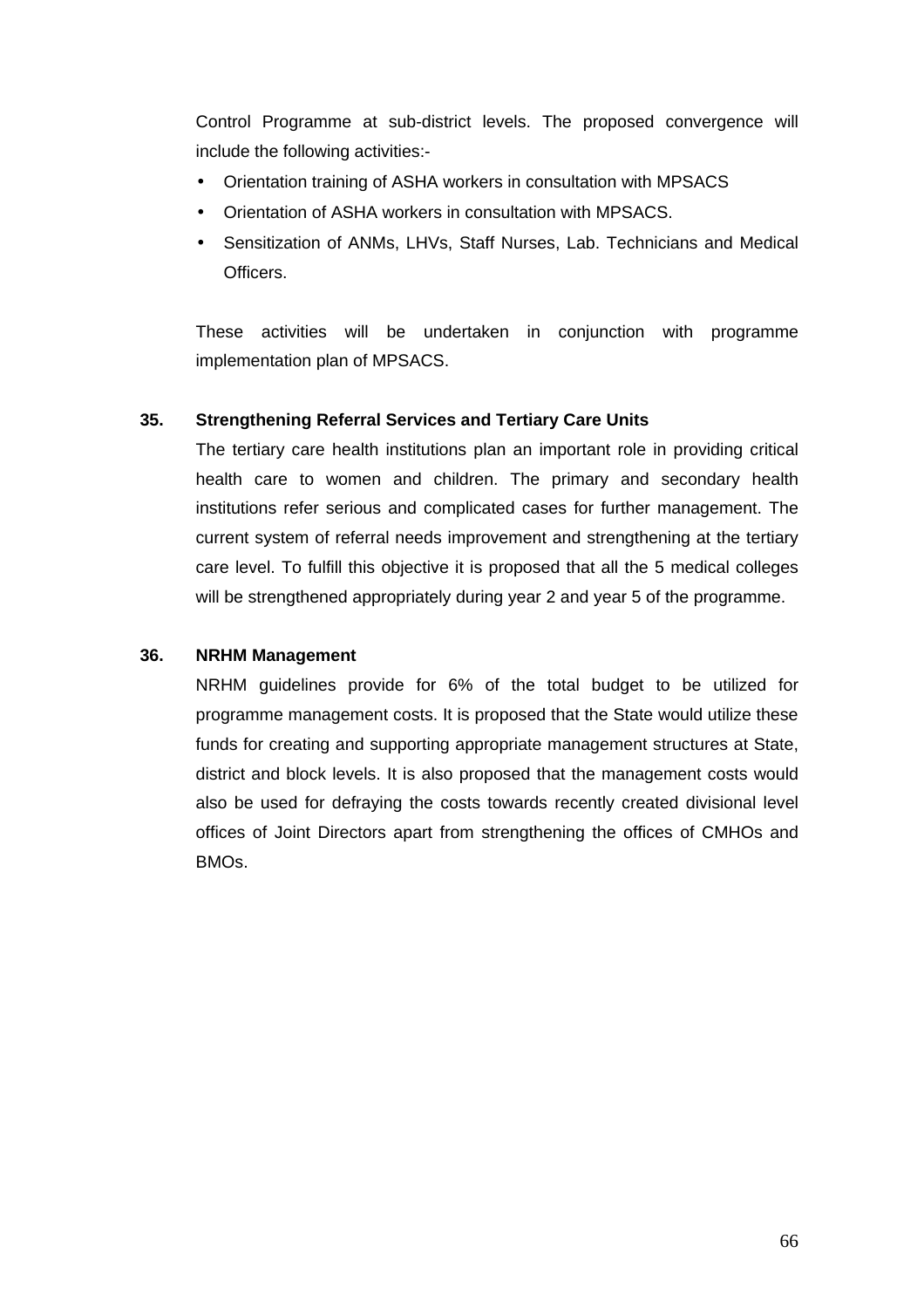Control Programme at sub-district levels. The proposed convergence will include the following activities:-

- Orientation training of ASHA workers in consultation with MPSACS
- Orientation of ASHA workers in consultation with MPSACS.
- Sensitization of ANMs, LHVs, Staff Nurses, Lab. Technicians and Medical Officers.

These activities will be undertaken in conjunction with programme implementation plan of MPSACS.

**35. Strengthening Referral Services and Tertiary Care Units**

The tertiary care health institutions plan an important role in providing critical health care to women and children. The primary and secondary health institutions refer serious and complicated cases for further management. The current system of referral needs improvement and strengthening at the tertiary care level. To fulfill this objective it is proposed that all the 5 medical colleges will be strengthened appropriately during year 2 and year 5 of the programme.

**36. NRHM Management**

NRHM guidelines provide for 6% of the total budget to be utilized for programme management costs. It is proposed that the State would utilize these funds for creating and supporting appropriate management structures at State, district and block levels. It is also proposed that the management costs would also be used for defraying the costs towards recently created divisional level offices of Joint Directors apart from strengthening the offices of CMHOs and BMOs.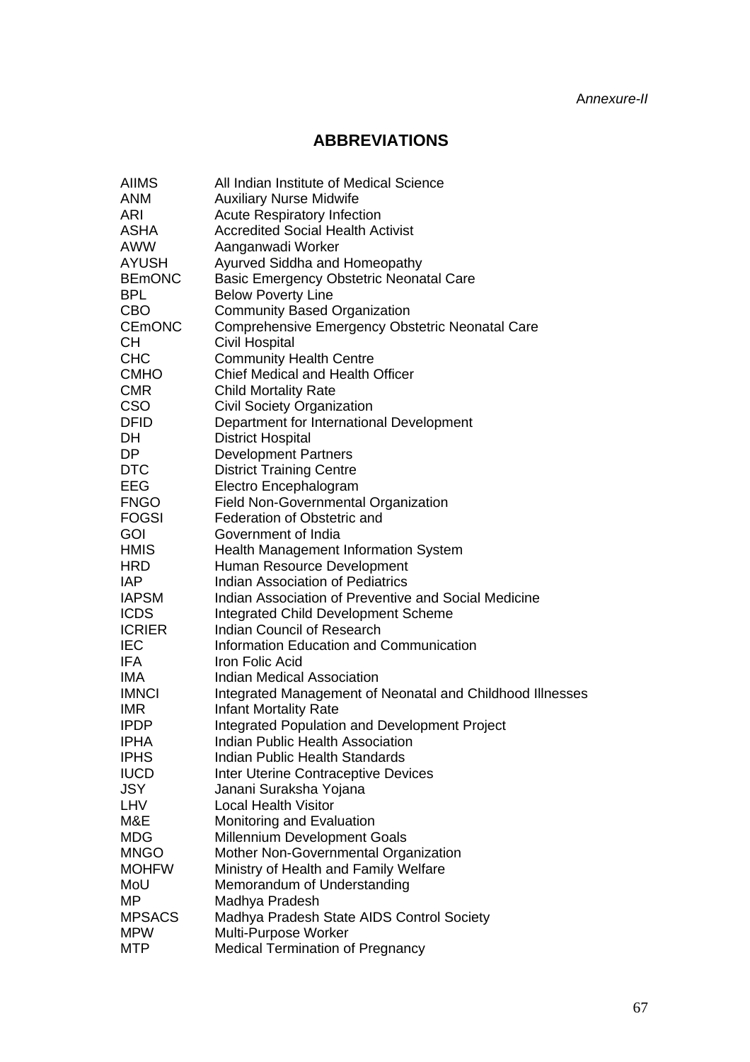*Annexure-II*

## ABBREVIATIONS

| | |
|---|---|
| AIIMS | All Indian Institute of Medical Science |
| ANM | Auxiliary Nurse Midwife |
| ARI | Acute Respiratory Infection |
| ASHA | Accredited Social Health Activist |
| AWW | Aanganwadi Worker |
| AYUSH | Ayurved Siddha and Homeopathy |
| BEmONC | Basic Emergency Obstetric Neonatal Care |
| BPL | Below Poverty Line |
| CBO | Community Based Organization |
| CEmONC | Comprehensive Emergency Obstetric Neonatal Care |
| CH | Civil Hospital |
| CHC | Community Health Centre |
| CMHO | Chief Medical and Health Officer |
| CMR | Child Mortality Rate |
| CSO | Civil Society Organization |
| DFID | Department for International Development |
| DH | District Hospital |
| DP | Development Partners |
| DTC | District Training Centre |
| EEG | Electro Encephalogram |
| FNGO | Field Non-Governmental Organization |
| FOGSI | Federation of Obstetric and |
| GOI | Government of India |
| HMIS | Health Management Information System |
| HRD | Human Resource Development |
| IAP | Indian Association of Pediatrics |
| IAPSM | Indian Association of Preventive and Social Medicine |
| ICDS | Integrated Child Development Scheme |
| ICRIER | Indian Council of Research |
| IEC | Information Education and Communication |
| IFA | Iron Folic Acid |
| IMA | Indian Medical Association |
| IMNCI | Integrated Management of Neonatal and Childhood Illnesses |
| IMR | Infant Mortality Rate |
| IPDP | Integrated Population and Development Project |
| IPHA | Indian Public Health Association |
| IPHS | Indian Public Health Standards |
| IUCD | Inter Uterine Contraceptive Devices |
| JSY | Janani Suraksha Yojana |
| LHV | Local Health Visitor |
| M&E | Monitoring and Evaluation |
| MDG | Millennium Development Goals |
| MNGO | Mother Non-Governmental Organization |
| MOHFW | Ministry of Health and Family Welfare |
| MoU | Memorandum of Understanding |
| MP | Madhya Pradesh |
| MPSACS | Madhya Pradesh State AIDS Control Society |
| MPW | Multi-Purpose Worker |
| MTP | Medical Termination of Pregnancy |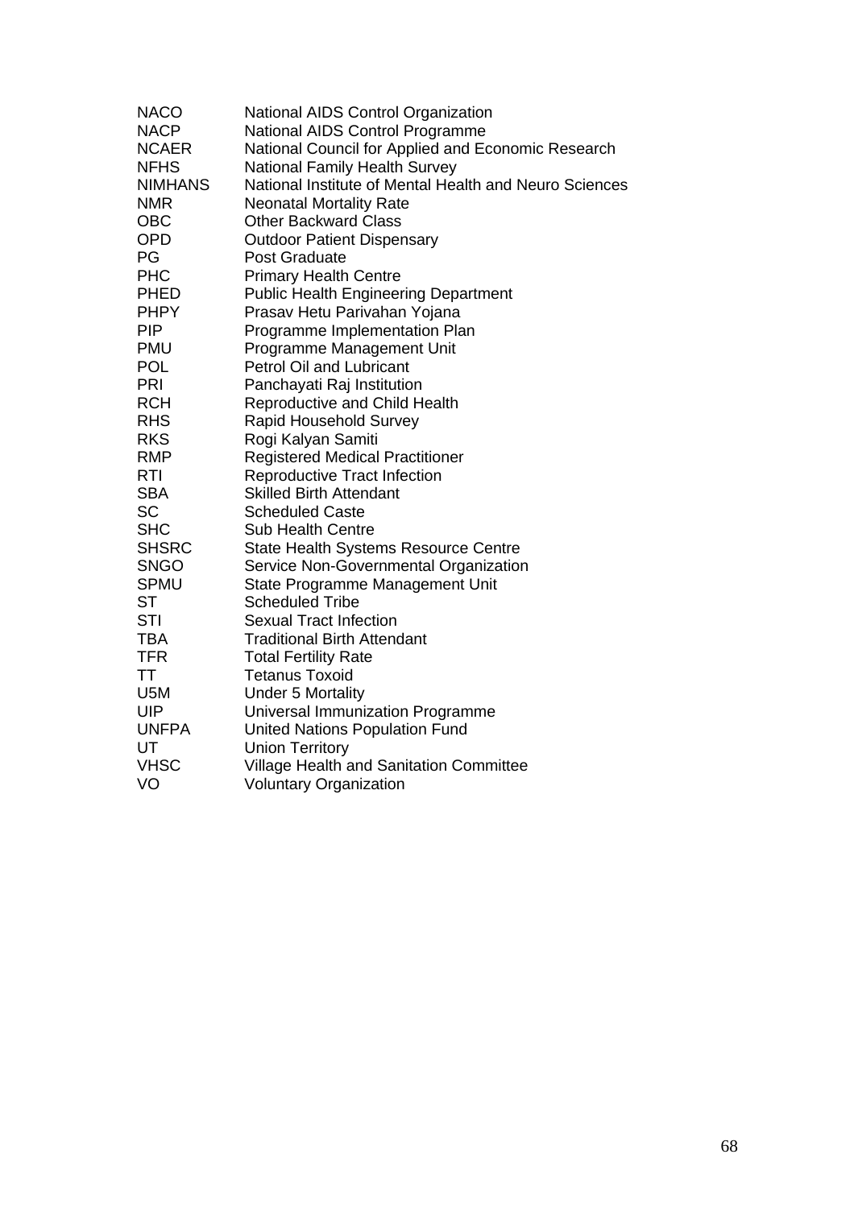| | |
|---|---|
| NACO | National AIDS Control Organization |
| NACP | National AIDS Control Programme |
| NCAER | National Council for Applied and Economic Research |
| NFHS | National Family Health Survey |
| NIMHANS | National Institute of Mental Health and Neuro Sciences |
| NMR | Neonatal Mortality Rate |
| OBC | Other Backward Class |
| OPD | Outdoor Patient Dispensary |
| PG | Post Graduate |
| PHC | Primary Health Centre |
| PHED | Public Health Engineering Department |
| PHPY | Prasav Hetu Parivahan Yojana |
| PIP | Programme Implementation Plan |
| PMU | Programme Management Unit |
| POL | Petrol Oil and Lubricant |
| PRI | Panchayati Raj Institution |
| RCH | Reproductive and Child Health |
| RHS | Rapid Household Survey |
| RKS | Rogi Kalyan Samiti |
| RMP | Registered Medical Practitioner |
| RTI | Reproductive Tract Infection |
| SBA | Skilled Birth Attendant |
| SC | Scheduled Caste |
| SHC | Sub Health Centre |
| SHSRC | State Health Systems Resource Centre |
| SNGO | Service Non-Governmental Organization |
| SPMU | State Programme Management Unit |
| ST | Scheduled Tribe |
| STI | Sexual Tract Infection |
| TBA | Traditional Birth Attendant |
| TFR | Total Fertility Rate |
| TT | Tetanus Toxoid |
| U5M | Under 5 Mortality |
| UIP | Universal Immunization Programme |
| UNFPA | United Nations Population Fund |
| UT | Union Territory |
| VHSC | Village Health and Sanitation Committee |
| VO | Voluntary Organization |